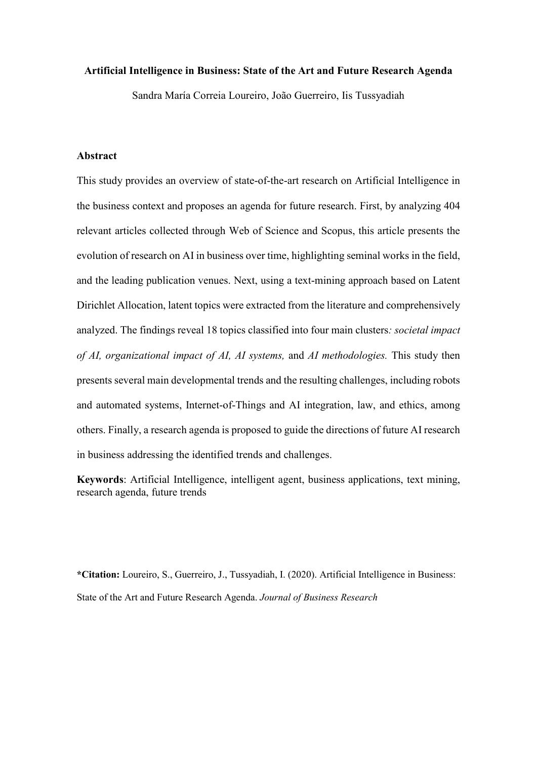# Artificial Intelligence in Business: State of the Art and Future Research Agenda

Sandra María Correia Loureiro, João Guerreiro, Iis Tussyadiah

## Abstract

This study provides an overview of state-of-the-art research on Artificial Intelligence in the business context and proposes an agenda for future research. First, by analyzing 404 relevant articles collected through Web of Science and Scopus, this article presents the evolution of research on AI in business over time, highlighting seminal works in the field, and the leading publication venues. Next, using a text-mining approach based on Latent Dirichlet Allocation, latent topics were extracted from the literature and comprehensively analyzed. The findings reveal 18 topics classified into four main clusters*: societal impact of AI, organizational impact of AI, AI systems,* and *AI methodologies.* This study then presents several main developmental trends and the resulting challenges, including robots and automated systems, Internet-of-Things and AI integration, law, and ethics, among others. Finally, a research agenda is proposed to guide the directions of future AI research in business addressing the identified trends and challenges.

**Keywords**: Artificial Intelligence, intelligent agent, business applications, text mining, research agenda, future trends

**\*Citation:** Loureiro, S., Guerreiro, J., Tussyadiah, I. (2020). Artificial Intelligence in Business: State of the Art and Future Research Agenda. *Journal of Business Research*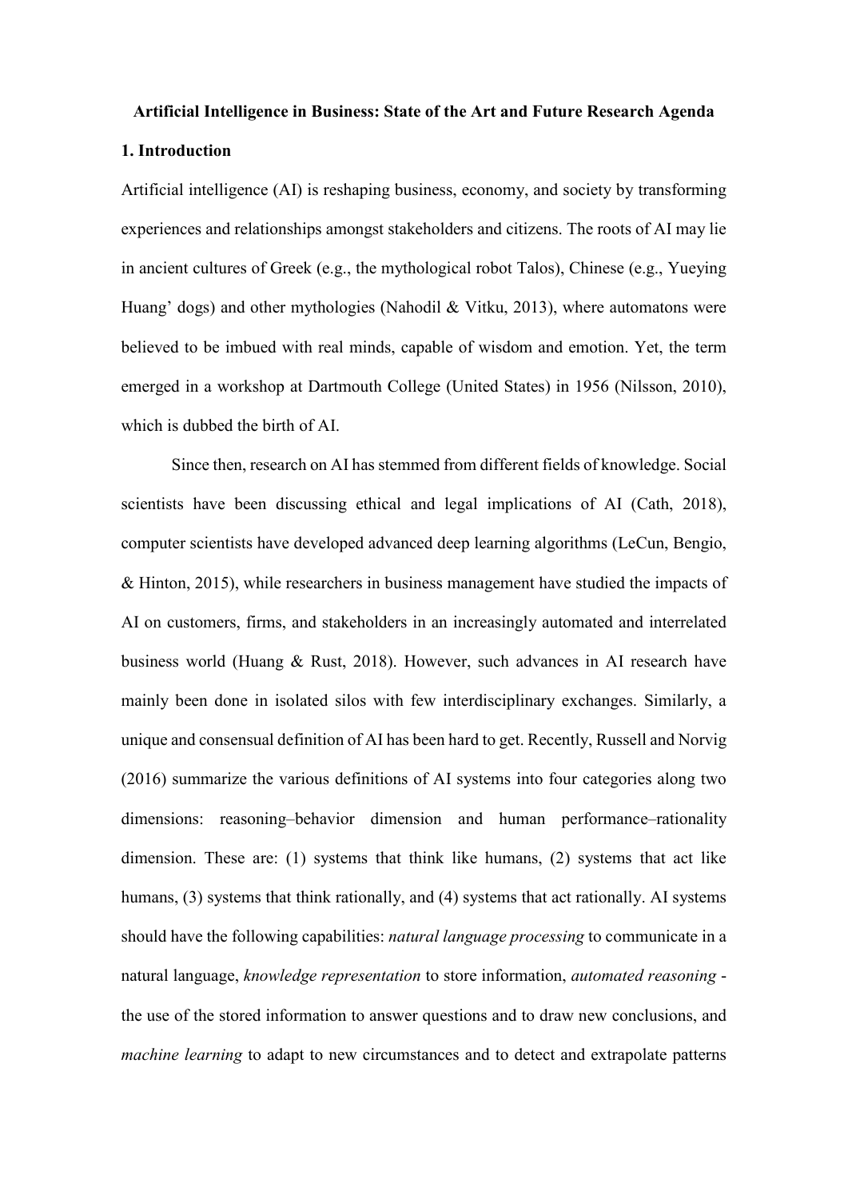# Artificial Intelligence in Business: State of the Art and Future Research Agenda

## 1. Introduction

Artificial intelligence (AI) is reshaping business, economy, and society by transforming experiences and relationships amongst stakeholders and citizens. The roots of AI may lie in ancient cultures of Greek (e.g., the mythological robot Talos), Chinese (e.g., Yueying Huang' dogs) and other mythologies (Nahodil & Vitku, 2013), where automatons were believed to be imbued with real minds, capable of wisdom and emotion. Yet, the term emerged in a workshop at Dartmouth College (United States) in 1956 (Nilsson, 2010), which is dubbed the birth of AI.

Since then, research on AI has stemmed from different fields of knowledge. Social scientists have been discussing ethical and legal implications of AI (Cath, 2018), computer scientists have developed advanced deep learning algorithms (LeCun, Bengio, & Hinton, 2015), while researchers in business management have studied the impacts of AI on customers, firms, and stakeholders in an increasingly automated and interrelated business world (Huang & Rust, 2018). However, such advances in AI research have mainly been done in isolated silos with few interdisciplinary exchanges. Similarly, a unique and consensual definition of AI has been hard to get. Recently, Russell and Norvig (2016) summarize the various definitions of AI systems into four categories along two dimensions: reasoning–behavior dimension and human performance–rationality dimension. These are: (1) systems that think like humans, (2) systems that act like humans, (3) systems that think rationally, and (4) systems that act rationally. AI systems should have the following capabilities: *natural language processing* to communicate in a natural language, *knowledge representation* to store information, *automated reasoning* - the use of the stored information to answer questions and to draw new conclusions, and *machine learning* to adapt to new circumstances and to detect and extrapolate patterns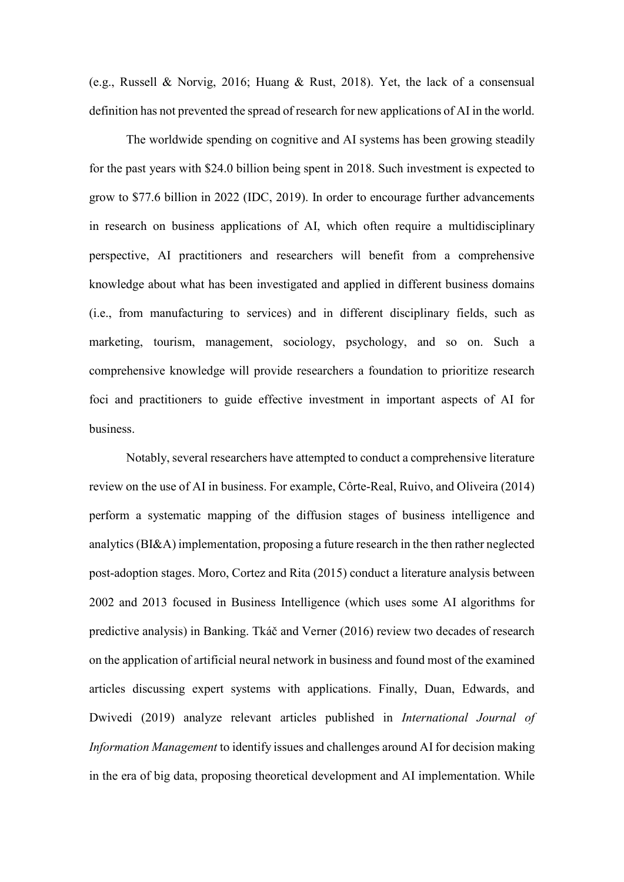(e.g., Russell & Norvig, 2016; Huang & Rust, 2018). Yet, the lack of a consensual definition has not prevented the spread of research for new applications of AI in the world.

The worldwide spending on cognitive and AI systems has been growing steadily for the past years with $24.0 billion being spent in 2018. Such investment is expected to grow to $77.6 billion in 2022 (IDC, 2019). In order to encourage further advancements in research on business applications of AI, which often require a multidisciplinary perspective, AI practitioners and researchers will benefit from a comprehensive knowledge about what has been investigated and applied in different business domains (i.e., from manufacturing to services) and in different disciplinary fields, such as marketing, tourism, management, sociology, psychology, and so on. Such a comprehensive knowledge will provide researchers a foundation to prioritize research foci and practitioners to guide effective investment in important aspects of AI for business.

Notably, several researchers have attempted to conduct a comprehensive literature review on the use of AI in business. For example, Côrte-Real, Ruivo, and Oliveira (2014) perform a systematic mapping of the diffusion stages of business intelligence and analytics (BI&A) implementation, proposing a future research in the then rather neglected post-adoption stages. Moro, Cortez and Rita (2015) conduct a literature analysis between 2002 and 2013 focused in Business Intelligence (which uses some AI algorithms for predictive analysis) in Banking. Tkáč and Verner (2016) review two decades of research on the application of artificial neural network in business and found most of the examined articles discussing expert systems with applications. Finally, Duan, Edwards, and Dwivedi (2019) analyze relevant articles published in *International Journal of Information Management* to identify issues and challenges around AI for decision making in the era of big data, proposing theoretical development and AI implementation. While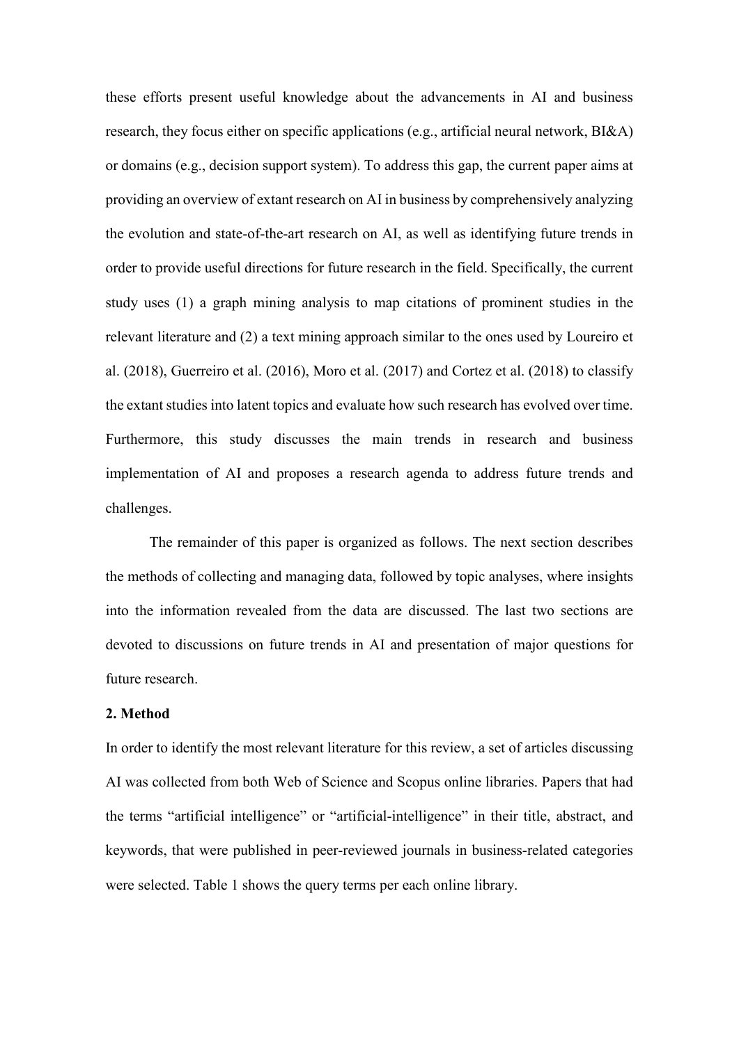these efforts present useful knowledge about the advancements in AI and business research, they focus either on specific applications (e.g., artificial neural network, BI&A) or domains (e.g., decision support system). To address this gap, the current paper aims at providing an overview of extant research on AI in business by comprehensively analyzing the evolution and state-of-the-art research on AI, as well as identifying future trends in order to provide useful directions for future research in the field. Specifically, the current study uses (1) a graph mining analysis to map citations of prominent studies in the relevant literature and (2) a text mining approach similar to the ones used by Loureiro et al. (2018), Guerreiro et al. (2016), Moro et al. (2017) and Cortez et al. (2018) to classify the extant studies into latent topics and evaluate how such research has evolved over time. Furthermore, this study discusses the main trends in research and business implementation of AI and proposes a research agenda to address future trends and challenges.

The remainder of this paper is organized as follows. The next section describes the methods of collecting and managing data, followed by topic analyses, where insights into the information revealed from the data are discussed. The last two sections are devoted to discussions on future trends in AI and presentation of major questions for future research.

## 2. Method

In order to identify the most relevant literature for this review, a set of articles discussing AI was collected from both Web of Science and Scopus online libraries. Papers that had the terms "artificial intelligence" or "artificial-intelligence" in their title, abstract, and keywords, that were published in peer-reviewed journals in business-related categories were selected. Table 1 shows the query terms per each online library.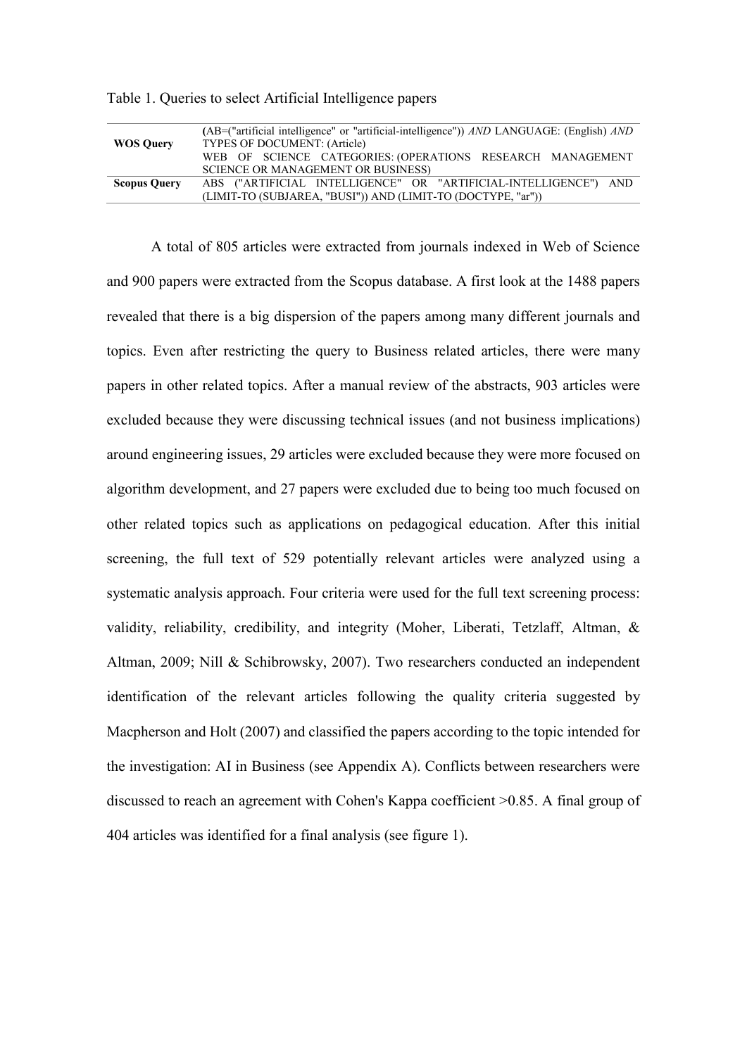Table 1. Queries to select Artificial Intelligence papers

| | |
|---|---|
| **WOS Query** | (AB=("artificial intelligence" or "artificial-intelligence")) *AND* LANGUAGE: (English) *AND* TYPES OF DOCUMENT: (Article) WEB OF SCIENCE CATEGORIES: (OPERATIONS RESEARCH MANAGEMENT SCIENCE OR MANAGEMENT OR BUSINESS) |
| **Scopus Query** | ABS ("ARTIFICIAL INTELLIGENCE" OR "ARTIFICIAL-INTELLIGENCE") AND (LIMIT-TO (SUBJAREA, "BUSI")) AND (LIMIT-TO (DOCTYPE, "ar")) |

A total of 805 articles were extracted from journals indexed in Web of Science and 900 papers were extracted from the Scopus database. A first look at the 1488 papers revealed that there is a big dispersion of the papers among many different journals and topics. Even after restricting the query to Business related articles, there were many papers in other related topics. After a manual review of the abstracts, 903 articles were excluded because they were discussing technical issues (and not business implications) around engineering issues, 29 articles were excluded because they were more focused on algorithm development, and 27 papers were excluded due to being too much focused on other related topics such as applications on pedagogical education. After this initial screening, the full text of 529 potentially relevant articles were analyzed using a systematic analysis approach. Four criteria were used for the full text screening process: validity, reliability, credibility, and integrity (Moher, Liberati, Tetzlaff, Altman, & Altman, 2009; Nill & Schibrowsky, 2007). Two researchers conducted an independent identification of the relevant articles following the quality criteria suggested by Macpherson and Holt (2007) and classified the papers according to the topic intended for the investigation: AI in Business (see Appendix A). Conflicts between researchers were discussed to reach an agreement with Cohen's Kappa coefficient >0.85. A final group of 404 articles was identified for a final analysis (see figure 1).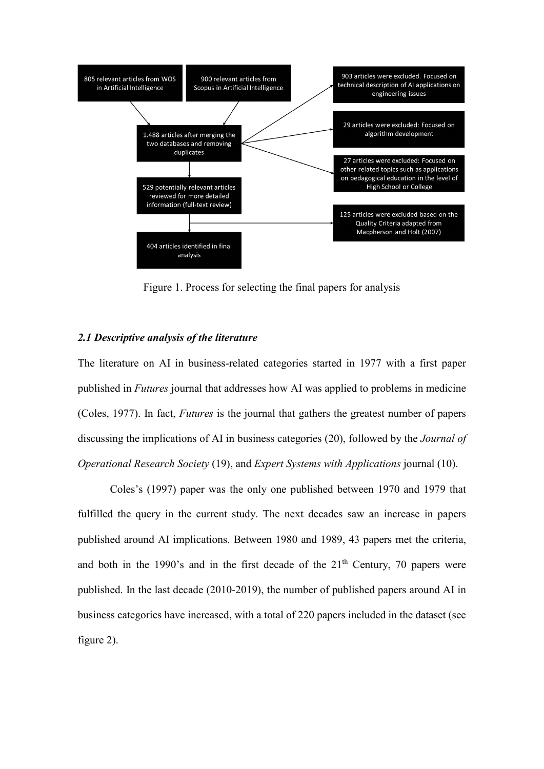805 relevant articles from WOS in Artificial Intelligence

900 relevant articles from Scopus in Artificial Intelligence

1.488 articles after merging the two databases and removing duplicates

903 articles were excluded. Focused on technical description of AI applications on engineering issues

29 articles were excluded: Focused on algorithm development

27 articles were excluded: Focused on other related topics such as applications on pedagogical education in the level of High School or College

529 potentially relevant articles reviewed for more detailed information (full-text review)

125 articles were excluded based on the Quality Criteria adapted from Macpherson and Holt (2007)

404 articles identified in final analysis

Figure 1. Process for selecting the final papers for analysis

### *2.1 Descriptive analysis of the literature*

The literature on AI in business-related categories started in 1977 with a first paper published in *Futures* journal that addresses how AI was applied to problems in medicine (Coles, 1977). In fact, *Futures* is the journal that gathers the greatest number of papers discussing the implications of AI in business categories (20), followed by the *Journal of Operational Research Society* (19), and *Expert Systems with Applications* journal (10).

Coles's (1997) paper was the only one published between 1970 and 1979 that fulfilled the query in the current study. The next decades saw an increase in papers published around AI implications. Between 1980 and 1989, 43 papers met the criteria, and both in the 1990's and in the first decade of the 21th Century, 70 papers were published. In the last decade (2010-2019), the number of published papers around AI in business categories have increased, with a total of 220 papers included in the dataset (see figure 2).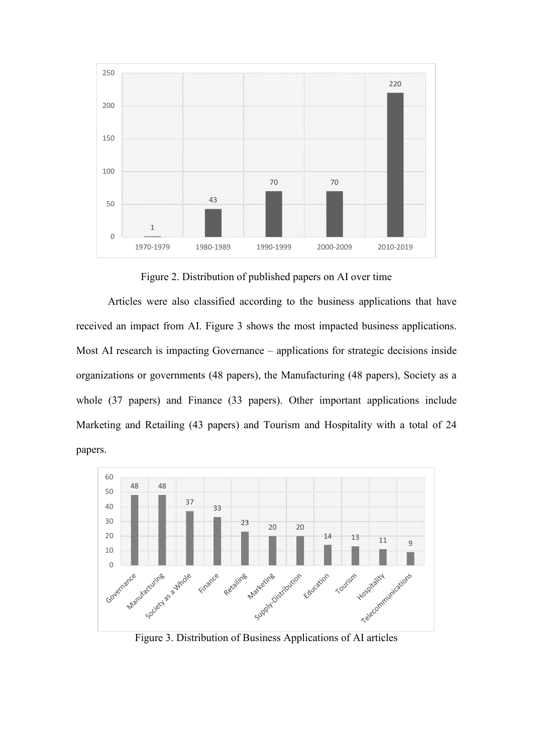Figure 2. Distribution of published papers on AI over time

Articles were also classified according to the business applications that have received an impact from AI. Figure 3 shows the most impacted business applications. Most AI research is impacting Governance – applications for strategic decisions inside organizations or governments (48 papers), the Manufacturing (48 papers), Society as a whole (37 papers) and Finance (33 papers). Other important applications include Marketing and Retailing (43 papers) and Tourism and Hospitality with a total of 24 papers.

Figure 3. Distribution of Business Applications of AI articles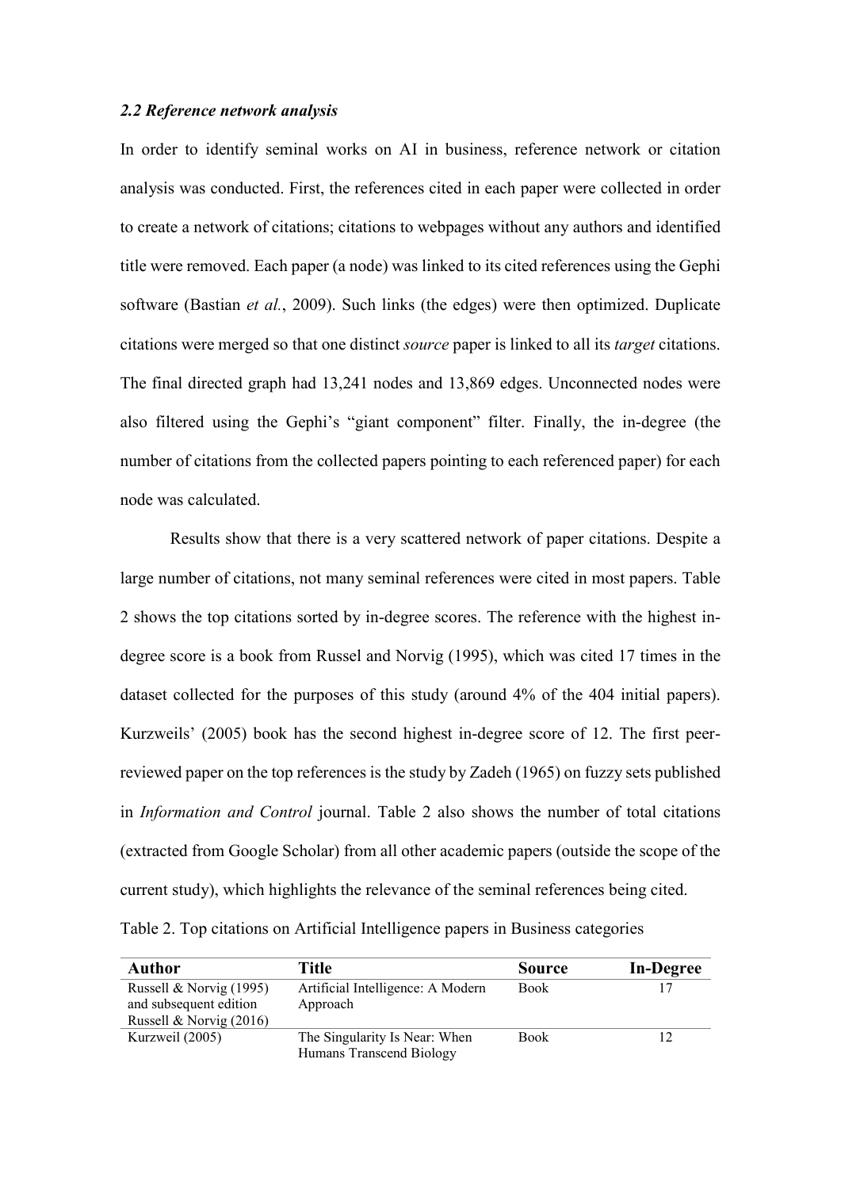### *2.2 Reference network analysis*

In order to identify seminal works on AI in business, reference network or citation analysis was conducted. First, the references cited in each paper were collected in order to create a network of citations; citations to webpages without any authors and identified title were removed. Each paper (a node) was linked to its cited references using the Gephi software (Bastian *et al.*, 2009). Such links (the edges) were then optimized. Duplicate citations were merged so that one distinct *source* paper is linked to all its *target* citations. The final directed graph had 13,241 nodes and 13,869 edges. Unconnected nodes were also filtered using the Gephi's "giant component" filter. Finally, the in-degree (the number of citations from the collected papers pointing to each referenced paper) for each node was calculated.

Results show that there is a very scattered network of paper citations. Despite a large number of citations, not many seminal references were cited in most papers. Table 2 shows the top citations sorted by in-degree scores. The reference with the highest in-degree score is a book from Russel and Norvig (1995), which was cited 17 times in the dataset collected for the purposes of this study (around 4% of the 404 initial papers). Kurzweils' (2005) book has the second highest in-degree score of 12. The first peer-reviewed paper on the top references is the study by Zadeh (1965) on fuzzy sets published in *Information and Control* journal. Table 2 also shows the number of total citations (extracted from Google Scholar) from all other academic papers (outside the scope of the current study), which highlights the relevance of the seminal references being cited.

Table 2. Top citations on Artificial Intelligence papers in Business categories

| Author | Title | Source | In-Degree |
|---|---|---|---|
| Russell & Norvig (1995) and subsequent edition Russell & Norvig (2016) | Artificial Intelligence: A Modern Approach | Book | 17 |
| Kurzweil (2005) | The Singularity Is Near: When Humans Transcend Biology | Book | 12 |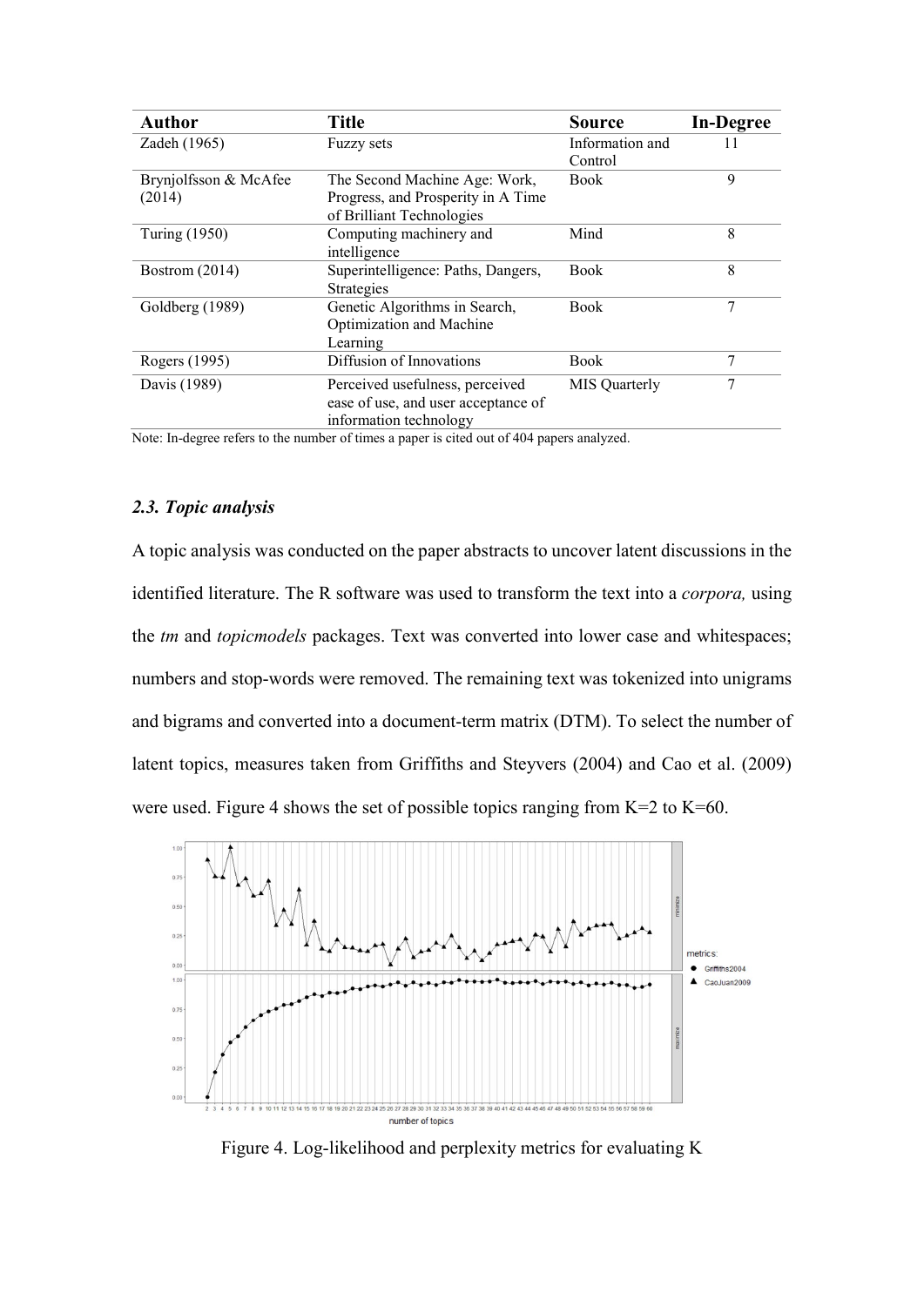| Author | Title | Source | In-Degree |
|---|---|---|---|
| Zadeh (1965) | Fuzzy sets | Information and Control | 11 |
| Brynjolfsson & McAfee (2014) | The Second Machine Age: Work, Progress, and Prosperity in A Time of Brilliant Technologies | Book | 9 |
| Turing (1950) | Computing machinery and intelligence | Mind | 8 |
| Bostrom (2014) | Superintelligence: Paths, Dangers, Strategies | Book | 8 |
| Goldberg (1989) | Genetic Algorithms in Search, Optimization and Machine Learning | Book | 7 |
| Rogers (1995) | Diffusion of Innovations | Book | 7 |
| Davis (1989) | Perceived usefulness, perceived ease of use, and user acceptance of information technology | MIS Quarterly | 7 |

Note: In-degree refers to the number of times a paper is cited out of 404 papers analyzed.

### *2.3. Topic analysis*

A topic analysis was conducted on the paper abstracts to uncover latent discussions in the identified literature. The R software was used to transform the text into a *corpora,* using the *tm* and *topicmodels* packages. Text was converted into lower case and whitespaces; numbers and stop-words were removed. The remaining text was tokenized into unigrams and bigrams and converted into a document-term matrix (DTM). To select the number of latent topics, measures taken from Griffiths and Steyvers (2004) and Cao et al. (2009) were used. Figure 4 shows the set of possible topics ranging from K=2 to K=60.

Figure 4. Log-likelihood and perplexity metrics for evaluating K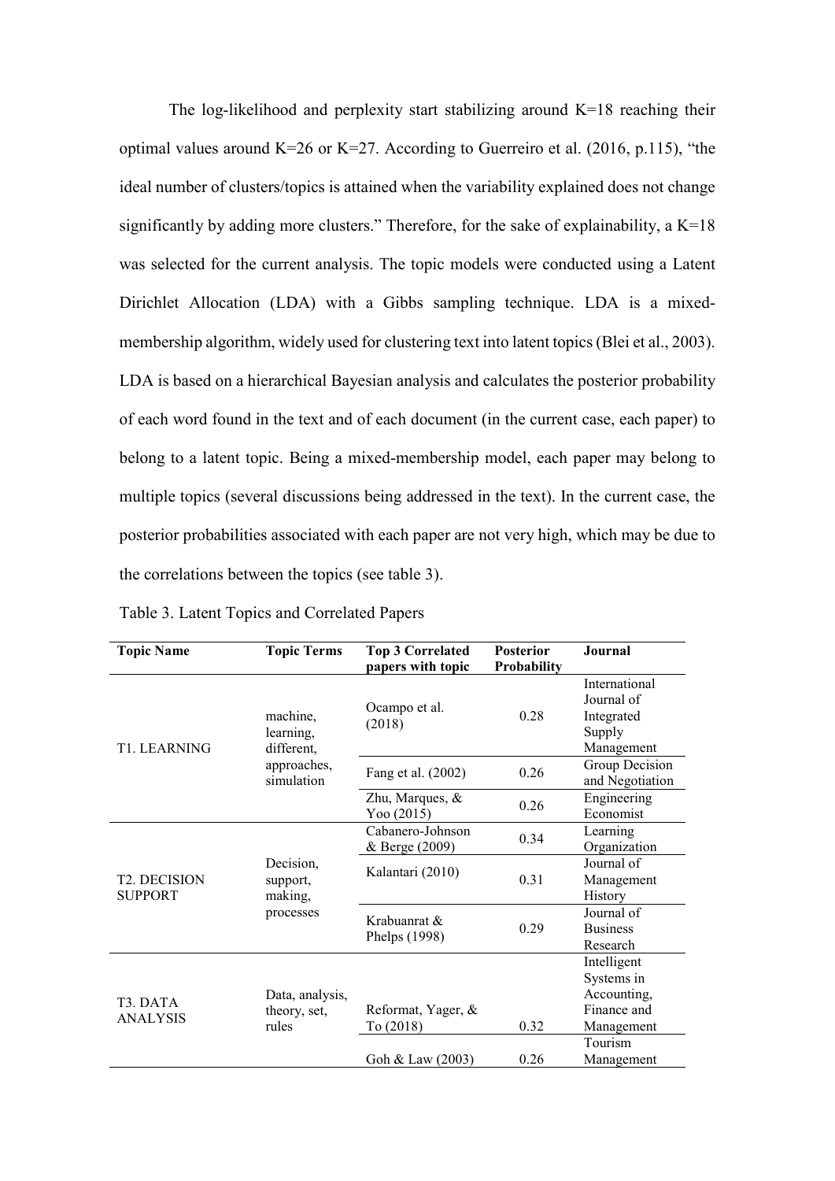The log-likelihood and perplexity start stabilizing around K=18 reaching their optimal values around K=26 or K=27. According to Guerreiro et al. (2016, p.115), "the ideal number of clusters/topics is attained when the variability explained does not change significantly by adding more clusters." Therefore, for the sake of explainability, a K=18 was selected for the current analysis. The topic models were conducted using a Latent Dirichlet Allocation (LDA) with a Gibbs sampling technique. LDA is a mixed-membership algorithm, widely used for clustering text into latent topics (Blei et al., 2003). LDA is based on a hierarchical Bayesian analysis and calculates the posterior probability of each word found in the text and of each document (in the current case, each paper) to belong to a latent topic. Being a mixed-membership model, each paper may belong to multiple topics (several discussions being addressed in the text). In the current case, the posterior probabilities associated with each paper are not very high, which may be due to the correlations between the topics (see table 3).

Table 3. Latent Topics and Correlated Papers

| Topic Name | Topic Terms | Top 3 Correlated papers with topic | Posterior Probability | Journal |
|---|---|---|---|---|
| T1. LEARNING | machine, learning, different, approaches, simulation | Ocampo et al. (2018) | 0.28 | International Journal of Integrated Supply Management |
| | | Fang et al. (2002) | 0.26 | Group Decision and Negotiation |
| | | Zhu, Marques, & Yoo (2015) | 0.26 | Engineering Economist |
| T2. DECISION SUPPORT | Decision, support, making, processes | Cabanero-Johnson & Berge (2009) | 0.34 | Learning Organization |
| | | Kalantari (2010) | 0.31 | Journal of Management History |
| | | Krabuanrat & Phelps (1998) | 0.29 | Journal of Business Research |
| T3. DATA ANALYSIS | Data, analysis, theory, set, rules | Reformat, Yager, & To (2018) | 0.32 | Intelligent Systems in Accounting, Finance and Management |
| | | Goh & Law (2003) | 0.26 | Tourism Management |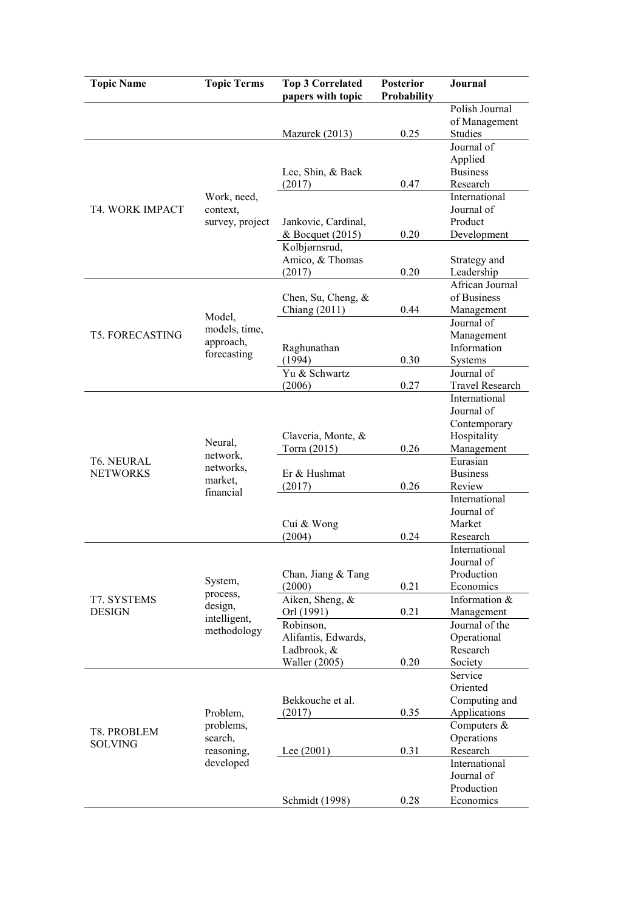| Topic Name | Topic Terms | Top 3 Correlated papers with topic | Posterior Probability | Journal |
|---|---|---|---|---|
| | | Mazurek (2013) | 0.25 | Polish Journal of Management Studies |
| T4. WORK IMPACT | Work, need, context, survey, project | Lee, Shin, & Baek (2017) | 0.47 | Journal of Applied Business Research |
| | | Jankovic, Cardinal, & Bocquet (2015) | 0.20 | International Journal of Product Development |
| | | Kolbjørnsrud, Amico, & Thomas (2017) | 0.20 | Strategy and Leadership |
| T5. FORECASTING | Model, models, time, approach, forecasting | Chen, Su, Cheng, & Chiang (2011) | 0.44 | African Journal of Business Management |
| | | Raghunathan (1994) | 0.30 | Journal of Management Information Systems |
| | | Yu & Schwartz (2006) | 0.27 | Journal of Travel Research |
| T6. NEURAL NETWORKS | Neural, network, networks, market, financial | Claveria, Monte, & Torra (2015) | 0.26 | International Journal of Contemporary Hospitality Management |
| | | Er & Hushmat (2017) | 0.26 | Eurasian Business Review |
| | | Cui & Wong (2004) | 0.24 | International Journal of Market Research |
| T7. SYSTEMS DESIGN | System, process, design, intelligent, methodology | Chan, Jiang & Tang (2000) | 0.21 | International Journal of Production Economics |
| | | Aiken, Sheng, & Orl (1991) | 0.21 | Information & Management |
| | | Robinson, Alifantis, Edwards, Ladbrook, & Waller (2005) | 0.20 | Journal of the Operational Research Society |
| T8. PROBLEM SOLVING | Problem, problems, search, reasoning, developed | Bekkouche et al. (2017) | 0.35 | Service Oriented Computing and Applications |
| | | Lee (2001) | 0.31 | Computers & Operations Research |
| | | Schmidt (1998) | 0.28 | International Journal of Production Economics |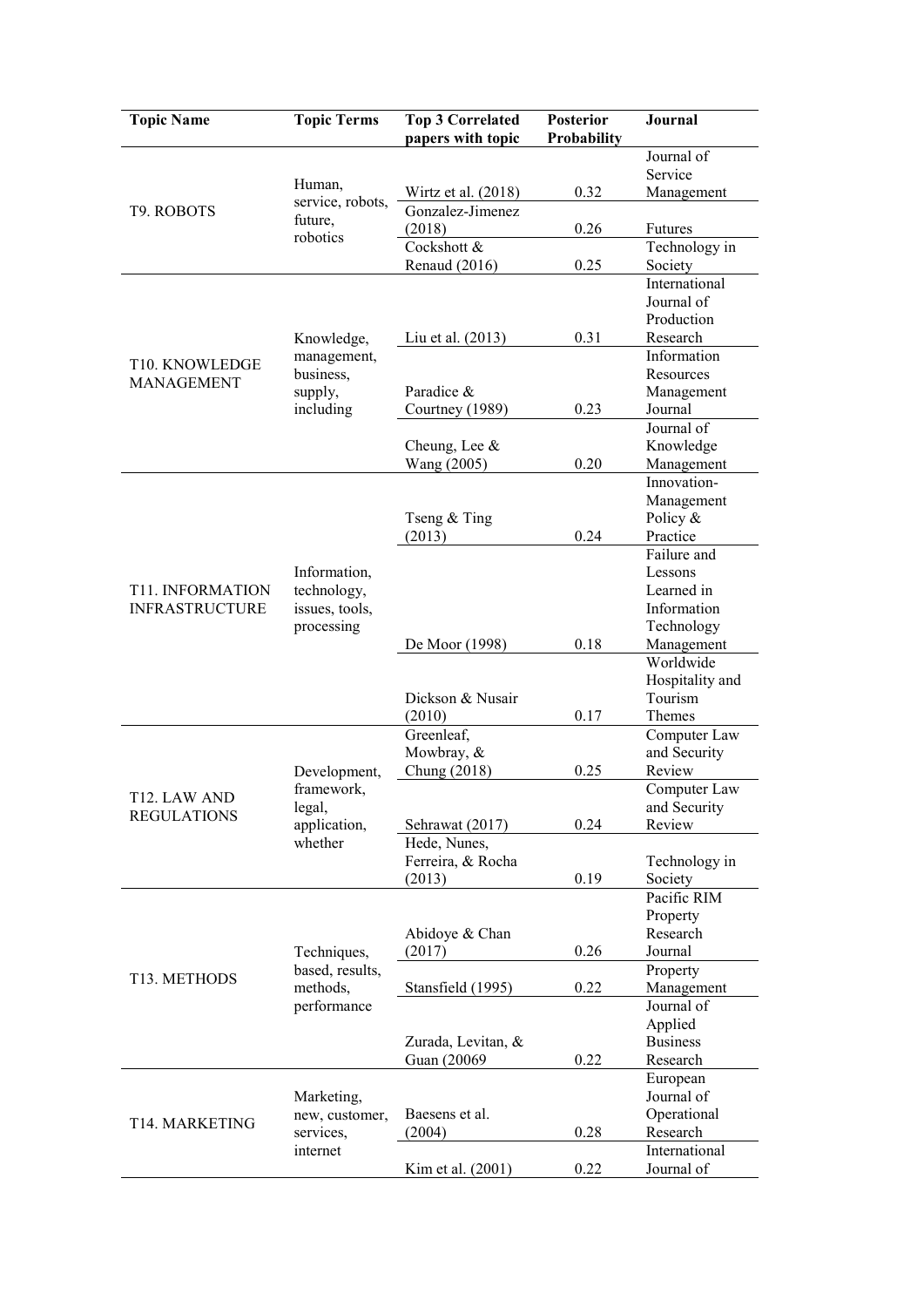| Topic Name | Topic Terms | Top 3 Correlated papers with topic | Posterior Probability | Journal |
|---|---|---|---|---|
| T9. ROBOTS | Human, service, robots, future, robotics | Wirtz et al. (2018) | 0.32 | Journal of Service Management |
| | | Gonzalez-Jimenez (2018) | 0.26 | Futures |
| | | Cockshott & Renaud (2016) | 0.25 | Technology in Society |
| T10. KNOWLEDGE MANAGEMENT | Knowledge, management, business, supply, including | Liu et al. (2013) | 0.31 | International Journal of Production Research |
| | | Paradice & Courtney (1989) | 0.23 | Information Resources Management Journal |
| | | Cheung, Lee & Wang (2005) | 0.20 | Journal of Knowledge Management |
| T11. INFORMATION INFRASTRUCTURE | Information, technology, issues, tools, processing | Tseng & Ting (2013) | 0.24 | Innovation-Management Policy & Practice |
| | | De Moor (1998) | 0.18 | Failure and Lessons Learned in Information Technology Management |
| | | Dickson & Nusair (2010) | 0.17 | Worldwide Hospitality and Tourism Themes |
| T12. LAW AND REGULATIONS | Development, framework, legal, application, whether | Greenleaf, Mowbray, & Chung (2018) | 0.25 | Computer Law and Security Review |
| | | Sehrawat (2017) | 0.24 | Computer Law and Security Review |
| | | Hede, Nunes, Ferreira, & Rocha (2013) | 0.19 | Technology in Society |
| T13. METHODS | Techniques, based, results, methods, performance | Abidoye & Chan (2017) | 0.26 | Pacific RIM Property Research Journal |
| | | Stansfield (1995) | 0.22 | Property Management |
| | | Zurada, Levitan, & Guan (20069 | 0.22 | Journal of Applied Business Research |
| T14. MARKETING | Marketing, new, customer, services, internet | Baesens et al. (2004) | 0.28 | European Journal of Operational Research |
| | | Kim et al. (2001) | 0.22 | International Journal of |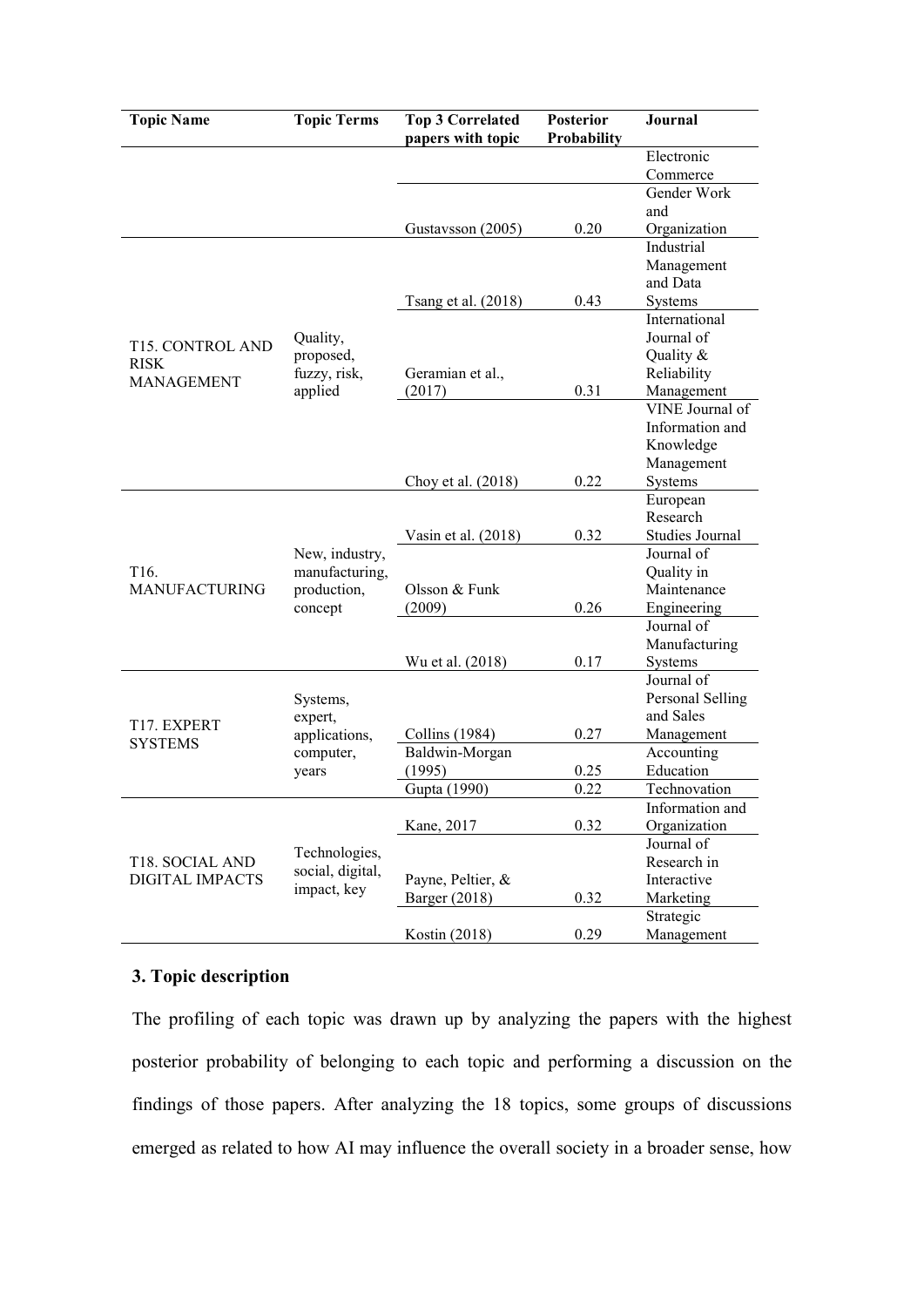| Topic Name | Topic Terms | Top 3 Correlated papers with topic | Posterior Probability | Journal |
|---|---|---|---|---|
| | | | | Electronic Commerce |
| | | Gustavsson (2005) | 0.20 | Gender Work and Organization |
| T15. CONTROL AND RISK MANAGEMENT | Quality, proposed, fuzzy, risk, applied | Tsang et al. (2018) | 0.43 | Industrial Management and Data Systems |
| | | Geramian et al., (2017) | 0.31 | International Journal of Quality & Reliability Management |
| | | Choy et al. (2018) | 0.22 | VINE Journal of Information and Knowledge Management Systems |
| T16. MANUFACTURING | New, industry, manufacturing, production, concept | Vasin et al. (2018) | 0.32 | European Research Studies Journal |
| | | Olsson & Funk (2009) | 0.26 | Journal of Quality in Maintenance Engineering |
| | | Wu et al. (2018) | 0.17 | Journal of Manufacturing Systems |
| T17. EXPERT SYSTEMS | Systems, expert, applications, computer, years | Collins (1984) | 0.27 | Journal of Personal Selling and Sales Management |
| | | Baldwin-Morgan (1995) | 0.25 | Accounting Education |
| | | Gupta (1990) | 0.22 | Technovation |
| T18. SOCIAL AND DIGITAL IMPACTS | Technologies, social, digital, impact, key | Kane, 2017 | 0.32 | Information and Organization |
| | | Payne, Peltier, & Barger (2018) | 0.32 | Journal of Research in Interactive Marketing |
| | | Kostin (2018) | 0.29 | Strategic Management |

## 3. Topic description

The profiling of each topic was drawn up by analyzing the papers with the highest posterior probability of belonging to each topic and performing a discussion on the findings of those papers. After analyzing the 18 topics, some groups of discussions emerged as related to how AI may influence the overall society in a broader sense, how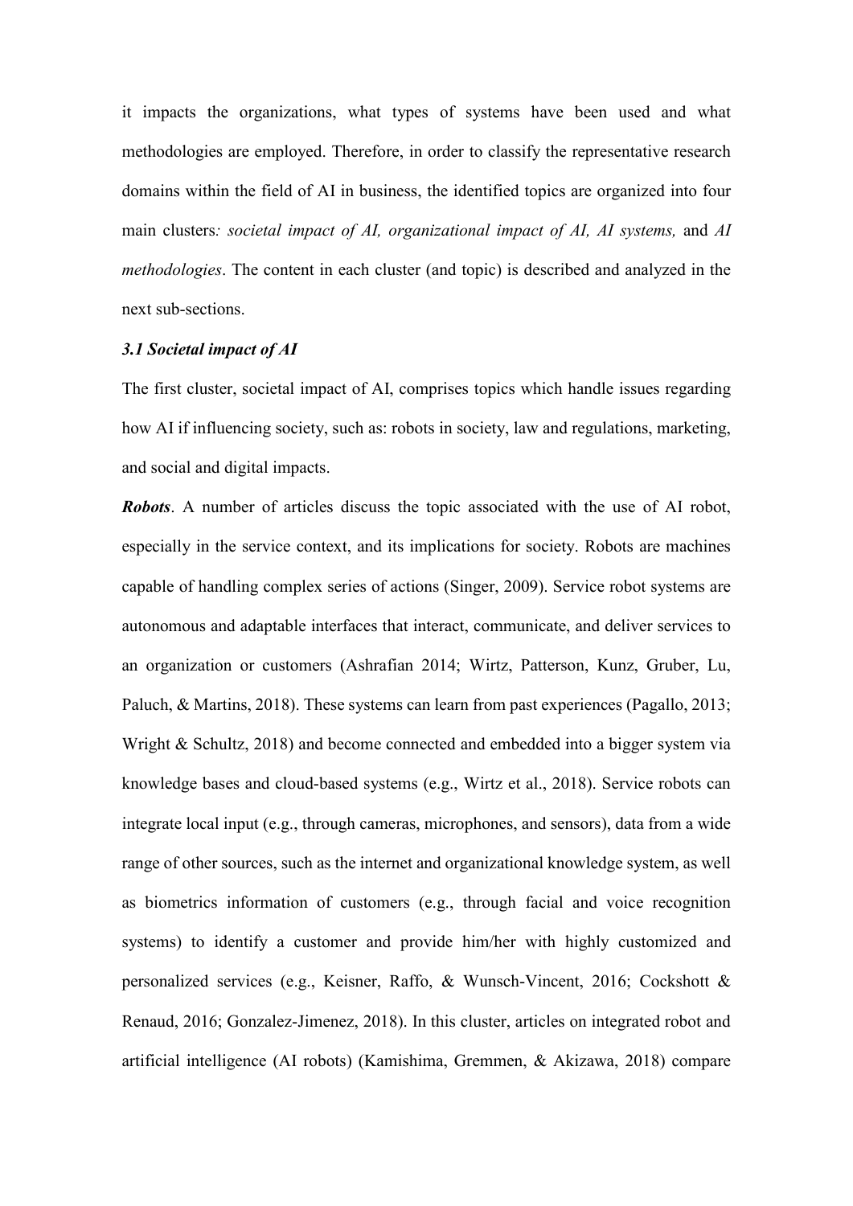it impacts the organizations, what types of systems have been used and what methodologies are employed. Therefore, in order to classify the representative research domains within the field of AI in business, the identified topics are organized into four main clusters*: societal impact of AI, organizational impact of AI, AI systems,* and *AI methodologies*. The content in each cluster (and topic) is described and analyzed in the next sub-sections.

### *3.1 Societal impact of AI*

The first cluster, societal impact of AI, comprises topics which handle issues regarding how AI if influencing society, such as: robots in society, law and regulations, marketing, and social and digital impacts.

***Robots***. A number of articles discuss the topic associated with the use of AI robot, especially in the service context, and its implications for society. Robots are machines capable of handling complex series of actions (Singer, 2009). Service robot systems are autonomous and adaptable interfaces that interact, communicate, and deliver services to an organization or customers (Ashrafian 2014; Wirtz, Patterson, Kunz, Gruber, Lu, Paluch, & Martins, 2018). These systems can learn from past experiences (Pagallo, 2013; Wright & Schultz, 2018) and become connected and embedded into a bigger system via knowledge bases and cloud-based systems (e.g., Wirtz et al., 2018). Service robots can integrate local input (e.g., through cameras, microphones, and sensors), data from a wide range of other sources, such as the internet and organizational knowledge system, as well as biometrics information of customers (e.g., through facial and voice recognition systems) to identify a customer and provide him/her with highly customized and personalized services (e.g., Keisner, Raffo, & Wunsch-Vincent, 2016; Cockshott & Renaud, 2016; Gonzalez-Jimenez, 2018). In this cluster, articles on integrated robot and artificial intelligence (AI robots) (Kamishima, Gremmen, & Akizawa, 2018) compare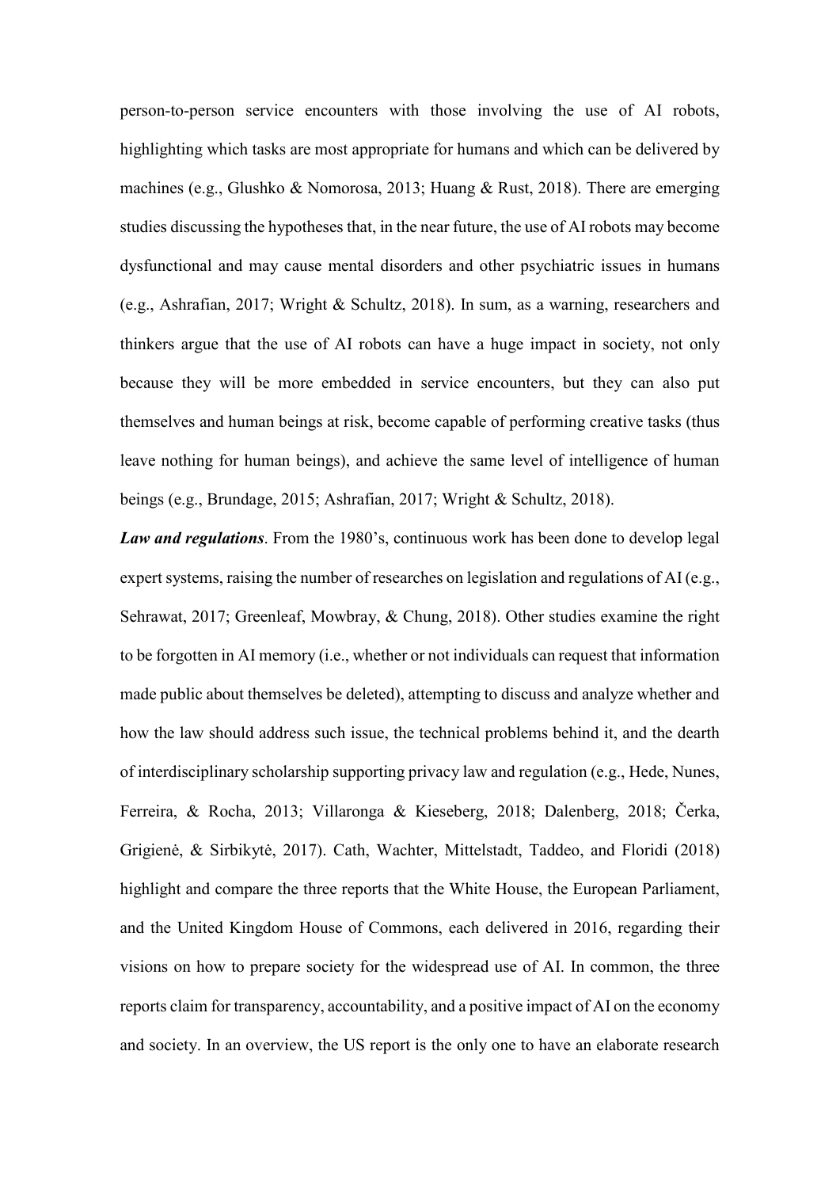person-to-person service encounters with those involving the use of AI robots, highlighting which tasks are most appropriate for humans and which can be delivered by machines (e.g., Glushko & Nomorosa, 2013; Huang & Rust, 2018). There are emerging studies discussing the hypotheses that, in the near future, the use of AI robots may become dysfunctional and may cause mental disorders and other psychiatric issues in humans (e.g., Ashrafian, 2017; Wright & Schultz, 2018). In sum, as a warning, researchers and thinkers argue that the use of AI robots can have a huge impact in society, not only because they will be more embedded in service encounters, but they can also put themselves and human beings at risk, become capable of performing creative tasks (thus leave nothing for human beings), and achieve the same level of intelligence of human beings (e.g., Brundage, 2015; Ashrafian, 2017; Wright & Schultz, 2018).

***Law and regulations***. From the 1980's, continuous work has been done to develop legal expert systems, raising the number of researches on legislation and regulations of AI (e.g., Sehrawat, 2017; Greenleaf, Mowbray, & Chung, 2018). Other studies examine the right to be forgotten in AI memory (i.e., whether or not individuals can request that information made public about themselves be deleted), attempting to discuss and analyze whether and how the law should address such issue, the technical problems behind it, and the dearth of interdisciplinary scholarship supporting privacy law and regulation (e.g., Hede, Nunes, Ferreira, & Rocha, 2013; Villaronga & Kieseberg, 2018; Dalenberg, 2018; Čerka, Grigienė, & Sirbikytė, 2017). Cath, Wachter, Mittelstadt, Taddeo, and Floridi (2018) highlight and compare the three reports that the White House, the European Parliament, and the United Kingdom House of Commons, each delivered in 2016, regarding their visions on how to prepare society for the widespread use of AI. In common, the three reports claim for transparency, accountability, and a positive impact of AI on the economy and society. In an overview, the US report is the only one to have an elaborate research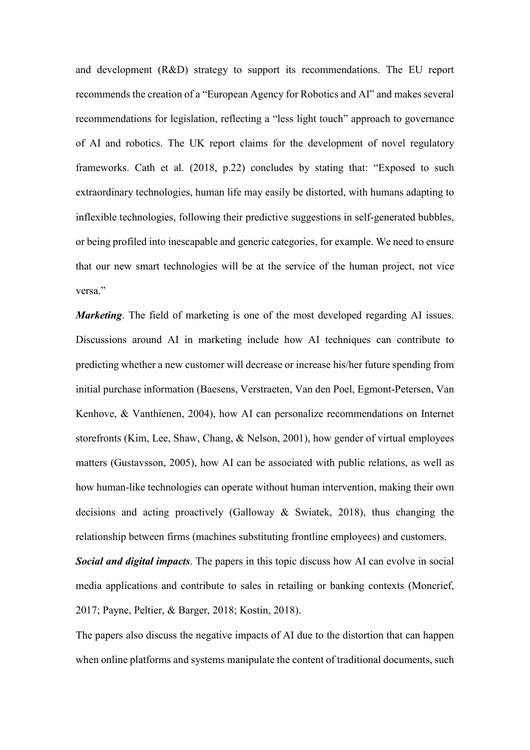and development (R&D) strategy to support its recommendations. The EU report recommends the creation of a "European Agency for Robotics and AI" and makes several recommendations for legislation, reflecting a "less light touch" approach to governance of AI and robotics. The UK report claims for the development of novel regulatory frameworks. Cath et al. (2018, p.22) concludes by stating that: "Exposed to such extraordinary technologies, human life may easily be distorted, with humans adapting to inflexible technologies, following their predictive suggestions in self-generated bubbles, or being profiled into inescapable and generic categories, for example. We need to ensure that our new smart technologies will be at the service of the human project, not vice versa."

***Marketing***. The field of marketing is one of the most developed regarding AI issues. Discussions around AI in marketing include how AI techniques can contribute to predicting whether a new customer will decrease or increase his/her future spending from initial purchase information (Baesens, Verstraeten, Van den Poel, Egmont-Petersen, Van Kenhove, & Vanthienen, 2004), how AI can personalize recommendations on Internet storefronts (Kim, Lee, Shaw, Chang, & Nelson, 2001), how gender of virtual employees matters (Gustavsson, 2005), how AI can be associated with public relations, as well as how human-like technologies can operate without human intervention, making their own decisions and acting proactively (Galloway & Swiatek, 2018), thus changing the relationship between firms (machines substituting frontline employees) and customers.

***Social and digital impacts***. The papers in this topic discuss how AI can evolve in social media applications and contribute to sales in retailing or banking contexts (Moncrief, 2017; Payne, Peltier, & Barger, 2018; Kostin, 2018).

The papers also discuss the negative impacts of AI due to the distortion that can happen when online platforms and systems manipulate the content of traditional documents, such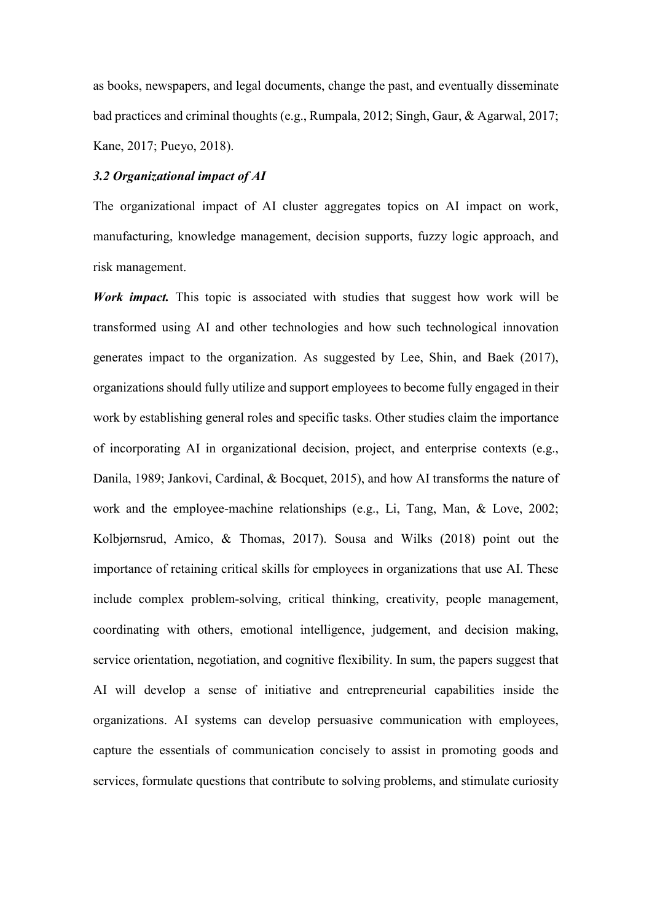as books, newspapers, and legal documents, change the past, and eventually disseminate bad practices and criminal thoughts (e.g., Rumpala, 2012; Singh, Gaur, & Agarwal, 2017; Kane, 2017; Pueyo, 2018).

### *3.2 Organizational impact of AI*

The organizational impact of AI cluster aggregates topics on AI impact on work, manufacturing, knowledge management, decision supports, fuzzy logic approach, and risk management.

***Work impact.*** This topic is associated with studies that suggest how work will be transformed using AI and other technologies and how such technological innovation generates impact to the organization. As suggested by Lee, Shin, and Baek (2017), organizations should fully utilize and support employees to become fully engaged in their work by establishing general roles and specific tasks. Other studies claim the importance of incorporating AI in organizational decision, project, and enterprise contexts (e.g., Danila, 1989; Jankovi, Cardinal, & Bocquet, 2015), and how AI transforms the nature of work and the employee-machine relationships (e.g., Li, Tang, Man, & Love, 2002; Kolbjørnsrud, Amico, & Thomas, 2017). Sousa and Wilks (2018) point out the importance of retaining critical skills for employees in organizations that use AI. These include complex problem-solving, critical thinking, creativity, people management, coordinating with others, emotional intelligence, judgement, and decision making, service orientation, negotiation, and cognitive flexibility. In sum, the papers suggest that AI will develop a sense of initiative and entrepreneurial capabilities inside the organizations. AI systems can develop persuasive communication with employees, capture the essentials of communication concisely to assist in promoting goods and services, formulate questions that contribute to solving problems, and stimulate curiosity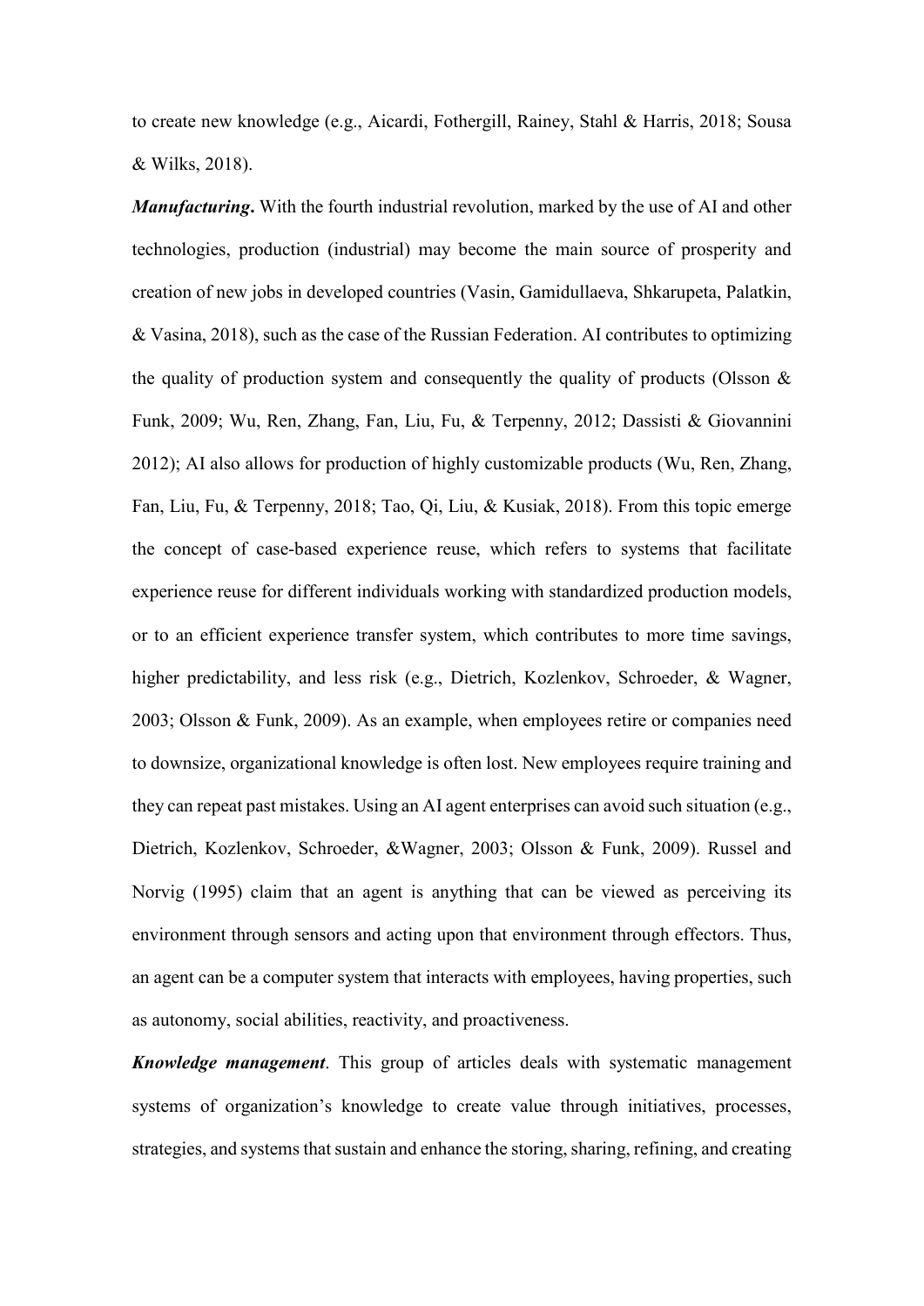to create new knowledge (e.g., Aicardi, Fothergill, Rainey, Stahl & Harris, 2018; Sousa & Wilks, 2018).

***Manufacturing*.** With the fourth industrial revolution, marked by the use of AI and other technologies, production (industrial) may become the main source of prosperity and creation of new jobs in developed countries (Vasin, Gamidullaeva, Shkarupeta, Palatkin, & Vasina, 2018), such as the case of the Russian Federation. AI contributes to optimizing the quality of production system and consequently the quality of products (Olsson & Funk, 2009; Wu, Ren, Zhang, Fan, Liu, Fu, & Terpenny, 2012; Dassisti & Giovannini 2012); AI also allows for production of highly customizable products (Wu, Ren, Zhang, Fan, Liu, Fu, & Terpenny, 2018; Tao, Qi, Liu, & Kusiak, 2018). From this topic emerge the concept of case-based experience reuse, which refers to systems that facilitate experience reuse for different individuals working with standardized production models, or to an efficient experience transfer system, which contributes to more time savings, higher predictability, and less risk (e.g., Dietrich, Kozlenkov, Schroeder, & Wagner, 2003; Olsson & Funk, 2009). As an example, when employees retire or companies need to downsize, organizational knowledge is often lost. New employees require training and they can repeat past mistakes. Using an AI agent enterprises can avoid such situation (e.g., Dietrich, Kozlenkov, Schroeder, &Wagner, 2003; Olsson & Funk, 2009). Russel and Norvig (1995) claim that an agent is anything that can be viewed as perceiving its environment through sensors and acting upon that environment through effectors. Thus, an agent can be a computer system that interacts with employees, having properties, such as autonomy, social abilities, reactivity, and proactiveness.

***Knowledge management*.** This group of articles deals with systematic management systems of organization's knowledge to create value through initiatives, processes, strategies, and systems that sustain and enhance the storing, sharing, refining, and creating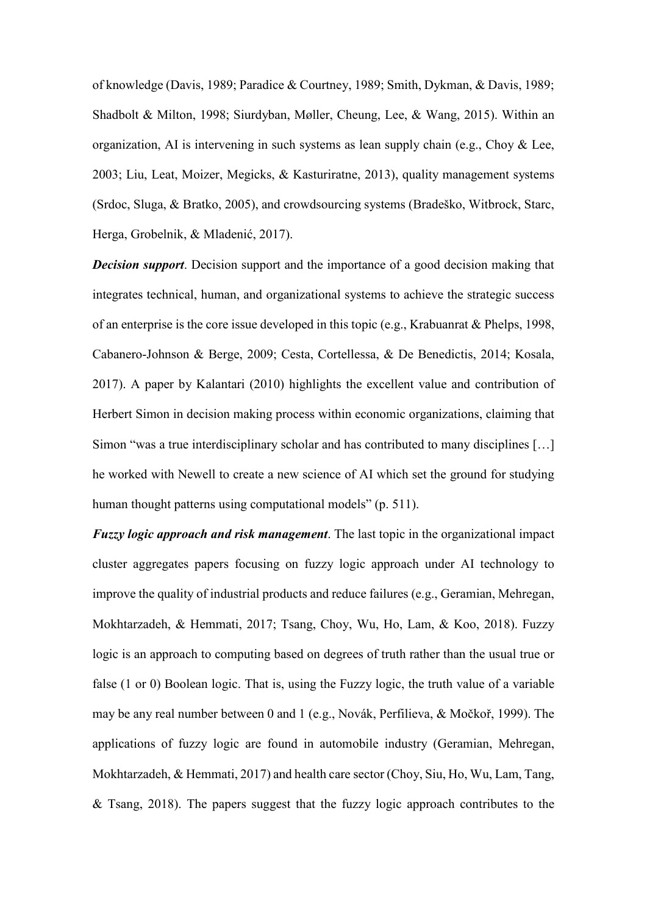of knowledge (Davis, 1989; Paradice & Courtney, 1989; Smith, Dykman, & Davis, 1989; Shadbolt & Milton, 1998; Siurdyban, Møller, Cheung, Lee, & Wang, 2015). Within an organization, AI is intervening in such systems as lean supply chain (e.g., Choy & Lee, 2003; Liu, Leat, Moizer, Megicks, & Kasturiratne, 2013), quality management systems (Srdoc, Sluga, & Bratko, 2005), and crowdsourcing systems (Bradeško, Witbrock, Starc, Herga, Grobelnik, & Mladenić, 2017).

***Decision support***. Decision support and the importance of a good decision making that integrates technical, human, and organizational systems to achieve the strategic success of an enterprise is the core issue developed in this topic (e.g., Krabuanrat & Phelps, 1998, Cabanero-Johnson & Berge, 2009; Cesta, Cortellessa, & De Benedictis, 2014; Kosala, 2017). A paper by Kalantari (2010) highlights the excellent value and contribution of Herbert Simon in decision making process within economic organizations, claiming that Simon "was a true interdisciplinary scholar and has contributed to many disciplines […] he worked with Newell to create a new science of AI which set the ground for studying human thought patterns using computational models" (p. 511).

***Fuzzy logic approach and risk management***. The last topic in the organizational impact cluster aggregates papers focusing on fuzzy logic approach under AI technology to improve the quality of industrial products and reduce failures (e.g., Geramian, Mehregan, Mokhtarzadeh, & Hemmati, 2017; Tsang, Choy, Wu, Ho, Lam, & Koo, 2018). Fuzzy logic is an approach to computing based on degrees of truth rather than the usual true or false (1 or 0) Boolean logic. That is, using the Fuzzy logic, the truth value of a variable may be any real number between 0 and 1 (e.g., Novák, Perfilieva, & Močkoř, 1999). The applications of fuzzy logic are found in automobile industry (Geramian, Mehregan, Mokhtarzadeh, & Hemmati, 2017) and health care sector (Choy, Siu, Ho, Wu, Lam, Tang, & Tsang, 2018). The papers suggest that the fuzzy logic approach contributes to the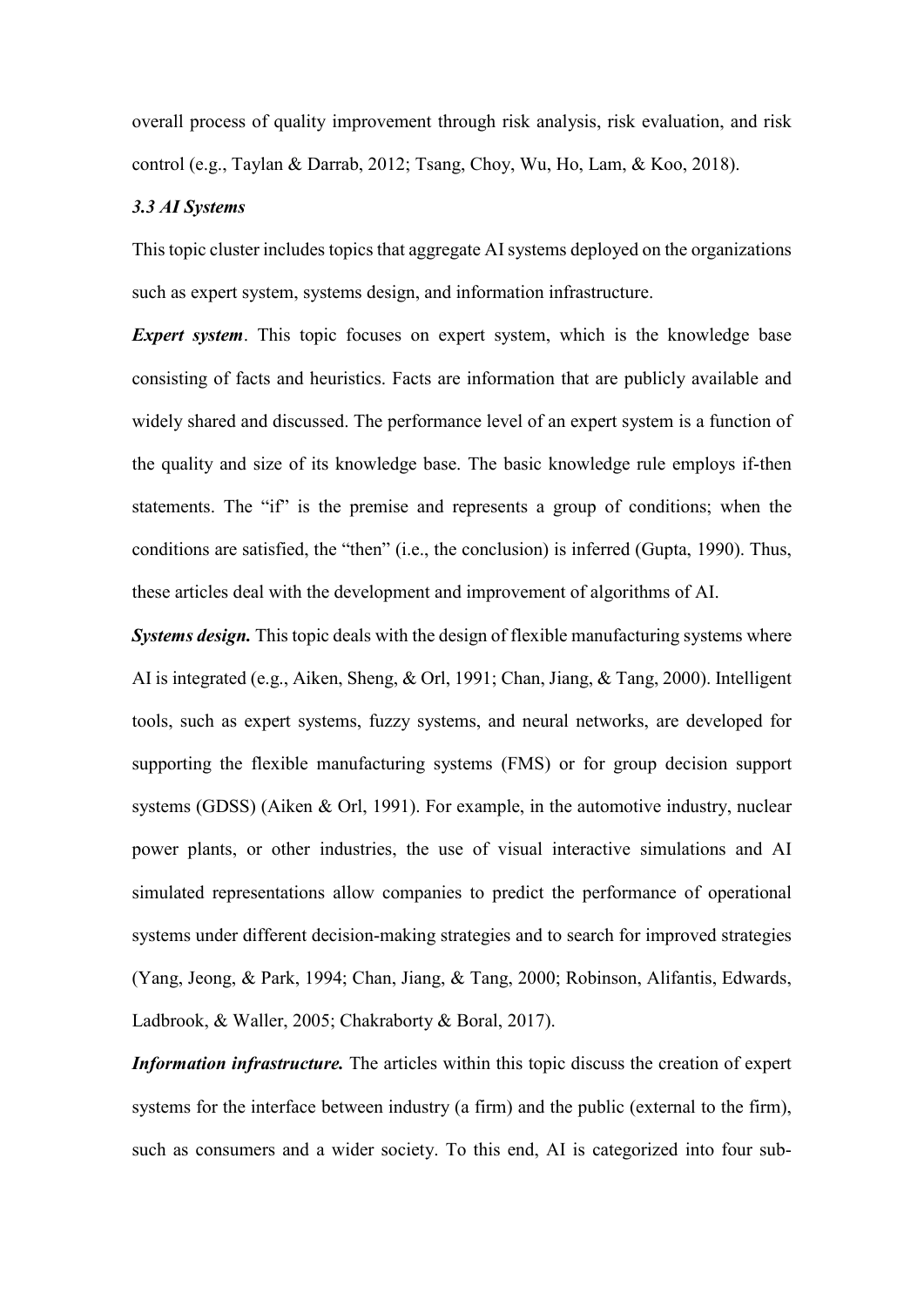overall process of quality improvement through risk analysis, risk evaluation, and risk control (e.g., Taylan & Darrab, 2012; Tsang, Choy, Wu, Ho, Lam, & Koo, 2018).

### *3.3 AI Systems*

This topic cluster includes topics that aggregate AI systems deployed on the organizations such as expert system, systems design, and information infrastructure.

***Expert system***. This topic focuses on expert system, which is the knowledge base consisting of facts and heuristics. Facts are information that are publicly available and widely shared and discussed. The performance level of an expert system is a function of the quality and size of its knowledge base. The basic knowledge rule employs if-then statements. The "if" is the premise and represents a group of conditions; when the conditions are satisfied, the "then" (i.e., the conclusion) is inferred (Gupta, 1990). Thus, these articles deal with the development and improvement of algorithms of AI.

***Systems design.*** This topic deals with the design of flexible manufacturing systems where AI is integrated (e.g., Aiken, Sheng, & Orl, 1991; Chan, Jiang, & Tang, 2000). Intelligent tools, such as expert systems, fuzzy systems, and neural networks, are developed for supporting the flexible manufacturing systems (FMS) or for group decision support systems (GDSS) (Aiken & Orl, 1991). For example, in the automotive industry, nuclear power plants, or other industries, the use of visual interactive simulations and AI simulated representations allow companies to predict the performance of operational systems under different decision-making strategies and to search for improved strategies (Yang, Jeong, & Park, 1994; Chan, Jiang, & Tang, 2000; Robinson, Alifantis, Edwards, Ladbrook, & Waller, 2005; Chakraborty & Boral, 2017).

***Information infrastructure.*** The articles within this topic discuss the creation of expert systems for the interface between industry (a firm) and the public (external to the firm), such as consumers and a wider society. To this end, AI is categorized into four sub-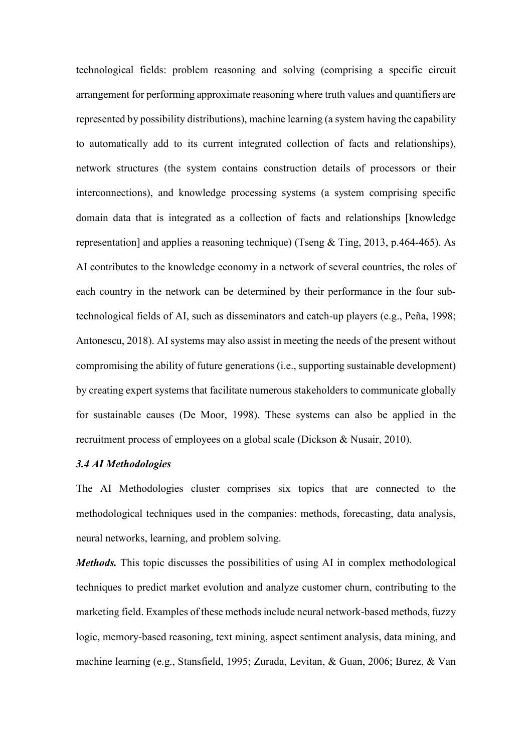technological fields: problem reasoning and solving (comprising a specific circuit arrangement for performing approximate reasoning where truth values and quantifiers are represented by possibility distributions), machine learning (a system having the capability to automatically add to its current integrated collection of facts and relationships), network structures (the system contains construction details of processors or their interconnections), and knowledge processing systems (a system comprising specific domain data that is integrated as a collection of facts and relationships [knowledge representation] and applies a reasoning technique) (Tseng & Ting, 2013, p.464-465). As AI contributes to the knowledge economy in a network of several countries, the roles of each country in the network can be determined by their performance in the four sub-technological fields of AI, such as disseminators and catch-up players (e.g., Peña, 1998; Antonescu, 2018). AI systems may also assist in meeting the needs of the present without compromising the ability of future generations (i.e., supporting sustainable development) by creating expert systems that facilitate numerous stakeholders to communicate globally for sustainable causes (De Moor, 1998). These systems can also be applied in the recruitment process of employees on a global scale (Dickson & Nusair, 2010).

### *3.4 AI Methodologies*

The AI Methodologies cluster comprises six topics that are connected to the methodological techniques used in the companies: methods, forecasting, data analysis, neural networks, learning, and problem solving.

***Methods.*** This topic discusses the possibilities of using AI in complex methodological techniques to predict market evolution and analyze customer churn, contributing to the marketing field. Examples of these methods include neural network-based methods, fuzzy logic, memory-based reasoning, text mining, aspect sentiment analysis, data mining, and machine learning (e.g., Stansfield, 1995; Zurada, Levitan, & Guan, 2006; Burez, & Van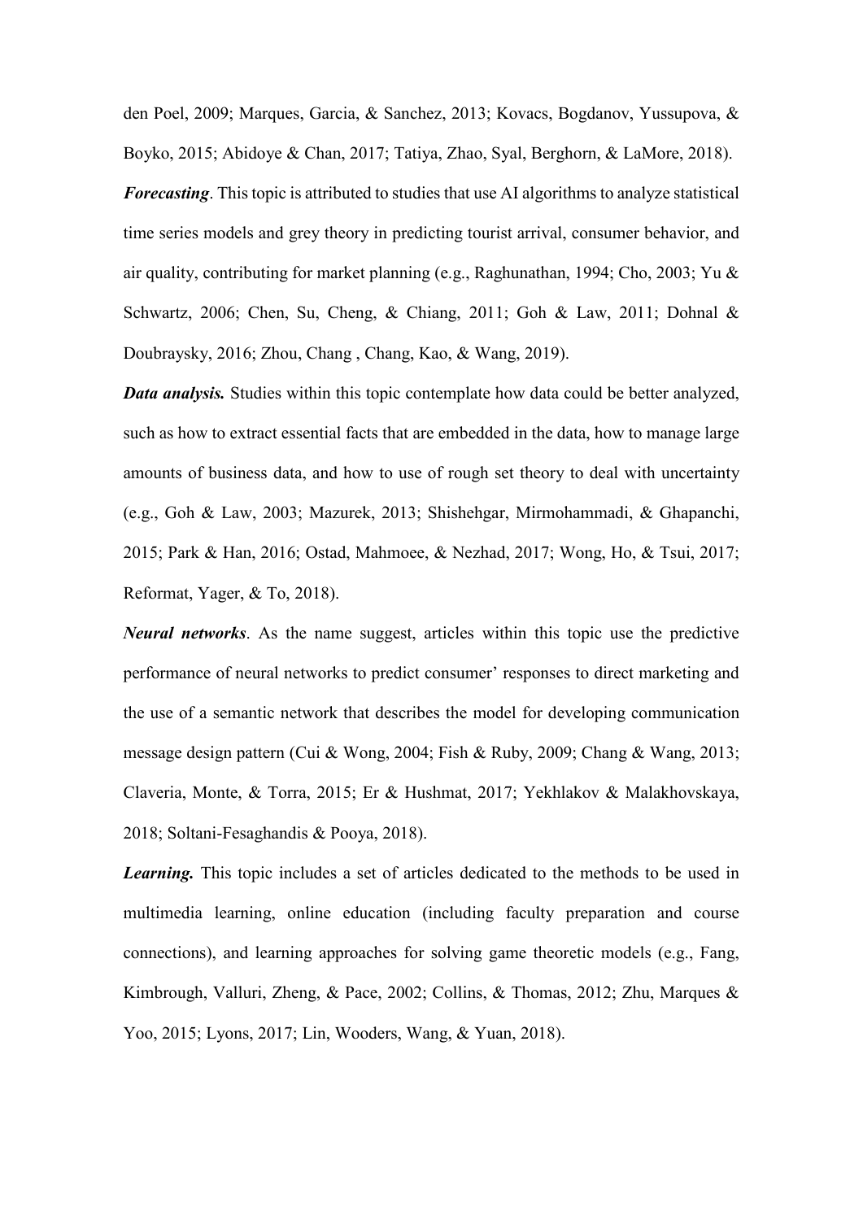den Poel, 2009; Marques, Garcia, & Sanchez, 2013; Kovacs, Bogdanov, Yussupova, & Boyko, 2015; Abidoye & Chan, 2017; Tatiya, Zhao, Syal, Berghorn, & LaMore, 2018).

***Forecasting***. This topic is attributed to studies that use AI algorithms to analyze statistical time series models and grey theory in predicting tourist arrival, consumer behavior, and air quality, contributing for market planning (e.g., Raghunathan, 1994; Cho, 2003; Yu & Schwartz, 2006; Chen, Su, Cheng, & Chiang, 2011; Goh & Law, 2011; Dohnal & Doubraysky, 2016; Zhou, Chang , Chang, Kao, & Wang, 2019).

***Data analysis.*** Studies within this topic contemplate how data could be better analyzed, such as how to extract essential facts that are embedded in the data, how to manage large amounts of business data, and how to use of rough set theory to deal with uncertainty (e.g., Goh & Law, 2003; Mazurek, 2013; Shishehgar, Mirmohammadi, & Ghapanchi, 2015; Park & Han, 2016; Ostad, Mahmoee, & Nezhad, 2017; Wong, Ho, & Tsui, 2017; Reformat, Yager, & To, 2018).

***Neural networks***. As the name suggest, articles within this topic use the predictive performance of neural networks to predict consumer' responses to direct marketing and the use of a semantic network that describes the model for developing communication message design pattern (Cui & Wong, 2004; Fish & Ruby, 2009; Chang & Wang, 2013; Claveria, Monte, & Torra, 2015; Er & Hushmat, 2017; Yekhlakov & Malakhovskaya, 2018; Soltani-Fesaghandis & Pooya, 2018).

***Learning.*** This topic includes a set of articles dedicated to the methods to be used in multimedia learning, online education (including faculty preparation and course connections), and learning approaches for solving game theoretic models (e.g., Fang, Kimbrough, Valluri, Zheng, & Pace, 2002; Collins, & Thomas, 2012; Zhu, Marques & Yoo, 2015; Lyons, 2017; Lin, Wooders, Wang, & Yuan, 2018).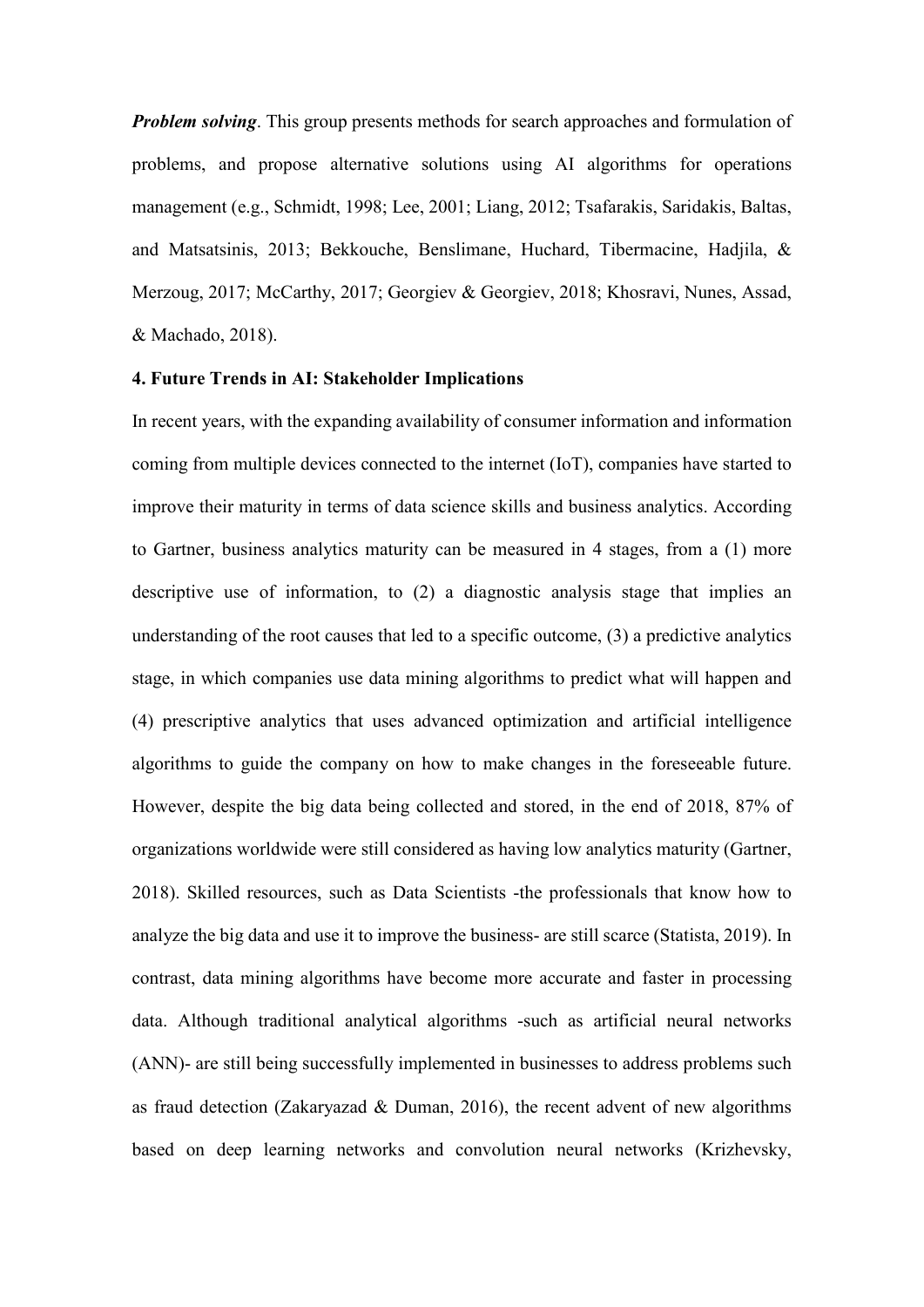***Problem solving***. This group presents methods for search approaches and formulation of problems, and propose alternative solutions using AI algorithms for operations management (e.g., Schmidt, 1998; Lee, 2001; Liang, 2012; Tsafarakis, Saridakis, Baltas, and Matsatsinis, 2013; Bekkouche, Benslimane, Huchard, Tibermacine, Hadjila, & Merzoug, 2017; McCarthy, 2017; Georgiev & Georgiev, 2018; Khosravi, Nunes, Assad, & Machado, 2018).

## 4. Future Trends in AI: Stakeholder Implications

In recent years, with the expanding availability of consumer information and information coming from multiple devices connected to the internet (IoT), companies have started to improve their maturity in terms of data science skills and business analytics. According to Gartner, business analytics maturity can be measured in 4 stages, from a (1) more descriptive use of information, to (2) a diagnostic analysis stage that implies an understanding of the root causes that led to a specific outcome, (3) a predictive analytics stage, in which companies use data mining algorithms to predict what will happen and (4) prescriptive analytics that uses advanced optimization and artificial intelligence algorithms to guide the company on how to make changes in the foreseeable future. However, despite the big data being collected and stored, in the end of 2018, 87% of organizations worldwide were still considered as having low analytics maturity (Gartner, 2018). Skilled resources, such as Data Scientists -the professionals that know how to analyze the big data and use it to improve the business- are still scarce (Statista, 2019). In contrast, data mining algorithms have become more accurate and faster in processing data. Although traditional analytical algorithms -such as artificial neural networks (ANN)- are still being successfully implemented in businesses to address problems such as fraud detection (Zakaryazad & Duman, 2016), the recent advent of new algorithms based on deep learning networks and convolution neural networks (Krizhevsky,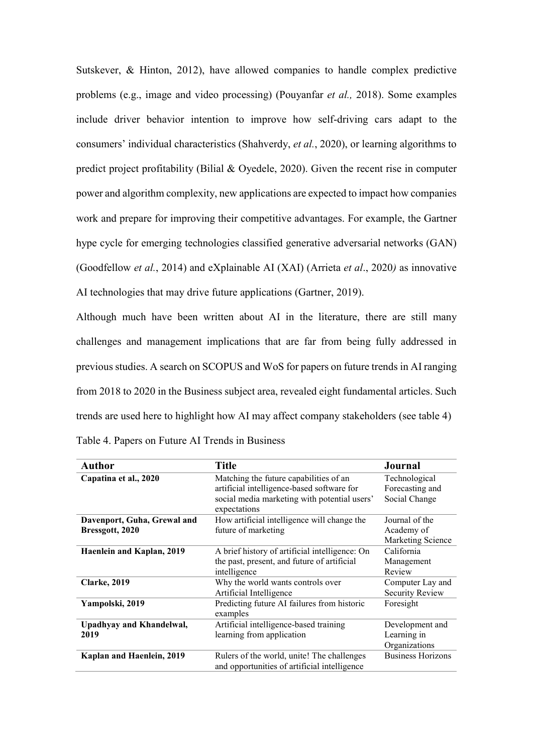Sutskever, & Hinton, 2012), have allowed companies to handle complex predictive problems (e.g., image and video processing) (Pouyanfar *et al.,* 2018). Some examples include driver behavior intention to improve how self-driving cars adapt to the consumers' individual characteristics (Shahverdy, *et al.*, 2020), or learning algorithms to predict project profitability (Bilial & Oyedele, 2020). Given the recent rise in computer power and algorithm complexity, new applications are expected to impact how companies work and prepare for improving their competitive advantages. For example, the Gartner hype cycle for emerging technologies classified generative adversarial networks (GAN) (Goodfellow *et al.*, 2014) and eXplainable AI (XAI) (Arrieta *et al*., 2020*)* as innovative AI technologies that may drive future applications (Gartner, 2019).

Although much have been written about AI in the literature, there are still many challenges and management implications that are far from being fully addressed in previous studies. A search on SCOPUS and WoS for papers on future trends in AI ranging from 2018 to 2020 in the Business subject area, revealed eight fundamental articles. Such trends are used here to highlight how AI may affect company stakeholders (see table 4)

Table 4. Papers on Future AI Trends in Business

| Author | Title | Journal |
| --- | --- | --- |
| **Capatina et al., 2020** | Matching the future capabilities of an artificial intelligence-based software for social media marketing with potential users' expectations | Technological Forecasting and Social Change |
| **Davenport, Guha, Grewal and Bressgott, 2020** | How artificial intelligence will change the future of marketing | Journal of the Academy of Marketing Science |
| **Haenlein and Kaplan, 2019** | A brief history of artificial intelligence: On the past, present, and future of artificial intelligence | California Management Review |
| **Clarke, 2019** | Why the world wants controls over Artificial Intelligence | Computer Lay and Security Review |
| **Yampolski, 2019** | Predicting future AI failures from historic examples | Foresight |
| **Upadhyay and Khandelwal, 2019** | Artificial intelligence-based training learning from application | Development and Learning in Organizations |
| **Kaplan and Haenlein, 2019** | Rulers of the world, unite! The challenges and opportunities of artificial intelligence | Business Horizons |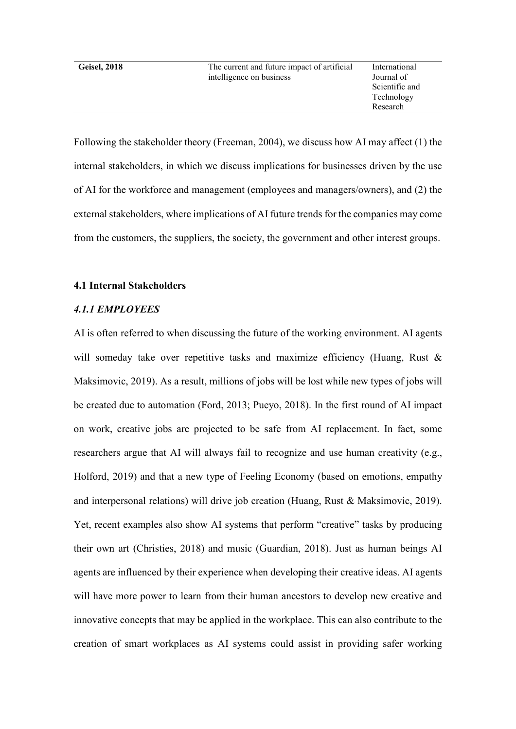| Geisel, 2018 | The current and future impact of artificial intelligence on business | International Journal of Scientific and Technology Research |
|---|---|---|

Following the stakeholder theory (Freeman, 2004), we discuss how AI may affect (1) the internal stakeholders, in which we discuss implications for businesses driven by the use of AI for the workforce and management (employees and managers/owners), and (2) the external stakeholders, where implications of AI future trends for the companies may come from the customers, the suppliers, the society, the government and other interest groups.

### 4.1 Internal Stakeholders

#### *4.1.1 EMPLOYEES*

AI is often referred to when discussing the future of the working environment. AI agents will someday take over repetitive tasks and maximize efficiency (Huang, Rust & Maksimovic, 2019). As a result, millions of jobs will be lost while new types of jobs will be created due to automation (Ford, 2013; Pueyo, 2018). In the first round of AI impact on work, creative jobs are projected to be safe from AI replacement. In fact, some researchers argue that AI will always fail to recognize and use human creativity (e.g., Holford, 2019) and that a new type of Feeling Economy (based on emotions, empathy and interpersonal relations) will drive job creation (Huang, Rust & Maksimovic, 2019). Yet, recent examples also show AI systems that perform "creative" tasks by producing their own art (Christies, 2018) and music (Guardian, 2018). Just as human beings AI agents are influenced by their experience when developing their creative ideas. AI agents will have more power to learn from their human ancestors to develop new creative and innovative concepts that may be applied in the workplace. This can also contribute to the creation of smart workplaces as AI systems could assist in providing safer working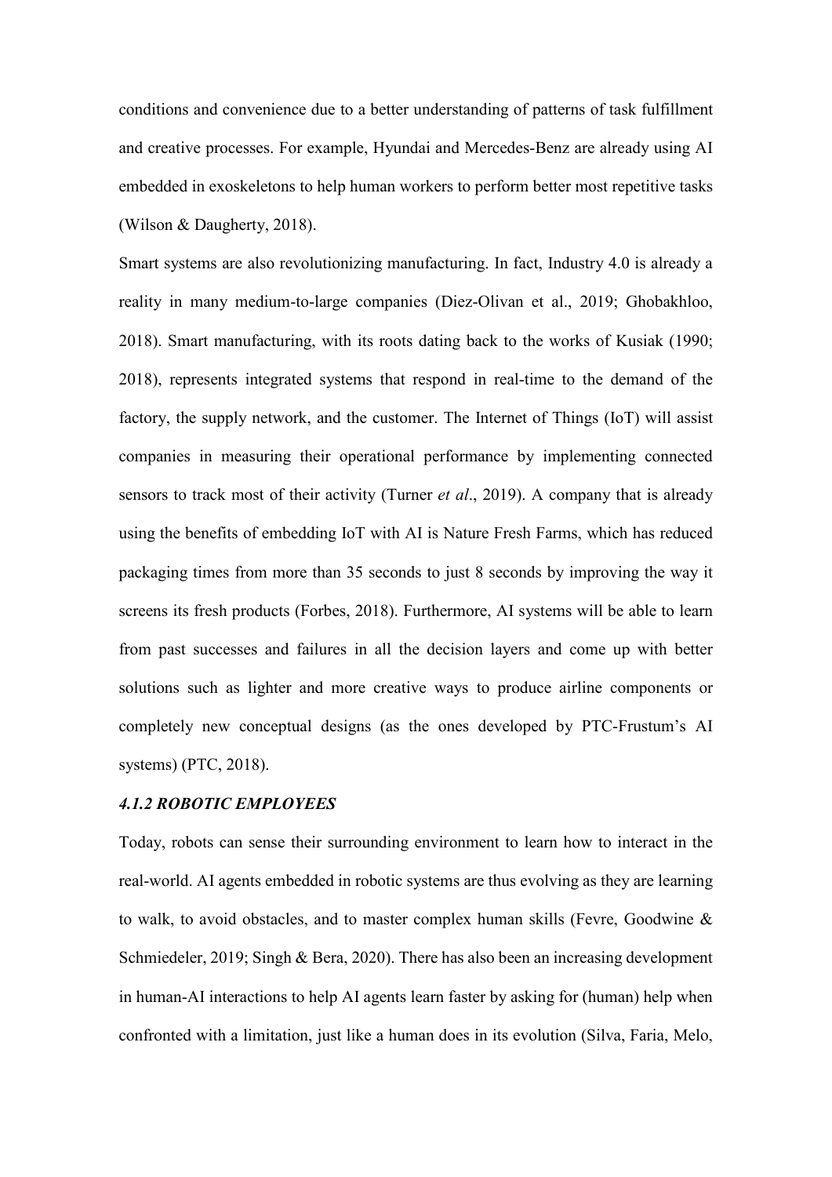conditions and convenience due to a better understanding of patterns of task fulfillment and creative processes. For example, Hyundai and Mercedes-Benz are already using AI embedded in exoskeletons to help human workers to perform better most repetitive tasks (Wilson & Daugherty, 2018).

Smart systems are also revolutionizing manufacturing. In fact, Industry 4.0 is already a reality in many medium-to-large companies (Diez-Olivan et al., 2019; Ghobakhloo, 2018). Smart manufacturing, with its roots dating back to the works of Kusiak (1990; 2018), represents integrated systems that respond in real-time to the demand of the factory, the supply network, and the customer. The Internet of Things (IoT) will assist companies in measuring their operational performance by implementing connected sensors to track most of their activity (Turner *et al*., 2019). A company that is already using the benefits of embedding IoT with AI is Nature Fresh Farms, which has reduced packaging times from more than 35 seconds to just 8 seconds by improving the way it screens its fresh products (Forbes, 2018). Furthermore, AI systems will be able to learn from past successes and failures in all the decision layers and come up with better solutions such as lighter and more creative ways to produce airline components or completely new conceptual designs (as the ones developed by PTC-Frustum's AI systems) (PTC, 2018).

#### *4.1.2 ROBOTIC EMPLOYEES*

Today, robots can sense their surrounding environment to learn how to interact in the real-world. AI agents embedded in robotic systems are thus evolving as they are learning to walk, to avoid obstacles, and to master complex human skills (Fevre, Goodwine & Schmiedeler, 2019; Singh & Bera, 2020). There has also been an increasing development in human-AI interactions to help AI agents learn faster by asking for (human) help when confronted with a limitation, just like a human does in its evolution (Silva, Faria, Melo,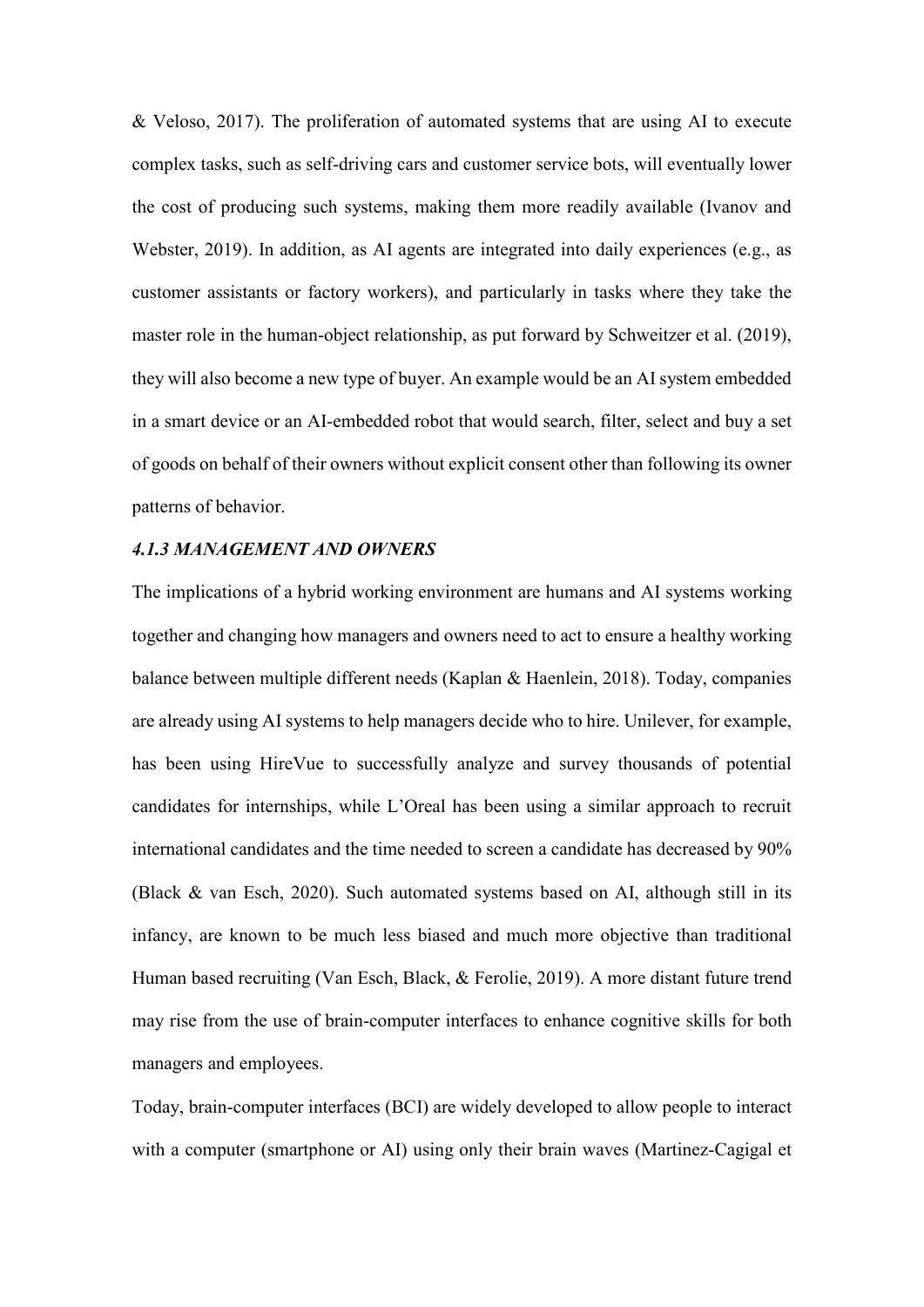& Veloso, 2017). The proliferation of automated systems that are using AI to execute complex tasks, such as self-driving cars and customer service bots, will eventually lower the cost of producing such systems, making them more readily available (Ivanov and Webster, 2019). In addition, as AI agents are integrated into daily experiences (e.g., as customer assistants or factory workers), and particularly in tasks where they take the master role in the human-object relationship, as put forward by Schweitzer et al. (2019), they will also become a new type of buyer. An example would be an AI system embedded in a smart device or an AI-embedded robot that would search, filter, select and buy a set of goods on behalf of their owners without explicit consent other than following its owner patterns of behavior.

#### *4.1.3 MANAGEMENT AND OWNERS*

The implications of a hybrid working environment are humans and AI systems working together and changing how managers and owners need to act to ensure a healthy working balance between multiple different needs (Kaplan & Haenlein, 2018). Today, companies are already using AI systems to help managers decide who to hire. Unilever, for example, has been using HireVue to successfully analyze and survey thousands of potential candidates for internships, while L'Oreal has been using a similar approach to recruit international candidates and the time needed to screen a candidate has decreased by 90% (Black & van Esch, 2020). Such automated systems based on AI, although still in its infancy, are known to be much less biased and much more objective than traditional Human based recruiting (Van Esch, Black, & Ferolie, 2019). A more distant future trend may rise from the use of brain-computer interfaces to enhance cognitive skills for both managers and employees.

Today, brain-computer interfaces (BCI) are widely developed to allow people to interact with a computer (smartphone or AI) using only their brain waves (Martinez-Cagigal et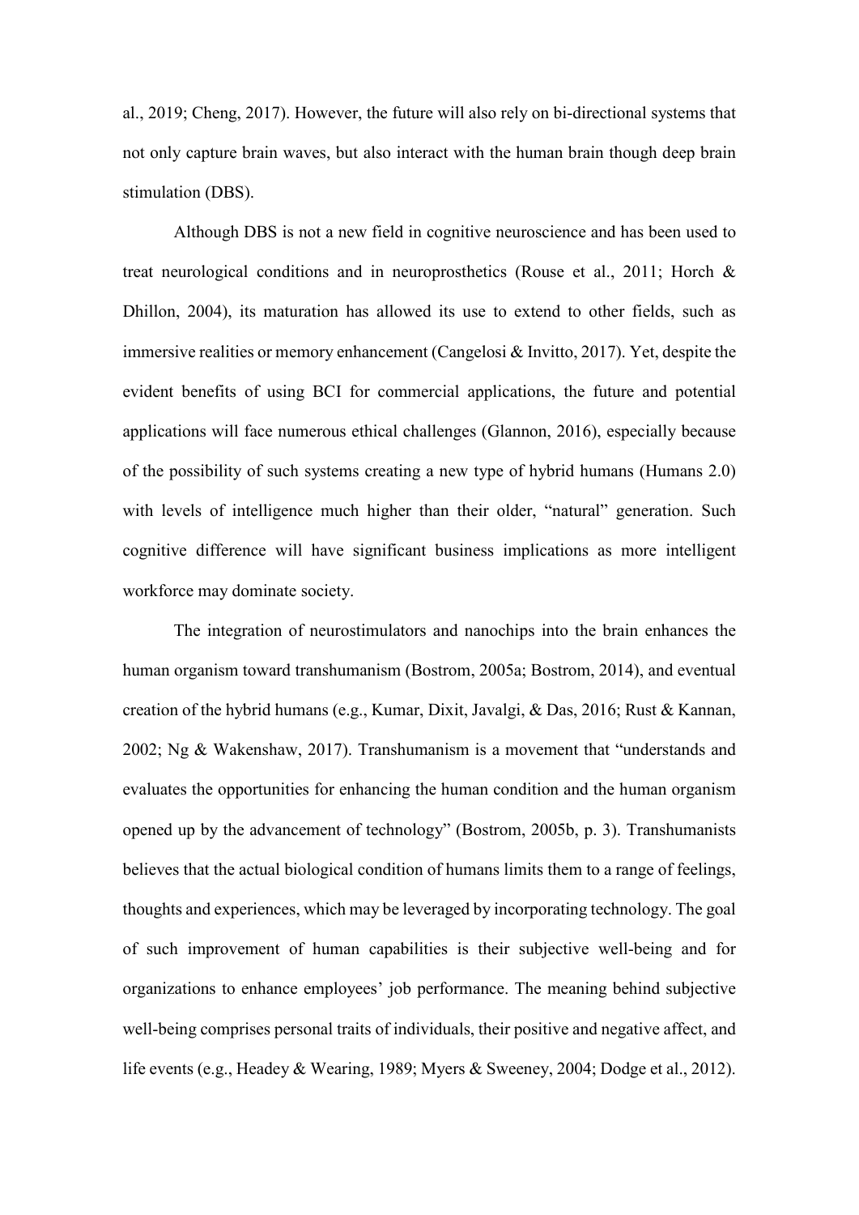al., 2019; Cheng, 2017). However, the future will also rely on bi-directional systems that not only capture brain waves, but also interact with the human brain though deep brain stimulation (DBS).

Although DBS is not a new field in cognitive neuroscience and has been used to treat neurological conditions and in neuroprosthetics (Rouse et al., 2011; Horch & Dhillon, 2004), its maturation has allowed its use to extend to other fields, such as immersive realities or memory enhancement (Cangelosi & Invitto, 2017). Yet, despite the evident benefits of using BCI for commercial applications, the future and potential applications will face numerous ethical challenges (Glannon, 2016), especially because of the possibility of such systems creating a new type of hybrid humans (Humans 2.0) with levels of intelligence much higher than their older, "natural" generation. Such cognitive difference will have significant business implications as more intelligent workforce may dominate society.

The integration of neurostimulators and nanochips into the brain enhances the human organism toward transhumanism (Bostrom, 2005a; Bostrom, 2014), and eventual creation of the hybrid humans (e.g., Kumar, Dixit, Javalgi, & Das, 2016; Rust & Kannan, 2002; Ng & Wakenshaw, 2017). Transhumanism is a movement that "understands and evaluates the opportunities for enhancing the human condition and the human organism opened up by the advancement of technology" (Bostrom, 2005b, p. 3). Transhumanists believes that the actual biological condition of humans limits them to a range of feelings, thoughts and experiences, which may be leveraged by incorporating technology. The goal of such improvement of human capabilities is their subjective well-being and for organizations to enhance employees' job performance. The meaning behind subjective well-being comprises personal traits of individuals, their positive and negative affect, and life events (e.g., Headey & Wearing, 1989; Myers & Sweeney, 2004; Dodge et al., 2012).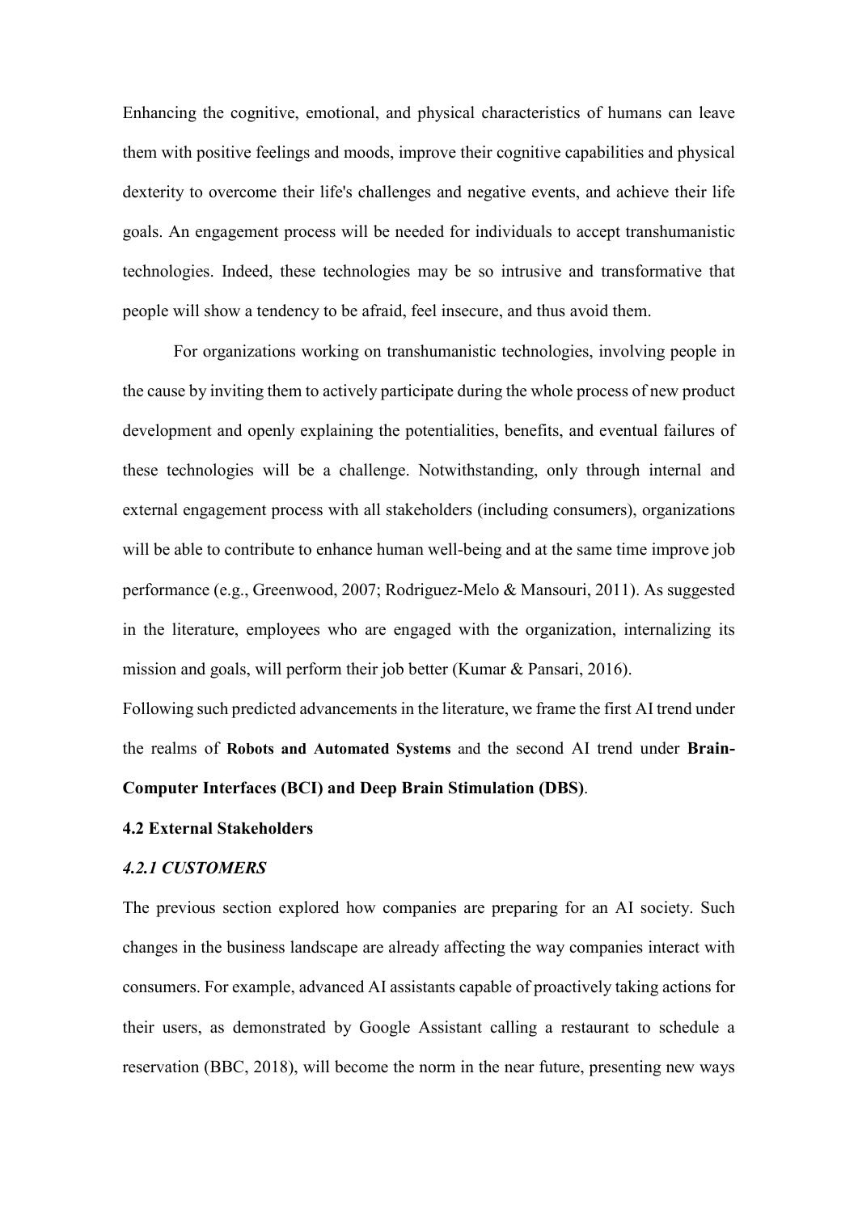Enhancing the cognitive, emotional, and physical characteristics of humans can leave them with positive feelings and moods, improve their cognitive capabilities and physical dexterity to overcome their life's challenges and negative events, and achieve their life goals. An engagement process will be needed for individuals to accept transhumanistic technologies. Indeed, these technologies may be so intrusive and transformative that people will show a tendency to be afraid, feel insecure, and thus avoid them.

For organizations working on transhumanistic technologies, involving people in the cause by inviting them to actively participate during the whole process of new product development and openly explaining the potentialities, benefits, and eventual failures of these technologies will be a challenge. Notwithstanding, only through internal and external engagement process with all stakeholders (including consumers), organizations will be able to contribute to enhance human well-being and at the same time improve job performance (e.g., Greenwood, 2007; Rodriguez-Melo & Mansouri, 2011). As suggested in the literature, employees who are engaged with the organization, internalizing its mission and goals, will perform their job better (Kumar & Pansari, 2016).

Following such predicted advancements in the literature, we frame the first AI trend under the realms of **Robots and Automated Systems** and the second AI trend under **Brain-Computer Interfaces (BCI) and Deep Brain Stimulation (DBS)**.

### 4.2 External Stakeholders

#### *4.2.1 CUSTOMERS*

The previous section explored how companies are preparing for an AI society. Such changes in the business landscape are already affecting the way companies interact with consumers. For example, advanced AI assistants capable of proactively taking actions for their users, as demonstrated by Google Assistant calling a restaurant to schedule a reservation (BBC, 2018), will become the norm in the near future, presenting new ways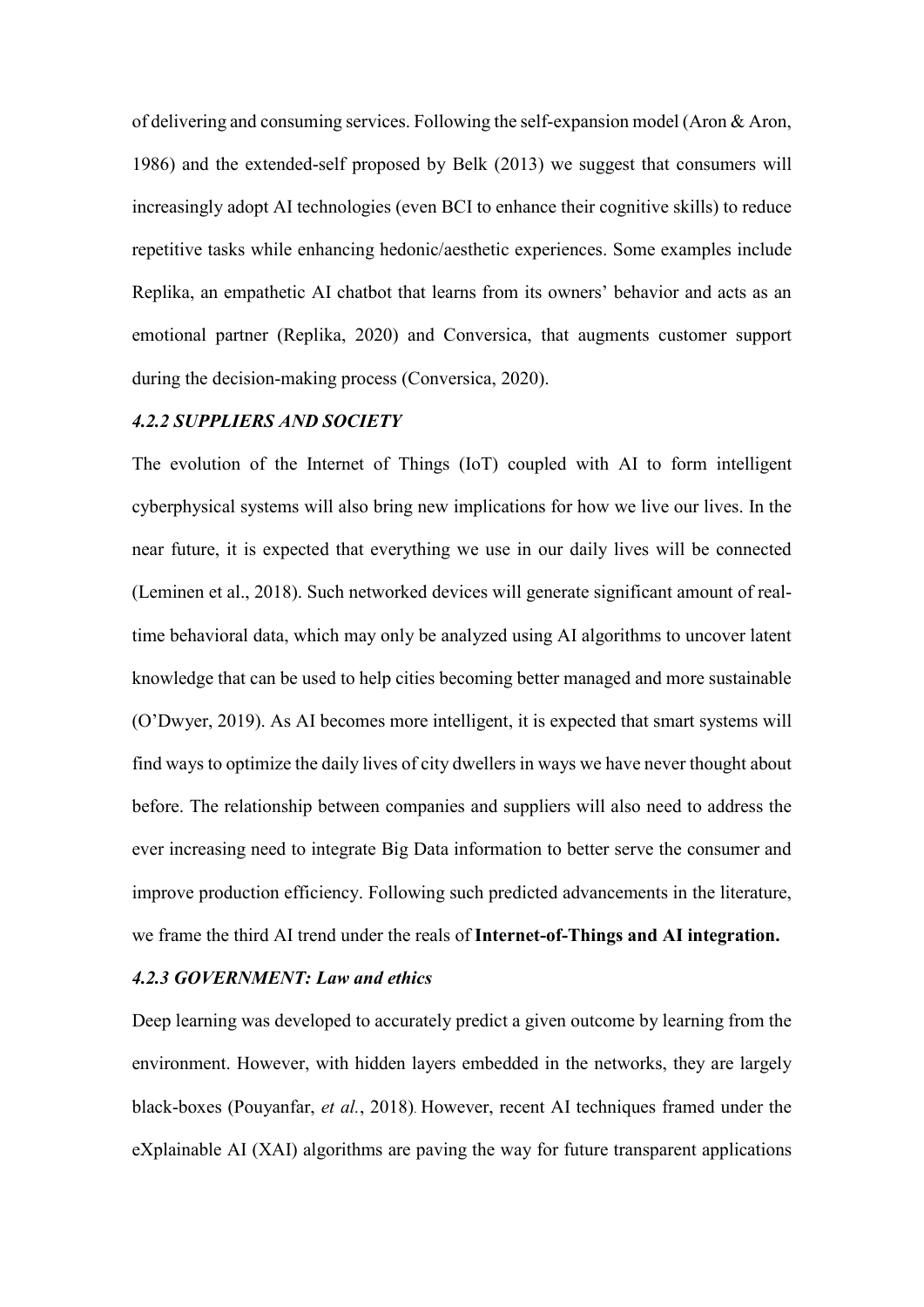of delivering and consuming services. Following the self-expansion model (Aron & Aron, 1986) and the extended-self proposed by Belk (2013) we suggest that consumers will increasingly adopt AI technologies (even BCI to enhance their cognitive skills) to reduce repetitive tasks while enhancing hedonic/aesthetic experiences. Some examples include Replika, an empathetic AI chatbot that learns from its owners' behavior and acts as an emotional partner (Replika, 2020) and Conversica, that augments customer support during the decision-making process (Conversica, 2020).

#### *4.2.2 SUPPLIERS AND SOCIETY*

The evolution of the Internet of Things (IoT) coupled with AI to form intelligent cyberphysical systems will also bring new implications for how we live our lives. In the near future, it is expected that everything we use in our daily lives will be connected (Leminen et al., 2018). Such networked devices will generate significant amount of real-time behavioral data, which may only be analyzed using AI algorithms to uncover latent knowledge that can be used to help cities becoming better managed and more sustainable (O'Dwyer, 2019). As AI becomes more intelligent, it is expected that smart systems will find ways to optimize the daily lives of city dwellers in ways we have never thought about before. The relationship between companies and suppliers will also need to address the ever increasing need to integrate Big Data information to better serve the consumer and improve production efficiency. Following such predicted advancements in the literature, we frame the third AI trend under the reals of **Internet-of-Things and AI integration.**

#### *4.2.3 GOVERNMENT: Law and ethics*

Deep learning was developed to accurately predict a given outcome by learning from the environment. However, with hidden layers embedded in the networks, they are largely black-boxes (Pouyanfar, *et al.*, 2018). However, recent AI techniques framed under the eXplainable AI (XAI) algorithms are paving the way for future transparent applications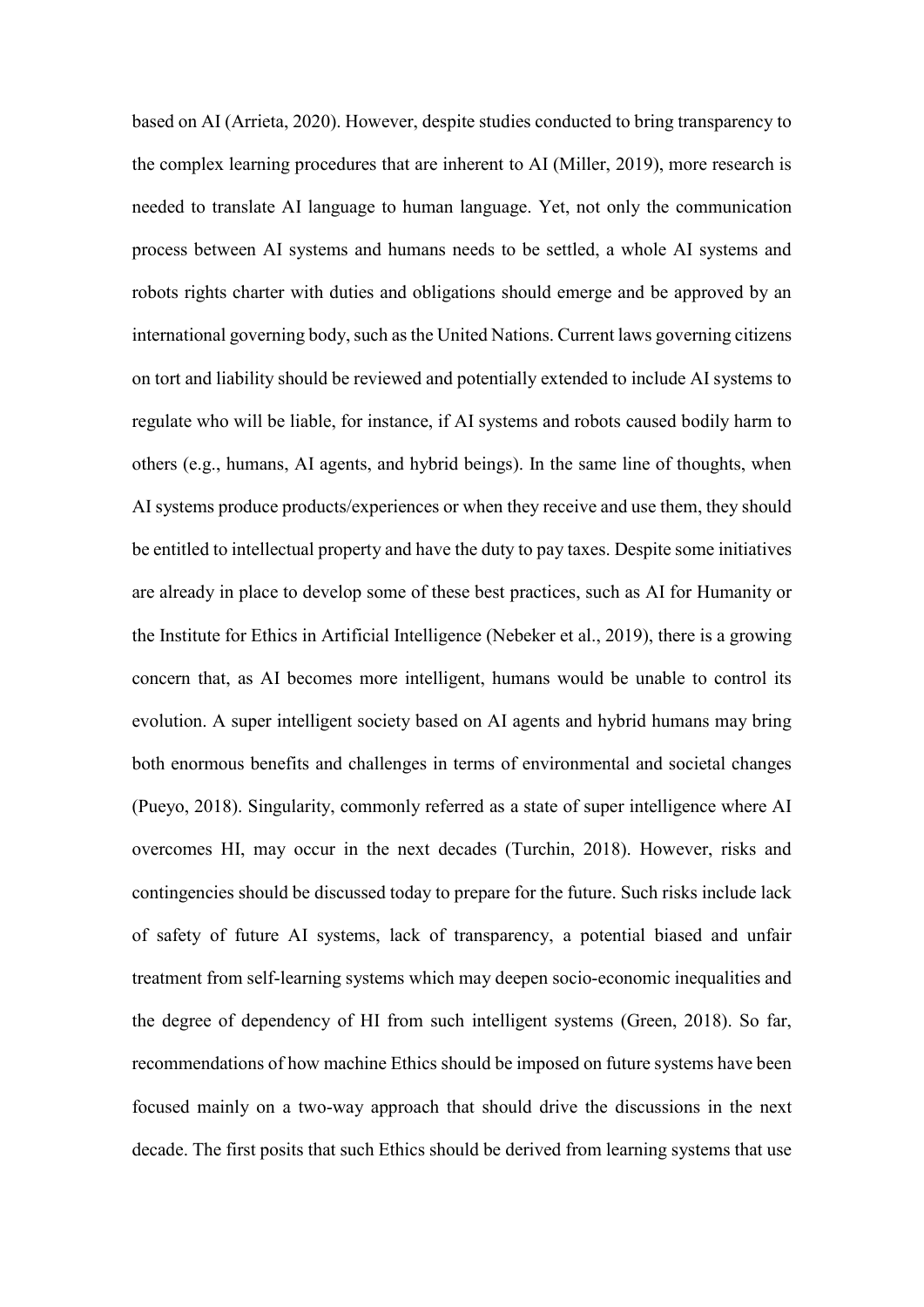based on AI (Arrieta, 2020). However, despite studies conducted to bring transparency to the complex learning procedures that are inherent to AI (Miller, 2019), more research is needed to translate AI language to human language. Yet, not only the communication process between AI systems and humans needs to be settled, a whole AI systems and robots rights charter with duties and obligations should emerge and be approved by an international governing body, such as the United Nations. Current laws governing citizens on tort and liability should be reviewed and potentially extended to include AI systems to regulate who will be liable, for instance, if AI systems and robots caused bodily harm to others (e.g., humans, AI agents, and hybrid beings). In the same line of thoughts, when AI systems produce products/experiences or when they receive and use them, they should be entitled to intellectual property and have the duty to pay taxes. Despite some initiatives are already in place to develop some of these best practices, such as AI for Humanity or the Institute for Ethics in Artificial Intelligence (Nebeker et al., 2019), there is a growing concern that, as AI becomes more intelligent, humans would be unable to control its evolution. A super intelligent society based on AI agents and hybrid humans may bring both enormous benefits and challenges in terms of environmental and societal changes (Pueyo, 2018). Singularity, commonly referred as a state of super intelligence where AI overcomes HI, may occur in the next decades (Turchin, 2018). However, risks and contingencies should be discussed today to prepare for the future. Such risks include lack of safety of future AI systems, lack of transparency, a potential biased and unfair treatment from self-learning systems which may deepen socio-economic inequalities and the degree of dependency of HI from such intelligent systems (Green, 2018). So far, recommendations of how machine Ethics should be imposed on future systems have been focused mainly on a two-way approach that should drive the discussions in the next decade. The first posits that such Ethics should be derived from learning systems that use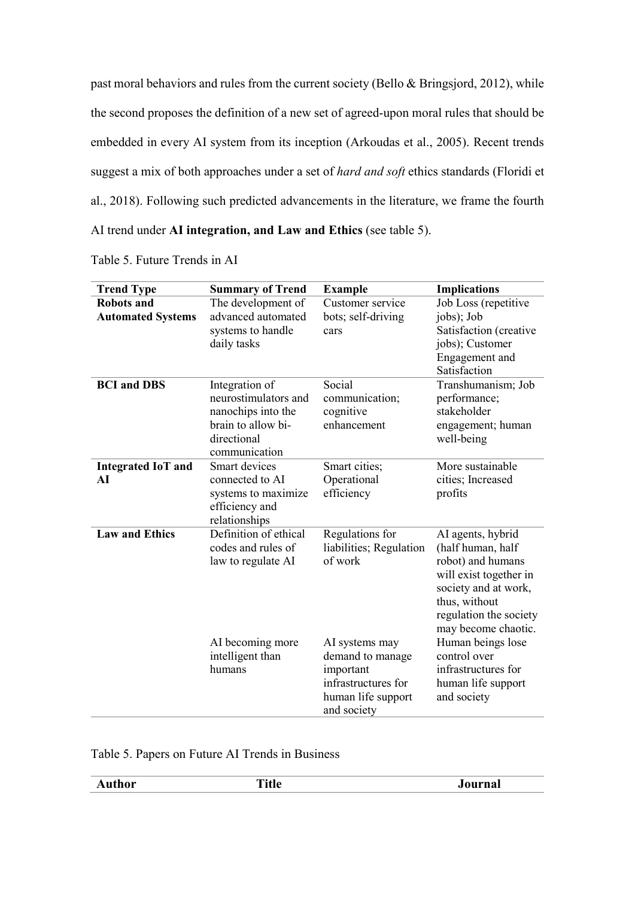past moral behaviors and rules from the current society (Bello & Bringsjord, 2012), while the second proposes the definition of a new set of agreed-upon moral rules that should be embedded in every AI system from its inception (Arkoudas et al., 2005). Recent trends suggest a mix of both approaches under a set of *hard and soft* ethics standards (Floridi et al., 2018). Following such predicted advancements in the literature, we frame the fourth AI trend under **AI integration, and Law and Ethics** (see table 5).

Table 5. Future Trends in AI

| Trend Type | Summary of Trend | Example | Implications |
|---|---|---|---|
| **Robots and Automated Systems** | The development of advanced automated systems to handle daily tasks | Customer service bots; self-driving cars | Job Loss (repetitive jobs); Job Satisfaction (creative jobs); Customer Engagement and Satisfaction |
| **BCI and DBS** | Integration of neurostimulators and nanochips into the brain to allow bi-directional communication | Social communication; cognitive enhancement | Transhumanism; Job performance; stakeholder engagement; human well-being |
| **Integrated IoT and AI** | Smart devices connected to AI systems to maximize efficiency and relationships | Smart cities; Operational efficiency | More sustainable cities; Increased profits |
| **Law and Ethics** | Definition of ethical codes and rules of law to regulate AI | Regulations for liabilities; Regulation of work | AI agents, hybrid (half human, half robot) and humans will exist together in society and at work, thus, without regulation the society may become chaotic. |
| | AI becoming more intelligent than humans | AI systems may demand to manage important infrastructures for human life support and society | Human beings lose control over infrastructures for human life support and society |

Table 5. Papers on Future AI Trends in Business

| Author | Title | Journal |
|---|---|---|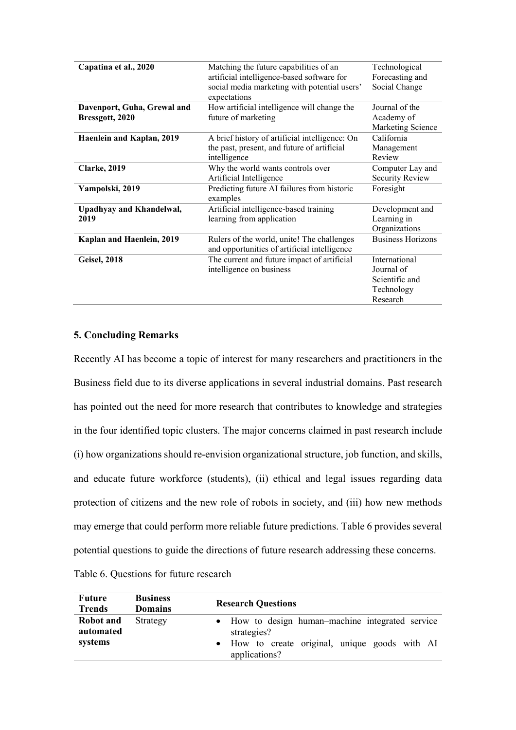| | | |
|---|---|---|
| **Capatina et al., 2020** | Matching the future capabilities of an artificial intelligence-based software for social media marketing with potential users' expectations | Technological Forecasting and Social Change |
| **Davenport, Guha, Grewal and Bressgott, 2020** | How artificial intelligence will change the future of marketing | Journal of the Academy of Marketing Science |
| **Haenlein and Kaplan, 2019** | A brief history of artificial intelligence: On the past, present, and future of artificial intelligence | California Management Review |
| **Clarke, 2019** | Why the world wants controls over Artificial Intelligence | Computer Lay and Security Review |
| **Yampolski, 2019** | Predicting future AI failures from historic examples | Foresight |
| **Upadhyay and Khandelwal, 2019** | Artificial intelligence-based training learning from application | Development and Learning in Organizations |
| **Kaplan and Haenlein, 2019** | Rulers of the world, unite! The challenges and opportunities of artificial intelligence | Business Horizons |
| **Geisel, 2018** | The current and future impact of artificial intelligence on business | International Journal of Scientific and Technology Research |

## 5. Concluding Remarks

Recently AI has become a topic of interest for many researchers and practitioners in the Business field due to its diverse applications in several industrial domains. Past research has pointed out the need for more research that contributes to knowledge and strategies in the four identified topic clusters. The major concerns claimed in past research include (i) how organizations should re-envision organizational structure, job function, and skills, and educate future workforce (students), (ii) ethical and legal issues regarding data protection of citizens and the new role of robots in society, and (iii) how new methods may emerge that could perform more reliable future predictions. Table 6 provides several potential questions to guide the directions of future research addressing these concerns.

Table 6. Questions for future research

| Future Trends | Business Domains | Research Questions |
|---|---|---|
| **Robot and automated systems** | Strategy | • How to design human–machine integrated service strategies?<br>• How to create original, unique goods with AI applications? |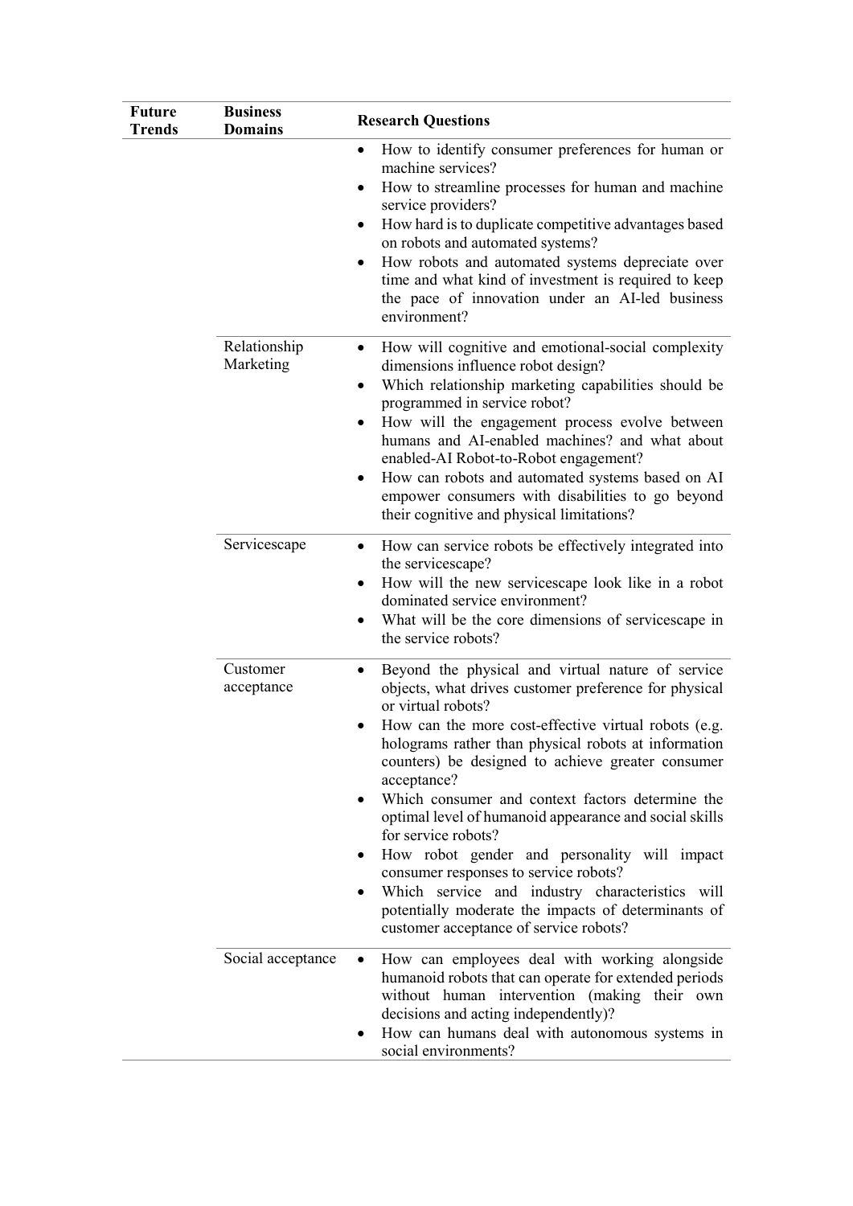| Future Trends | Business Domains | Research Questions |
|---|---|---|
| | | • How to identify consumer preferences for human or machine services?<br>• How to streamline processes for human and machine service providers?<br>• How hard is to duplicate competitive advantages based on robots and automated systems?<br>• How robots and automated systems depreciate over time and what kind of investment is required to keep the pace of innovation under an AI-led business environment? |
| | Relationship Marketing | • How will cognitive and emotional-social complexity dimensions influence robot design?<br>• Which relationship marketing capabilities should be programmed in service robot?<br>• How will the engagement process evolve between humans and AI-enabled machines? and what about enabled-AI Robot-to-Robot engagement?<br>• How can robots and automated systems based on AI empower consumers with disabilities to go beyond their cognitive and physical limitations? |
| | Servicescape | • How can service robots be effectively integrated into the servicescape?<br>• How will the new servicescape look like in a robot dominated service environment?<br>• What will be the core dimensions of servicescape in the service robots? |
| | Customer acceptance | • Beyond the physical and virtual nature of service objects, what drives customer preference for physical or virtual robots?<br>• How can the more cost-effective virtual robots (e.g. holograms rather than physical robots at information counters) be designed to achieve greater consumer acceptance?<br>• Which consumer and context factors determine the optimal level of humanoid appearance and social skills for service robots?<br>• How robot gender and personality will impact consumer responses to service robots?<br>• Which service and industry characteristics will potentially moderate the impacts of determinants of customer acceptance of service robots? |
| | Social acceptance | • How can employees deal with working alongside humanoid robots that can operate for extended periods without human intervention (making their own decisions and acting independently)?<br>• How can humans deal with autonomous systems in social environments? |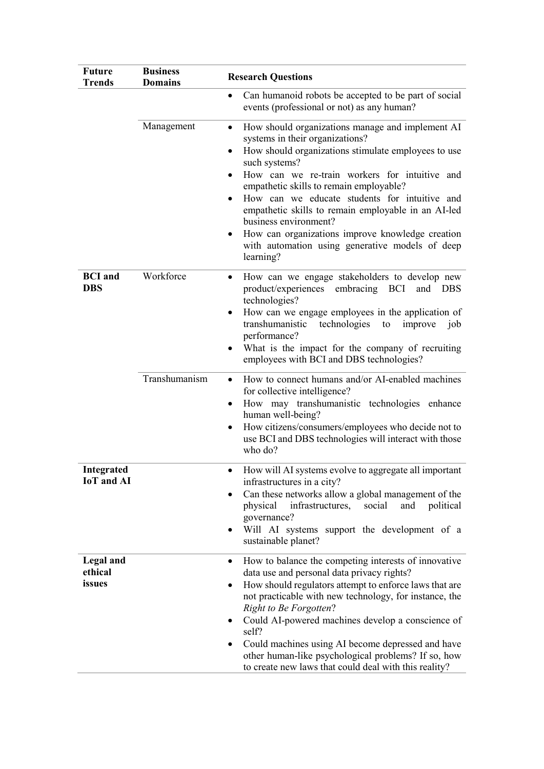| Future Trends | Business Domains | Research Questions |
|---|---|---|
| | | • Can humanoid robots be accepted to be part of social events (professional or not) as any human? |
| | Management | • How should organizations manage and implement AI systems in their organizations?<br>• How should organizations stimulate employees to use such systems?<br>• How can we re-train workers for intuitive and empathetic skills to remain employable?<br>• How can we educate students for intuitive and empathetic skills to remain employable in an AI-led business environment?<br>• How can organizations improve knowledge creation with automation using generative models of deep learning? |
| **BCI and DBS** | Workforce | • How can we engage stakeholders to develop new product/experiences embracing BCI and DBS technologies?<br>• How can we engage employees in the application of transhumanistic technologies to improve job performance?<br>• What is the impact for the company of recruiting employees with BCI and DBS technologies? |
| | Transhumanism | • How to connect humans and/or AI-enabled machines for collective intelligence?<br>• How may transhumanistic technologies enhance human well-being?<br>• How citizens/consumers/employees who decide not to use BCI and DBS technologies will interact with those who do? |
| **Integrated IoT and AI** | | • How will AI systems evolve to aggregate all important infrastructures in a city?<br>• Can these networks allow a global management of the physical infrastructures, social and political governance?<br>• Will AI systems support the development of a sustainable planet? |
| **Legal and ethical issues** | | • How to balance the competing interests of innovative data use and personal data privacy rights?<br>• How should regulators attempt to enforce laws that are not practicable with new technology, for instance, the *Right to Be Forgotten*?<br>• Could AI-powered machines develop a conscience of self?<br>• Could machines using AI become depressed and have other human-like psychological problems? If so, how to create new laws that could deal with this reality? |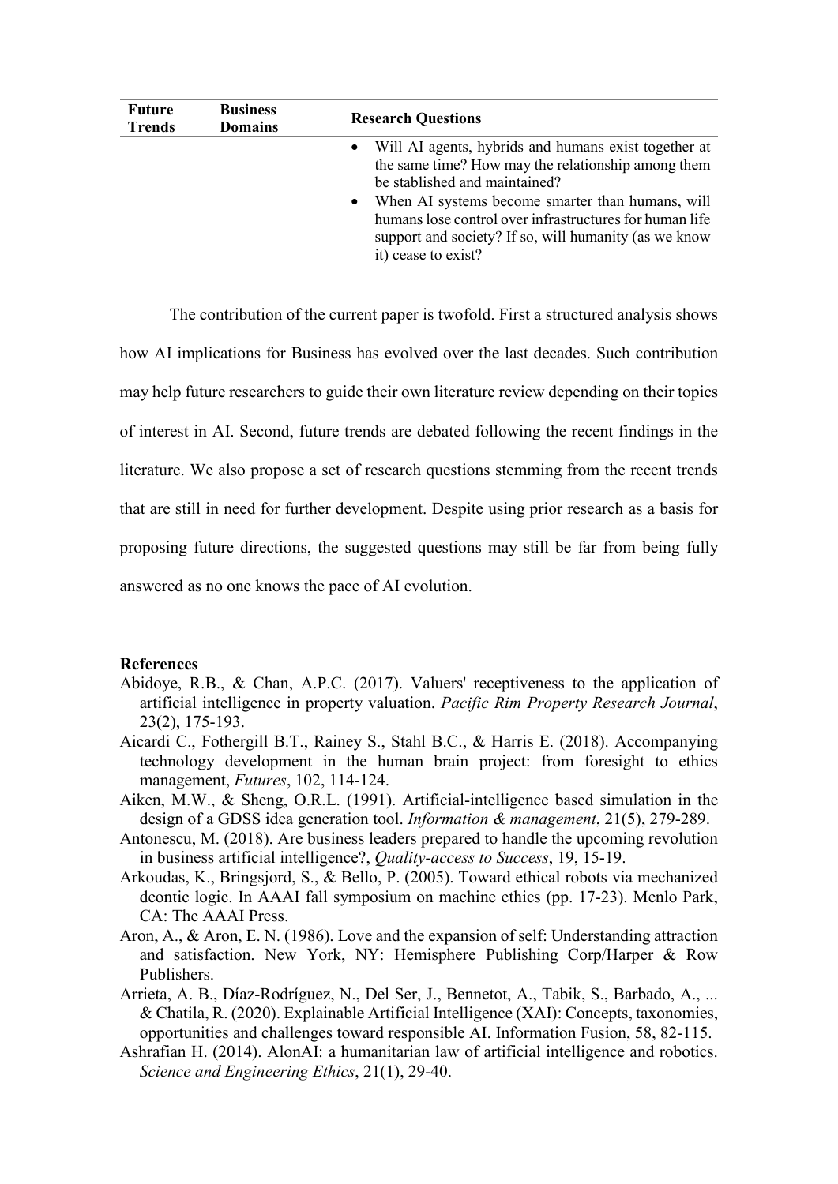| Future Trends | Business Domains | Research Questions |
|---|---|---|
| | | • Will AI agents, hybrids and humans exist together at the same time? How may the relationship among them be stablished and maintained?<br>• When AI systems become smarter than humans, will humans lose control over infrastructures for human life support and society? If so, will humanity (as we know it) cease to exist? |

The contribution of the current paper is twofold. First a structured analysis shows how AI implications for Business has evolved over the last decades. Such contribution may help future researchers to guide their own literature review depending on their topics of interest in AI. Second, future trends are debated following the recent findings in the literature. We also propose a set of research questions stemming from the recent trends that are still in need for further development. Despite using prior research as a basis for proposing future directions, the suggested questions may still be far from being fully answered as no one knows the pace of AI evolution.

**References**

Abidoye, R.B., & Chan, A.P.C. (2017). Valuers' receptiveness to the application of artificial intelligence in property valuation. *Pacific Rim Property Research Journal*, 23(2), 175-193.

Aicardi C., Fothergill B.T., Rainey S., Stahl B.C., & Harris E. (2018). Accompanying technology development in the human brain project: from foresight to ethics management, *Futures*, 102, 114-124.

Aiken, M.W., & Sheng, O.R.L. (1991). Artificial-intelligence based simulation in the design of a GDSS idea generation tool. *Information & management*, 21(5), 279-289.

Antonescu, M. (2018). Are business leaders prepared to handle the upcoming revolution in business artificial intelligence?, *Quality-access to Success*, 19, 15-19.

Arkoudas, K., Bringsjord, S., & Bello, P. (2005). Toward ethical robots via mechanized deontic logic. In AAAI fall symposium on machine ethics (pp. 17-23). Menlo Park, CA: The AAAI Press.

Aron, A., & Aron, E. N. (1986). Love and the expansion of self: Understanding attraction and satisfaction. New York, NY: Hemisphere Publishing Corp/Harper & Row Publishers.

Arrieta, A. B., Díaz-Rodríguez, N., Del Ser, J., Bennetot, A., Tabik, S., Barbado, A., ... & Chatila, R. (2020). Explainable Artificial Intelligence (XAI): Concepts, taxonomies, opportunities and challenges toward responsible AI. Information Fusion, 58, 82-115.

Ashrafian H. (2014). AlonAI: a humanitarian law of artificial intelligence and robotics. *Science and Engineering Ethics*, 21(1), 29-40.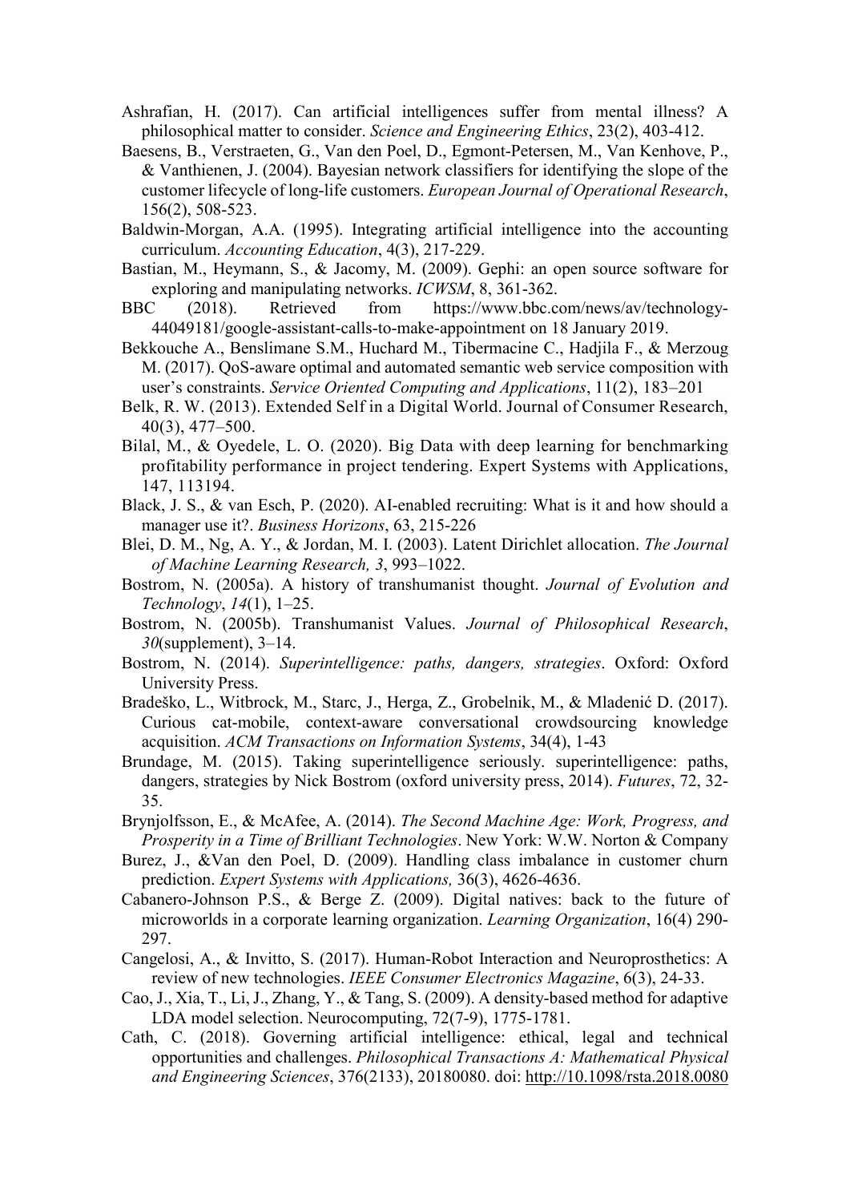Ashrafian, H. (2017). Can artificial intelligences suffer from mental illness? A philosophical matter to consider. *Science and Engineering Ethics*, 23(2), 403-412.

Baesens, B., Verstraeten, G., Van den Poel, D., Egmont-Petersen, M., Van Kenhove, P., & Vanthienen, J. (2004). Bayesian network classifiers for identifying the slope of the customer lifecycle of long-life customers. *European Journal of Operational Research*, 156(2), 508-523.

Baldwin-Morgan, A.A. (1995). Integrating artificial intelligence into the accounting curriculum. *Accounting Education*, 4(3), 217-229.

Bastian, M., Heymann, S., & Jacomy, M. (2009). Gephi: an open source software for exploring and manipulating networks. *ICWSM*, 8, 361-362.

BBC (2018). Retrieved from https://www.bbc.com/news/av/technology-44049181/google-assistant-calls-to-make-appointment on 18 January 2019.

Bekkouche A., Benslimane S.M., Huchard M., Tibermacine C., Hadjila F., & Merzoug M. (2017). QoS-aware optimal and automated semantic web service composition with user's constraints. *Service Oriented Computing and Applications*, 11(2), 183–201

Belk, R. W. (2013). Extended Self in a Digital World. Journal of Consumer Research, 40(3), 477–500.

Bilal, M., & Oyedele, L. O. (2020). Big Data with deep learning for benchmarking profitability performance in project tendering. Expert Systems with Applications, 147, 113194.

Black, J. S., & van Esch, P. (2020). AI-enabled recruiting: What is it and how should a manager use it?. *Business Horizons*, 63, 215-226

Blei, D. M., Ng, A. Y., & Jordan, M. I. (2003). Latent Dirichlet allocation. *The Journal of Machine Learning Research, 3*, 993–1022.

Bostrom, N. (2005a). A history of transhumanist thought. *Journal of Evolution and Technology*, *14*(1), 1–25.

Bostrom, N. (2005b). Transhumanist Values. *Journal of Philosophical Research*, *30*(supplement), 3–14.

Bostrom, N. (2014). *Superintelligence: paths, dangers, strategies*. Oxford: Oxford University Press.

Bradeško, L., Witbrock, M., Starc, J., Herga, Z., Grobelnik, M., & Mladenić D. (2017). Curious cat-mobile, context-aware conversational crowdsourcing knowledge acquisition. *ACM Transactions on Information Systems*, 34(4), 1-43

Brundage, M. (2015). Taking superintelligence seriously. superintelligence: paths, dangers, strategies by Nick Bostrom (oxford university press, 2014). *Futures*, 72, 32-35.

Brynjolfsson, E., & McAfee, A. (2014). *The Second Machine Age: Work, Progress, and Prosperity in a Time of Brilliant Technologies*. New York: W.W. Norton & Company

Burez, J., &Van den Poel, D. (2009). Handling class imbalance in customer churn prediction. *Expert Systems with Applications,* 36(3), 4626-4636.

Cabanero-Johnson P.S., & Berge Z. (2009). Digital natives: back to the future of microworlds in a corporate learning organization. *Learning Organization*, 16(4) 290-297.

Cangelosi, A., & Invitto, S. (2017). Human-Robot Interaction and Neuroprosthetics: A review of new technologies. *IEEE Consumer Electronics Magazine*, 6(3), 24-33.

Cao, J., Xia, T., Li, J., Zhang, Y., & Tang, S. (2009). A density-based method for adaptive LDA model selection. Neurocomputing, 72(7-9), 1775-1781.

Cath, C. (2018). Governing artificial intelligence: ethical, legal and technical opportunities and challenges. *Philosophical Transactions A: Mathematical Physical and Engineering Sciences*, 376(2133), 20180080. doi: http://10.1098/rsta.2018.0080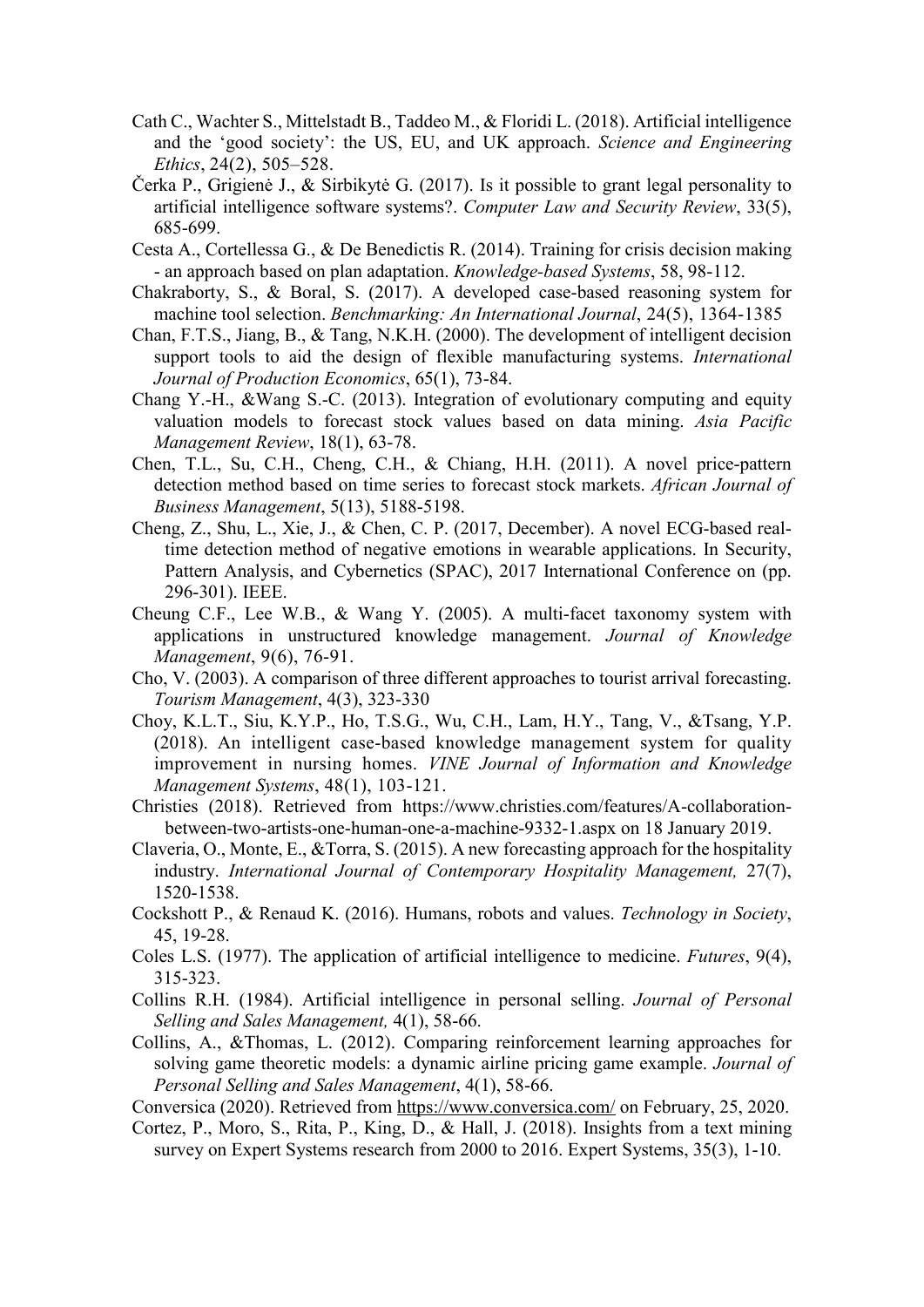Cath C., Wachter S., Mittelstadt B., Taddeo M., & Floridi L. (2018). Artificial intelligence and the 'good society': the US, EU, and UK approach. *Science and Engineering Ethics*, 24(2), 505–528.

Čerka P., Grigienė J., & Sirbikytė G. (2017). Is it possible to grant legal personality to artificial intelligence software systems?. *Computer Law and Security Review*, 33(5), 685-699.

Cesta A., Cortellessa G., & De Benedictis R. (2014). Training for crisis decision making - an approach based on plan adaptation. *Knowledge-based Systems*, 58, 98-112.

Chakraborty, S., & Boral, S. (2017). A developed case-based reasoning system for machine tool selection. *Benchmarking: An International Journal*, 24(5), 1364-1385

Chan, F.T.S., Jiang, B., & Tang, N.K.H. (2000). The development of intelligent decision support tools to aid the design of flexible manufacturing systems. *International Journal of Production Economics*, 65(1), 73-84.

Chang Y.-H., &Wang S.-C. (2013). Integration of evolutionary computing and equity valuation models to forecast stock values based on data mining. *Asia Pacific Management Review*, 18(1), 63-78.

Chen, T.L., Su, C.H., Cheng, C.H., & Chiang, H.H. (2011). A novel price-pattern detection method based on time series to forecast stock markets. *African Journal of Business Management*, 5(13), 5188-5198.

Cheng, Z., Shu, L., Xie, J., & Chen, C. P. (2017, December). A novel ECG-based real-time detection method of negative emotions in wearable applications. In Security, Pattern Analysis, and Cybernetics (SPAC), 2017 International Conference on (pp. 296-301). IEEE.

Cheung C.F., Lee W.B., & Wang Y. (2005). A multi-facet taxonomy system with applications in unstructured knowledge management. *Journal of Knowledge Management*, 9(6), 76-91.

Cho, V. (2003). A comparison of three different approaches to tourist arrival forecasting. *Tourism Management*, 4(3), 323-330

Choy, K.L.T., Siu, K.Y.P., Ho, T.S.G., Wu, C.H., Lam, H.Y., Tang, V., &Tsang, Y.P. (2018). An intelligent case-based knowledge management system for quality improvement in nursing homes. *VINE Journal of Information and Knowledge Management Systems*, 48(1), 103-121.

Christies (2018). Retrieved from https://www.christies.com/features/A-collaboration-between-two-artists-one-human-one-a-machine-9332-1.aspx on 18 January 2019.

Claveria, O., Monte, E., &Torra, S. (2015). A new forecasting approach for the hospitality industry. *International Journal of Contemporary Hospitality Management,* 27(7), 1520-1538.

Cockshott P., & Renaud K. (2016). Humans, robots and values. *Technology in Society*, 45, 19-28.

Coles L.S. (1977). The application of artificial intelligence to medicine. *Futures*, 9(4), 315-323.

Collins R.H. (1984). Artificial intelligence in personal selling. *Journal of Personal Selling and Sales Management,* 4(1), 58-66.

Collins, A., &Thomas, L. (2012). Comparing reinforcement learning approaches for solving game theoretic models: a dynamic airline pricing game example. *Journal of Personal Selling and Sales Management*, 4(1), 58-66.

Conversica (2020). Retrieved from https://www.conversica.com/ on February, 25, 2020.

Cortez, P., Moro, S., Rita, P., King, D., & Hall, J. (2018). Insights from a text mining survey on Expert Systems research from 2000 to 2016. Expert Systems, 35(3), 1-10.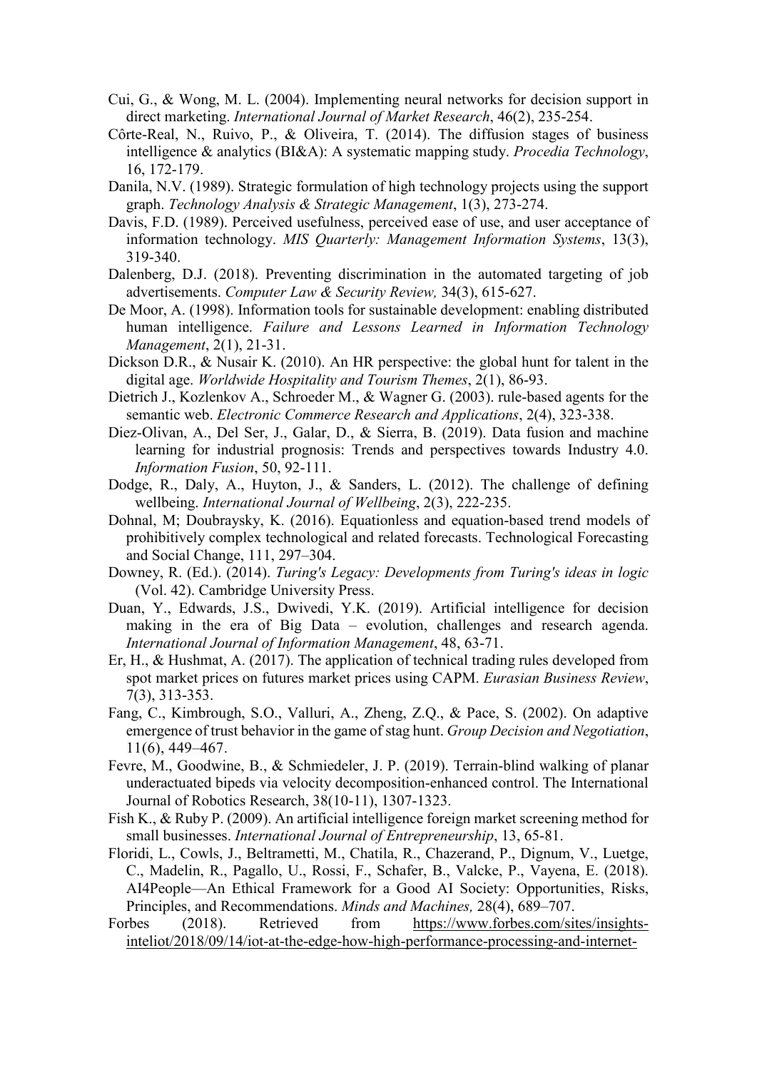Cui, G., & Wong, M. L. (2004). Implementing neural networks for decision support in direct marketing. *International Journal of Market Research*, 46(2), 235-254.

Côrte-Real, N., Ruivo, P., & Oliveira, T. (2014). The diffusion stages of business intelligence & analytics (BI&A): A systematic mapping study. *Procedia Technology*, 16, 172-179.

Danila, N.V. (1989). Strategic formulation of high technology projects using the support graph. *Technology Analysis & Strategic Management*, 1(3), 273-274.

Davis, F.D. (1989). Perceived usefulness, perceived ease of use, and user acceptance of information technology. *MIS Quarterly: Management Information Systems*, 13(3), 319-340.

Dalenberg, D.J. (2018). Preventing discrimination in the automated targeting of job advertisements. *Computer Law & Security Review,* 34(3), 615-627.

De Moor, A. (1998). Information tools for sustainable development: enabling distributed human intelligence. *Failure and Lessons Learned in Information Technology Management*, 2(1), 21-31.

Dickson D.R., & Nusair K. (2010). An HR perspective: the global hunt for talent in the digital age. *Worldwide Hospitality and Tourism Themes*, 2(1), 86-93.

Dietrich J., Kozlenkov A., Schroeder M., & Wagner G. (2003). rule-based agents for the semantic web. *Electronic Commerce Research and Applications*, 2(4), 323-338.

Diez-Olivan, A., Del Ser, J., Galar, D., & Sierra, B. (2019). Data fusion and machine learning for industrial prognosis: Trends and perspectives towards Industry 4.0. *Information Fusion*, 50, 92-111.

Dodge, R., Daly, A., Huyton, J., & Sanders, L. (2012). The challenge of defining wellbeing. *International Journal of Wellbeing*, 2(3), 222-235.

Dohnal, M; Doubraysky, K. (2016). Equationless and equation-based trend models of prohibitively complex technological and related forecasts. Technological Forecasting and Social Change, 111, 297–304.

Downey, R. (Ed.). (2014). *Turing's Legacy: Developments from Turing's ideas in logic* (Vol. 42). Cambridge University Press.

Duan, Y., Edwards, J.S., Dwivedi, Y.K. (2019). Artificial intelligence for decision making in the era of Big Data – evolution, challenges and research agenda. *International Journal of Information Management*, 48, 63-71.

Er, H., & Hushmat, A. (2017). The application of technical trading rules developed from spot market prices on futures market prices using CAPM. *Eurasian Business Review*, 7(3), 313-353.

Fang, C., Kimbrough, S.O., Valluri, A., Zheng, Z.Q., & Pace, S. (2002). On adaptive emergence of trust behavior in the game of stag hunt. *Group Decision and Negotiation*, 11(6), 449–467.

Fevre, M., Goodwine, B., & Schmiedeler, J. P. (2019). Terrain-blind walking of planar underactuated bipeds via velocity decomposition-enhanced control. The International Journal of Robotics Research, 38(10-11), 1307-1323.

Fish K., & Ruby P. (2009). An artificial intelligence foreign market screening method for small businesses. *International Journal of Entrepreneurship*, 13, 65-81.

Floridi, L., Cowls, J., Beltrametti, M., Chatila, R., Chazerand, P., Dignum, V., Luetge, C., Madelin, R., Pagallo, U., Rossi, F., Schafer, B., Valcke, P., Vayena, E. (2018). AI4People—An Ethical Framework for a Good AI Society: Opportunities, Risks, Principles, and Recommendations. *Minds and Machines,* 28(4), 689–707.

Forbes (2018). Retrieved from https://www.forbes.com/sites/insights-inteliot/2018/09/14/iot-at-the-edge-how-high-performance-processing-and-internet-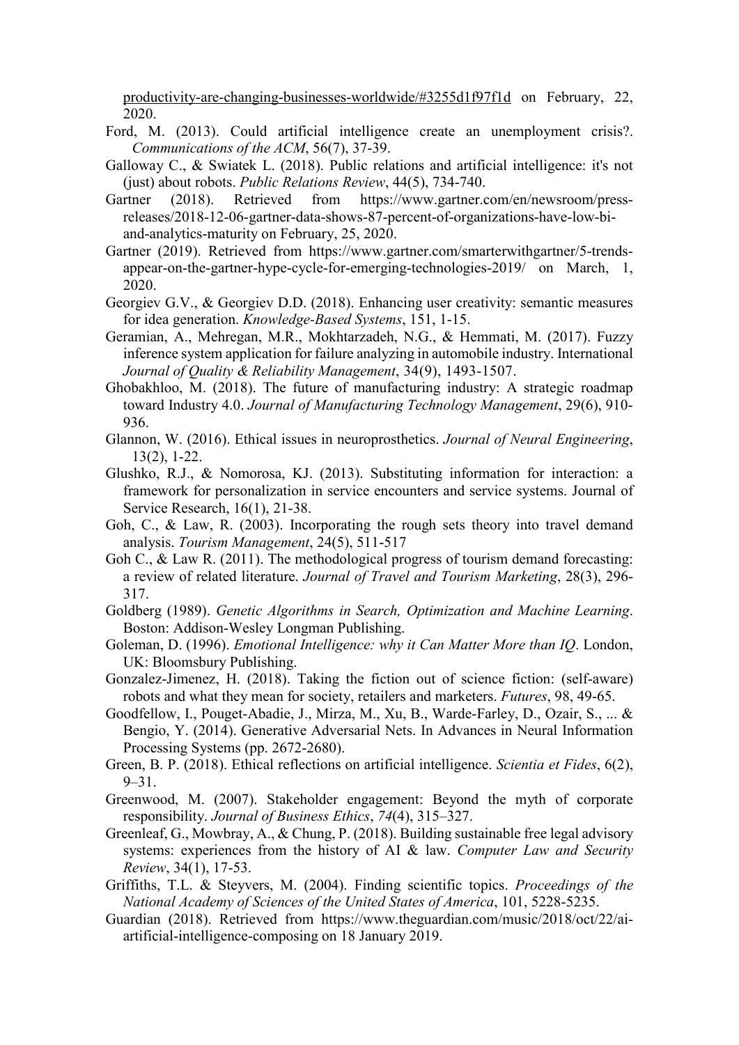productivity-are-changing-businesses-worldwide/#3255d1f97f1d on February, 22, 2020.

Ford, M. (2013). Could artificial intelligence create an unemployment crisis?. *Communications of the ACM*, 56(7), 37-39.

Galloway C., & Swiatek L. (2018). Public relations and artificial intelligence: it's not (just) about robots. *Public Relations Review*, 44(5), 734-740.

Gartner (2018). Retrieved from https://www.gartner.com/en/newsroom/press-releases/2018-12-06-gartner-data-shows-87-percent-of-organizations-have-low-bi-and-analytics-maturity on February, 25, 2020.

Gartner (2019). Retrieved from https://www.gartner.com/smarterwithgartner/5-trends-appear-on-the-gartner-hype-cycle-for-emerging-technologies-2019/ on March, 1, 2020.

Georgiev G.V., & Georgiev D.D. (2018). Enhancing user creativity: semantic measures for idea generation. *Knowledge-Based Systems*, 151, 1-15.

Geramian, A., Mehregan, M.R., Mokhtarzadeh, N.G., & Hemmati, M. (2017). Fuzzy inference system application for failure analyzing in automobile industry. International *Journal of Quality & Reliability Management*, 34(9), 1493-1507.

Ghobakhloo, M. (2018). The future of manufacturing industry: A strategic roadmap toward Industry 4.0. *Journal of Manufacturing Technology Management*, 29(6), 910-936.

Glannon, W. (2016). Ethical issues in neuroprosthetics. *Journal of Neural Engineering*, 13(2), 1-22.

Glushko, R.J., & Nomorosa, KJ. (2013). Substituting information for interaction: a framework for personalization in service encounters and service systems. Journal of Service Research, 16(1), 21-38.

Goh, C., & Law, R. (2003). Incorporating the rough sets theory into travel demand analysis. *Tourism Management*, 24(5), 511-517

Goh C., & Law R. (2011). The methodological progress of tourism demand forecasting: a review of related literature. *Journal of Travel and Tourism Marketing*, 28(3), 296-317.

Goldberg (1989). *Genetic Algorithms in Search, Optimization and Machine Learning*. Boston: Addison-Wesley Longman Publishing.

Goleman, D. (1996). *Emotional Intelligence: why it Can Matter More than IQ*. London, UK: Bloomsbury Publishing.

Gonzalez-Jimenez, H. (2018). Taking the fiction out of science fiction: (self-aware) robots and what they mean for society, retailers and marketers. *Futures*, 98, 49-65.

Goodfellow, I., Pouget-Abadie, J., Mirza, M., Xu, B., Warde-Farley, D., Ozair, S., ... & Bengio, Y. (2014). Generative Adversarial Nets. In Advances in Neural Information Processing Systems (pp. 2672-2680).

Green, B. P. (2018). Ethical reflections on artificial intelligence. *Scientia et Fides*, 6(2), 9–31.

Greenwood, M. (2007). Stakeholder engagement: Beyond the myth of corporate responsibility. *Journal of Business Ethics*, *74*(4), 315–327.

Greenleaf, G., Mowbray, A., & Chung, P. (2018). Building sustainable free legal advisory systems: experiences from the history of AI & law. *Computer Law and Security Review*, 34(1), 17-53.

Griffiths, T.L. & Steyvers, M. (2004). Finding scientific topics. *Proceedings of the National Academy of Sciences of the United States of America*, 101, 5228-5235.

Guardian (2018). Retrieved from https://www.theguardian.com/music/2018/oct/22/ai-artificial-intelligence-composing on 18 January 2019.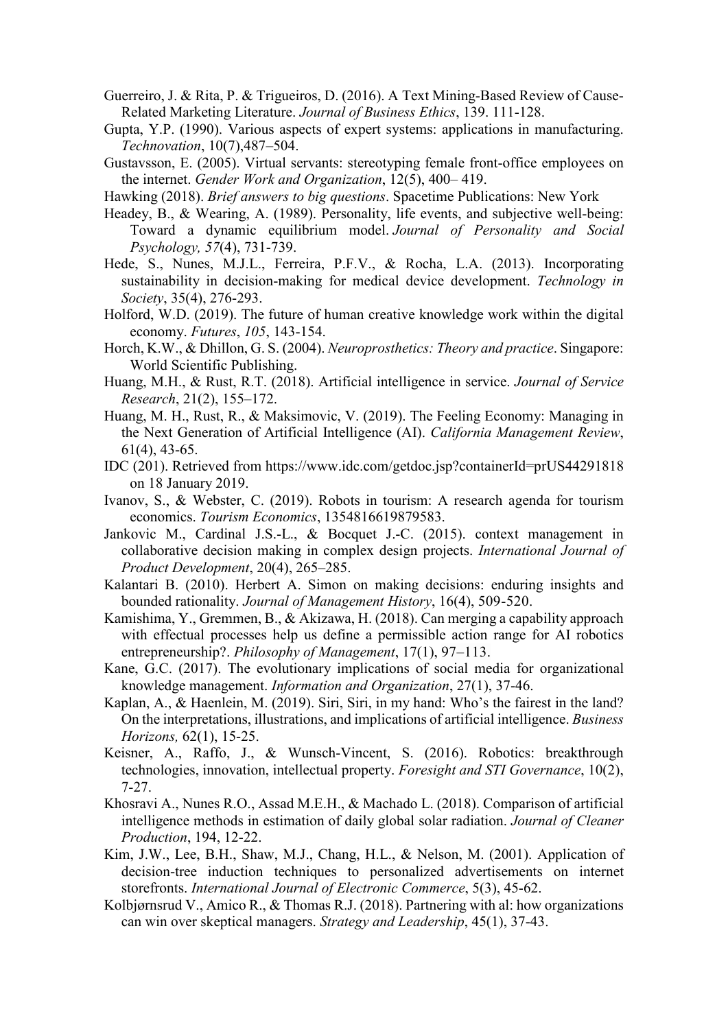Guerreiro, J. & Rita, P. & Trigueiros, D. (2016). A Text Mining-Based Review of Cause-Related Marketing Literature. *Journal of Business Ethics*, 139. 111-128.

Gupta, Y.P. (1990). Various aspects of expert systems: applications in manufacturing. *Technovation*, 10(7),487–504.

Gustavsson, E. (2005). Virtual servants: stereotyping female front-office employees on the internet. *Gender Work and Organization*, 12(5), 400– 419.

Hawking (2018). *Brief answers to big questions*. Spacetime Publications: New York

Headey, B., & Wearing, A. (1989). Personality, life events, and subjective well-being: Toward a dynamic equilibrium model. *Journal of Personality and Social Psychology, 57*(4), 731-739.

Hede, S., Nunes, M.J.L., Ferreira, P.F.V., & Rocha, L.A. (2013). Incorporating sustainability in decision-making for medical device development. *Technology in Society*, 35(4), 276-293.

Holford, W.D. (2019). The future of human creative knowledge work within the digital economy. *Futures*, *105*, 143-154.

Horch, K.W., & Dhillon, G. S. (2004). *Neuroprosthetics: Theory and practice*. Singapore: World Scientific Publishing.

Huang, M.H., & Rust, R.T. (2018). Artificial intelligence in service. *Journal of Service Research*, 21(2), 155–172.

Huang, M. H., Rust, R., & Maksimovic, V. (2019). The Feeling Economy: Managing in the Next Generation of Artificial Intelligence (AI). *California Management Review*, 61(4), 43-65.

IDC (201). Retrieved from https://www.idc.com/getdoc.jsp?containerId=prUS44291818 on 18 January 2019.

Ivanov, S., & Webster, C. (2019). Robots in tourism: A research agenda for tourism economics. *Tourism Economics*, 1354816619879583.

Jankovic M., Cardinal J.S.-L., & Bocquet J.-C. (2015). context management in collaborative decision making in complex design projects. *International Journal of Product Development*, 20(4), 265–285.

Kalantari B. (2010). Herbert A. Simon on making decisions: enduring insights and bounded rationality. *Journal of Management History*, 16(4), 509-520.

Kamishima, Y., Gremmen, B., & Akizawa, H. (2018). Can merging a capability approach with effectual processes help us define a permissible action range for AI robotics entrepreneurship?. *Philosophy of Management*, 17(1), 97–113.

Kane, G.C. (2017). The evolutionary implications of social media for organizational knowledge management. *Information and Organization*, 27(1), 37-46.

Kaplan, A., & Haenlein, M. (2019). Siri, Siri, in my hand: Who's the fairest in the land? On the interpretations, illustrations, and implications of artificial intelligence. *Business Horizons,* 62(1), 15-25.

Keisner, A., Raffo, J., & Wunsch-Vincent, S. (2016). Robotics: breakthrough technologies, innovation, intellectual property. *Foresight and STI Governance*, 10(2), 7-27.

Khosravi A., Nunes R.O., Assad M.E.H., & Machado L. (2018). Comparison of artificial intelligence methods in estimation of daily global solar radiation. *Journal of Cleaner Production*, 194, 12-22.

Kim, J.W., Lee, B.H., Shaw, M.J., Chang, H.L., & Nelson, M. (2001). Application of decision-tree induction techniques to personalized advertisements on internet storefronts. *International Journal of Electronic Commerce*, 5(3), 45-62.

Kolbjørnsrud V., Amico R., & Thomas R.J. (2018). Partnering with al: how organizations can win over skeptical managers. *Strategy and Leadership*, 45(1), 37-43.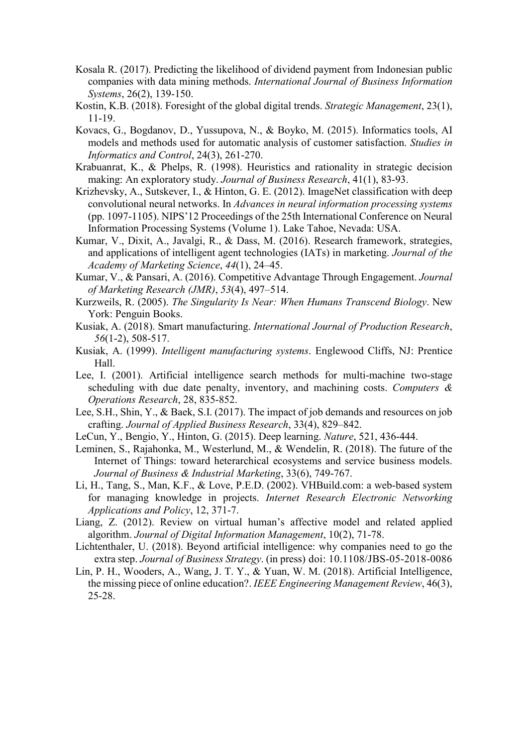Kosala R. (2017). Predicting the likelihood of dividend payment from Indonesian public companies with data mining methods. *International Journal of Business Information Systems*, 26(2), 139-150.

Kostin, K.B. (2018). Foresight of the global digital trends. *Strategic Management*, 23(1), 11-19.

Kovacs, G., Bogdanov, D., Yussupova, N., & Boyko, M. (2015). Informatics tools, AI models and methods used for automatic analysis of customer satisfaction. *Studies in Informatics and Control*, 24(3), 261-270.

Krabuanrat, K., & Phelps, R. (1998). Heuristics and rationality in strategic decision making: An exploratory study. *Journal of Business Research*, 41(1), 83-93.

Krizhevsky, A., Sutskever, I., & Hinton, G. E. (2012). ImageNet classification with deep convolutional neural networks. In *Advances in neural information processing systems* (pp. 1097-1105). NIPS'12 Proceedings of the 25th International Conference on Neural Information Processing Systems (Volume 1). Lake Tahoe, Nevada: USA.

Kumar, V., Dixit, A., Javalgi, R., & Dass, M. (2016). Research framework, strategies, and applications of intelligent agent technologies (IATs) in marketing. *Journal of the Academy of Marketing Science*, *44*(1), 24–45.

Kumar, V., & Pansari, A. (2016). Competitive Advantage Through Engagement. *Journal of Marketing Research (JMR)*, *53*(4), 497–514.

Kurzweils, R. (2005). *The Singularity Is Near: When Humans Transcend Biology*. New York: Penguin Books.

Kusiak, A. (2018). Smart manufacturing. *International Journal of Production Research*, *56*(1-2), 508-517.

Kusiak, A. (1999). *Intelligent manufacturing systems*. Englewood Cliffs, NJ: Prentice Hall.

Lee, I. (2001). Artificial intelligence search methods for multi-machine two-stage scheduling with due date penalty, inventory, and machining costs. *Computers & Operations Research*, 28, 835-852.

Lee, S.H., Shin, Y., & Baek, S.I. (2017). The impact of job demands and resources on job crafting. *Journal of Applied Business Research*, 33(4), 829–842.

LeCun, Y., Bengio, Y., Hinton, G. (2015). Deep learning. *Nature*, 521, 436-444.

Leminen, S., Rajahonka, M., Westerlund, M., & Wendelin, R. (2018). The future of the Internet of Things: toward heterarchical ecosystems and service business models. *Journal of Business & Industrial Marketing*, 33(6), 749-767.

Li, H., Tang, S., Man, K.F., & Love, P.E.D. (2002). VHBuild.com: a web-based system for managing knowledge in projects. *Internet Research Electronic Networking Applications and Policy*, 12, 371-7.

Liang, Z. (2012). Review on virtual human's affective model and related applied algorithm. *Journal of Digital Information Management*, 10(2), 71-78.

Lichtenthaler, U. (2018). Beyond artificial intelligence: why companies need to go the extra step. *Journal of Business Strategy*. (in press) doi: 10.1108/JBS-05-2018-0086

Lin, P. H., Wooders, A., Wang, J. T. Y., & Yuan, W. M. (2018). Artificial Intelligence, the missing piece of online education?. *IEEE Engineering Management Review*, 46(3), 25-28.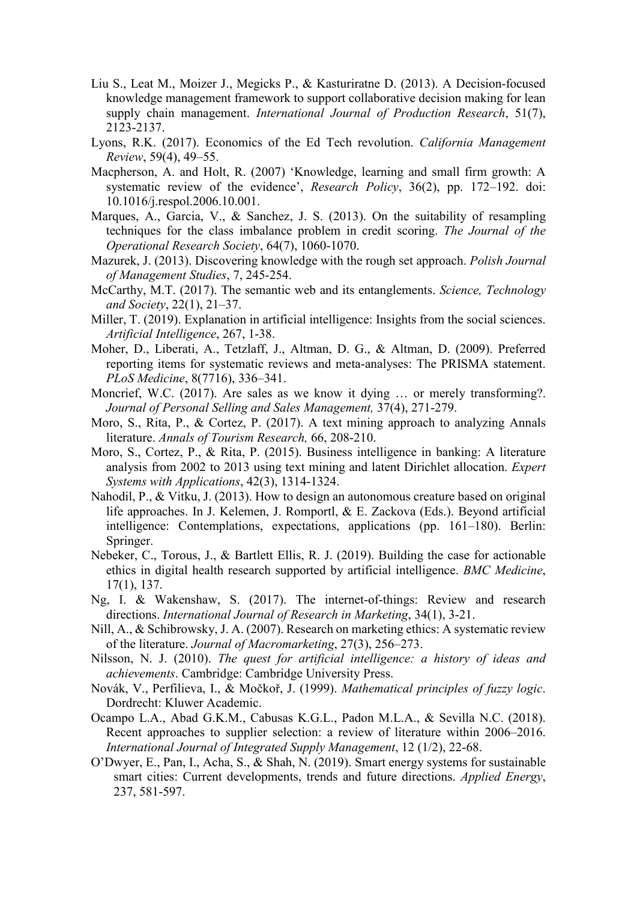Liu S., Leat M., Moizer J., Megicks P., & Kasturiratne D. (2013). A Decision-focused knowledge management framework to support collaborative decision making for lean supply chain management. *International Journal of Production Research*, 51(7), 2123-2137.

Lyons, R.K. (2017). Economics of the Ed Tech revolution. *California Management Review*, 59(4), 49–55.

Macpherson, A. and Holt, R. (2007) 'Knowledge, learning and small firm growth: A systematic review of the evidence', *Research Policy*, 36(2), pp. 172–192. doi: 10.1016/j.respol.2006.10.001.

Marques, A., Garcia, V., & Sanchez, J. S. (2013). On the suitability of resampling techniques for the class imbalance problem in credit scoring. *The Journal of the Operational Research Society*, 64(7), 1060-1070.

Mazurek, J. (2013). Discovering knowledge with the rough set approach. *Polish Journal of Management Studies*, 7, 245-254.

McCarthy, M.T. (2017). The semantic web and its entanglements. *Science, Technology and Society*, 22(1), 21–37.

Miller, T. (2019). Explanation in artificial intelligence: Insights from the social sciences. *Artificial Intelligence*, 267, 1-38.

Moher, D., Liberati, A., Tetzlaff, J., Altman, D. G., & Altman, D. (2009). Preferred reporting items for systematic reviews and meta-analyses: The PRISMA statement. *PLoS Medicine*, 8(7716), 336–341.

Moncrief, W.C. (2017). Are sales as we know it dying … or merely transforming?. *Journal of Personal Selling and Sales Management,* 37(4), 271-279.

Moro, S., Rita, P., & Cortez, P. (2017). A text mining approach to analyzing Annals literature. *Annals of Tourism Research,* 66, 208-210.

Moro, S., Cortez, P., & Rita, P. (2015). Business intelligence in banking: A literature analysis from 2002 to 2013 using text mining and latent Dirichlet allocation. *Expert Systems with Applications*, 42(3), 1314-1324.

Nahodil, P., & Vitku, J. (2013). How to design an autonomous creature based on original life approaches. In J. Kelemen, J. Romportl, & E. Zackova (Eds.). Beyond artificial intelligence: Contemplations, expectations, applications (pp. 161–180). Berlin: Springer.

Nebeker, C., Torous, J., & Bartlett Ellis, R. J. (2019). Building the case for actionable ethics in digital health research supported by artificial intelligence. *BMC Medicine*, 17(1), 137.

Ng, I. & Wakenshaw, S. (2017). The internet-of-things: Review and research directions. *International Journal of Research in Marketing*, 34(1), 3-21.

Nill, A., & Schibrowsky, J. A. (2007). Research on marketing ethics: A systematic review of the literature. *Journal of Macromarketing*, 27(3), 256–273.

Nilsson, N. J. (2010). *The quest for artificial intelligence: a history of ideas and achievements*. Cambridge: Cambridge University Press.

Novák, V., Perfilieva, I., & Močkoř, J. (1999). *Mathematical principles of fuzzy logic*. Dordrecht: Kluwer Academic.

Ocampo L.A., Abad G.K.M., Cabusas K.G.L., Padon M.L.A., & Sevilla N.C. (2018). Recent approaches to supplier selection: a review of literature within 2006–2016. *International Journal of Integrated Supply Management*, 12 (1/2), 22-68.

O'Dwyer, E., Pan, I., Acha, S., & Shah, N. (2019). Smart energy systems for sustainable smart cities: Current developments, trends and future directions. *Applied Energy*, 237, 581-597.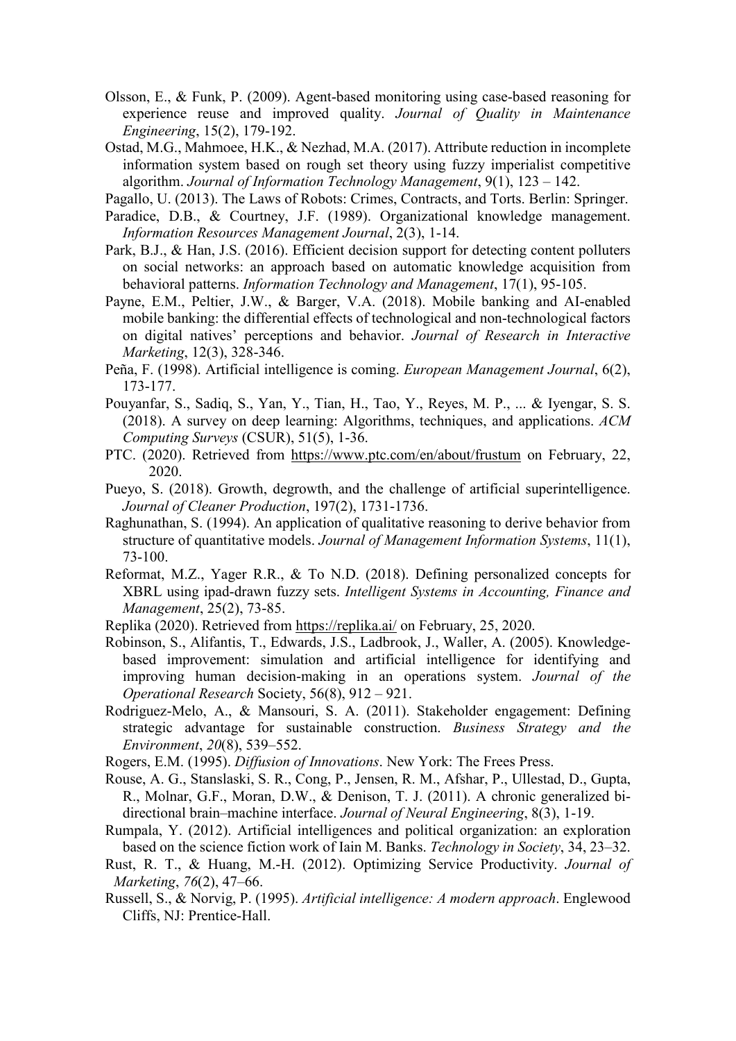Olsson, E., & Funk, P. (2009). Agent-based monitoring using case-based reasoning for experience reuse and improved quality. *Journal of Quality in Maintenance Engineering*, 15(2), 179-192.

Ostad, M.G., Mahmoee, H.K., & Nezhad, M.A. (2017). Attribute reduction in incomplete information system based on rough set theory using fuzzy imperialist competitive algorithm. *Journal of Information Technology Management*, 9(1), 123 – 142.

Pagallo, U. (2013). The Laws of Robots: Crimes, Contracts, and Torts. Berlin: Springer.

Paradice, D.B., & Courtney, J.F. (1989). Organizational knowledge management. *Information Resources Management Journal*, 2(3), 1-14.

Park, B.J., & Han, J.S. (2016). Efficient decision support for detecting content polluters on social networks: an approach based on automatic knowledge acquisition from behavioral patterns. *Information Technology and Management*, 17(1), 95-105.

Payne, E.M., Peltier, J.W., & Barger, V.A. (2018). Mobile banking and AI-enabled mobile banking: the differential effects of technological and non-technological factors on digital natives' perceptions and behavior. *Journal of Research in Interactive Marketing*, 12(3), 328-346.

Peña, F. (1998). Artificial intelligence is coming. *European Management Journal*, 6(2), 173-177.

Pouyanfar, S., Sadiq, S., Yan, Y., Tian, H., Tao, Y., Reyes, M. P., ... & Iyengar, S. S. (2018). A survey on deep learning: Algorithms, techniques, and applications. *ACM Computing Surveys* (CSUR), 51(5), 1-36.

PTC. (2020). Retrieved from https://www.ptc.com/en/about/frustum on February, 22, 2020.

Pueyo, S. (2018). Growth, degrowth, and the challenge of artificial superintelligence. *Journal of Cleaner Production*, 197(2), 1731-1736.

Raghunathan, S. (1994). An application of qualitative reasoning to derive behavior from structure of quantitative models. *Journal of Management Information Systems*, 11(1), 73-100.

Reformat, M.Z., Yager R.R., & To N.D. (2018). Defining personalized concepts for XBRL using ipad-drawn fuzzy sets. *Intelligent Systems in Accounting, Finance and Management*, 25(2), 73-85.

Replika (2020). Retrieved from https://replika.ai/ on February, 25, 2020.

Robinson, S., Alifantis, T., Edwards, J.S., Ladbrook, J., Waller, A. (2005). Knowledge-based improvement: simulation and artificial intelligence for identifying and improving human decision-making in an operations system. *Journal of the Operational Research* Society, 56(8), 912 – 921.

Rodriguez-Melo, A., & Mansouri, S. A. (2011). Stakeholder engagement: Defining strategic advantage for sustainable construction. *Business Strategy and the Environment*, *20*(8), 539–552.

Rogers, E.M. (1995). *Diffusion of Innovations*. New York: The Frees Press.

Rouse, A. G., Stanslaski, S. R., Cong, P., Jensen, R. M., Afshar, P., Ullestad, D., Gupta, R., Molnar, G.F., Moran, D.W., & Denison, T. J. (2011). A chronic generalized bi-directional brain–machine interface. *Journal of Neural Engineering*, 8(3), 1-19.

Rumpala, Y. (2012). Artificial intelligences and political organization: an exploration based on the science fiction work of Iain M. Banks. *Technology in Society*, 34, 23–32.

Rust, R. T., & Huang, M.-H. (2012). Optimizing Service Productivity. *Journal of Marketing*, *76*(2), 47–66.

Russell, S., & Norvig, P. (1995). *Artificial intelligence: A modern approach*. Englewood Cliffs, NJ: Prentice-Hall.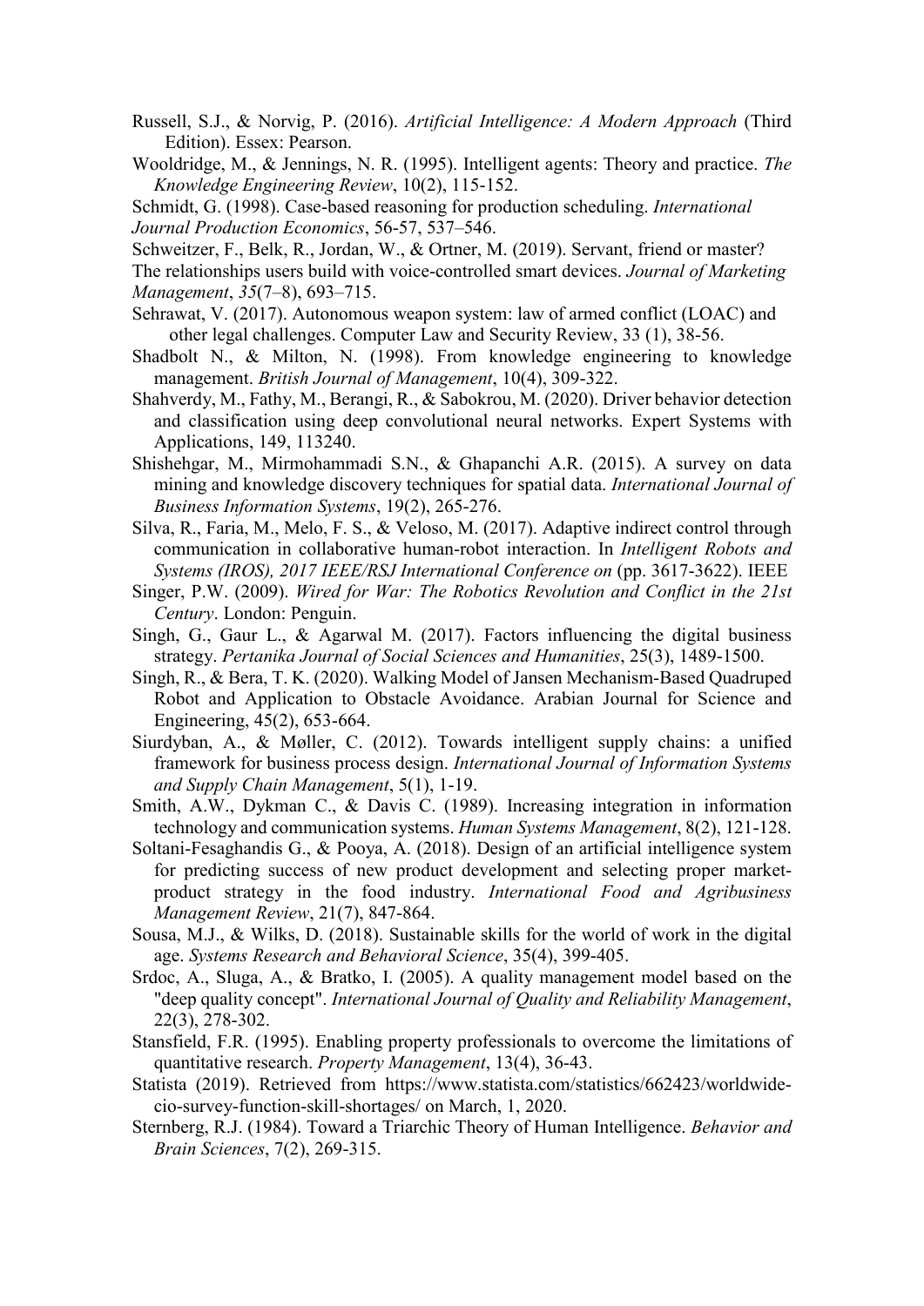Russell, S.J., & Norvig, P. (2016). *Artificial Intelligence: A Modern Approach* (Third Edition). Essex: Pearson.

Wooldridge, M., & Jennings, N. R. (1995). Intelligent agents: Theory and practice. *The Knowledge Engineering Review*, 10(2), 115-152.

Schmidt, G. (1998). Case-based reasoning for production scheduling. *International Journal Production Economics*, 56-57, 537–546.

Schweitzer, F., Belk, R., Jordan, W., & Ortner, M. (2019). Servant, friend or master? The relationships users build with voice-controlled smart devices. *Journal of Marketing Management*, *35*(7–8), 693–715.

Sehrawat, V. (2017). Autonomous weapon system: law of armed conflict (LOAC) and other legal challenges. Computer Law and Security Review, 33 (1), 38-56.

Shadbolt N., & Milton, N. (1998). From knowledge engineering to knowledge management. *British Journal of Management*, 10(4), 309-322.

Shahverdy, M., Fathy, M., Berangi, R., & Sabokrou, M. (2020). Driver behavior detection and classification using deep convolutional neural networks. Expert Systems with Applications, 149, 113240.

Shishehgar, M., Mirmohammadi S.N., & Ghapanchi A.R. (2015). A survey on data mining and knowledge discovery techniques for spatial data. *International Journal of Business Information Systems*, 19(2), 265-276.

Silva, R., Faria, M., Melo, F. S., & Veloso, M. (2017). Adaptive indirect control through communication in collaborative human-robot interaction. In *Intelligent Robots and Systems (IROS), 2017 IEEE/RSJ International Conference on* (pp. 3617-3622). IEEE

Singer, P.W. (2009). *Wired for War: The Robotics Revolution and Conflict in the 21st Century*. London: Penguin.

Singh, G., Gaur L., & Agarwal M. (2017). Factors influencing the digital business strategy. *Pertanika Journal of Social Sciences and Humanities*, 25(3), 1489-1500.

Singh, R., & Bera, T. K. (2020). Walking Model of Jansen Mechanism-Based Quadruped Robot and Application to Obstacle Avoidance. Arabian Journal for Science and Engineering, 45(2), 653-664.

Siurdyban, A., & Møller, C. (2012). Towards intelligent supply chains: a unified framework for business process design. *International Journal of Information Systems and Supply Chain Management*, 5(1), 1-19.

Smith, A.W., Dykman C., & Davis C. (1989). Increasing integration in information technology and communication systems. *Human Systems Management*, 8(2), 121-128.

Soltani-Fesaghandis G., & Pooya, A. (2018). Design of an artificial intelligence system for predicting success of new product development and selecting proper market-product strategy in the food industry. *International Food and Agribusiness Management Review*, 21(7), 847-864.

Sousa, M.J., & Wilks, D. (2018). Sustainable skills for the world of work in the digital age. *Systems Research and Behavioral Science*, 35(4), 399-405.

Srdoc, A., Sluga, A., & Bratko, I. (2005). A quality management model based on the "deep quality concept". *International Journal of Quality and Reliability Management*, 22(3), 278-302.

Stansfield, F.R. (1995). Enabling property professionals to overcome the limitations of quantitative research. *Property Management*, 13(4), 36-43.

Statista (2019). Retrieved from https://www.statista.com/statistics/662423/worldwide-cio-survey-function-skill-shortages/ on March, 1, 2020.

Sternberg, R.J. (1984). Toward a Triarchic Theory of Human Intelligence. *Behavior and Brain Sciences*, 7(2), 269-315.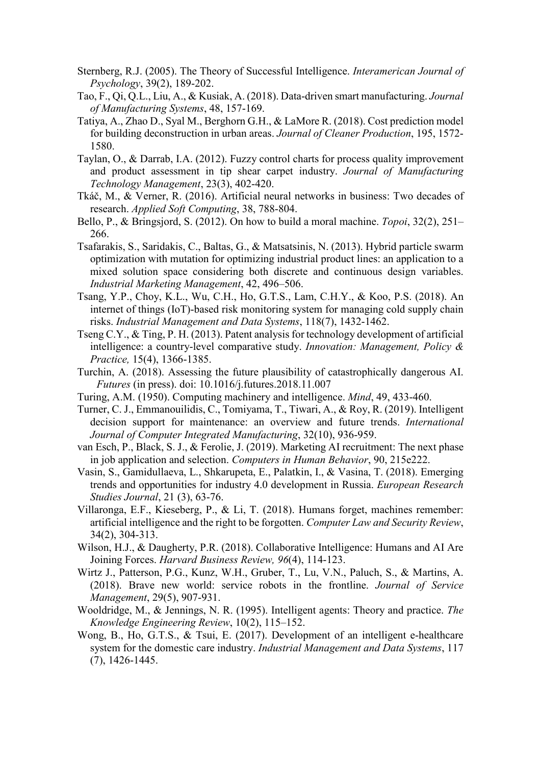Sternberg, R.J. (2005). The Theory of Successful Intelligence. *Interamerican Journal of Psychology*, 39(2), 189-202.

Tao, F., Qi, Q.L., Liu, A., & Kusiak, A. (2018). Data-driven smart manufacturing. *Journal of Manufacturing Systems*, 48, 157-169.

Tatiya, A., Zhao D., Syal M., Berghorn G.H., & LaMore R. (2018). Cost prediction model for building deconstruction in urban areas. *Journal of Cleaner Production*, 195, 1572-1580.

Taylan, O., & Darrab, I.A. (2012). Fuzzy control charts for process quality improvement and product assessment in tip shear carpet industry. *Journal of Manufacturing Technology Management*, 23(3), 402-420.

Tkáč, M., & Verner, R. (2016). Artificial neural networks in business: Two decades of research. *Applied Soft Computing*, 38, 788-804.

Bello, P., & Bringsjord, S. (2012). On how to build a moral machine. *Topoi*, 32(2), 251–266.

Tsafarakis, S., Saridakis, C., Baltas, G., & Matsatsinis, N. (2013). Hybrid particle swarm optimization with mutation for optimizing industrial product lines: an application to a mixed solution space considering both discrete and continuous design variables. *Industrial Marketing Management*, 42, 496–506.

Tsang, Y.P., Choy, K.L., Wu, C.H., Ho, G.T.S., Lam, C.H.Y., & Koo, P.S. (2018). An internet of things (IoT)-based risk monitoring system for managing cold supply chain risks. *Industrial Management and Data Systems*, 118(7), 1432-1462.

Tseng C.Y., & Ting, P. H. (2013). Patent analysis for technology development of artificial intelligence: a country-level comparative study. *Innovation: Management, Policy & Practice,* 15(4), 1366-1385.

Turchin, A. (2018). Assessing the future plausibility of catastrophically dangerous AI. *Futures* (in press). doi: 10.1016/j.futures.2018.11.007

Turing, A.M. (1950). Computing machinery and intelligence. *Mind*, 49, 433-460.

Turner, C. J., Emmanouilidis, C., Tomiyama, T., Tiwari, A., & Roy, R. (2019). Intelligent decision support for maintenance: an overview and future trends. *International Journal of Computer Integrated Manufacturing*, 32(10), 936-959.

van Esch, P., Black, S. J., & Ferolie, J. (2019). Marketing AI recruitment: The next phase in job application and selection. *Computers in Human Behavior*, 90, 215e222.

Vasin, S., Gamidullaeva, L., Shkarupeta, E., Palatkin, I., & Vasina, T. (2018). Emerging trends and opportunities for industry 4.0 development in Russia. *European Research Studies Journal*, 21 (3), 63-76.

Villaronga, E.F., Kieseberg, P., & Li, T. (2018). Humans forget, machines remember: artificial intelligence and the right to be forgotten. *Computer Law and Security Review*, 34(2), 304-313.

Wilson, H.J., & Daugherty, P.R. (2018). Collaborative Intelligence: Humans and AI Are Joining Forces. *Harvard Business Review, 96*(4), 114-123.

Wirtz J., Patterson, P.G., Kunz, W.H., Gruber, T., Lu, V.N., Paluch, S., & Martins, A. (2018). Brave new world: service robots in the frontline. *Journal of Service Management*, 29(5), 907-931.

Wooldridge, M., & Jennings, N. R. (1995). Intelligent agents: Theory and practice. *The Knowledge Engineering Review*, 10(2), 115–152.

Wong, B., Ho, G.T.S., & Tsui, E. (2017). Development of an intelligent e-healthcare system for the domestic care industry. *Industrial Management and Data Systems*, 117 (7), 1426-1445.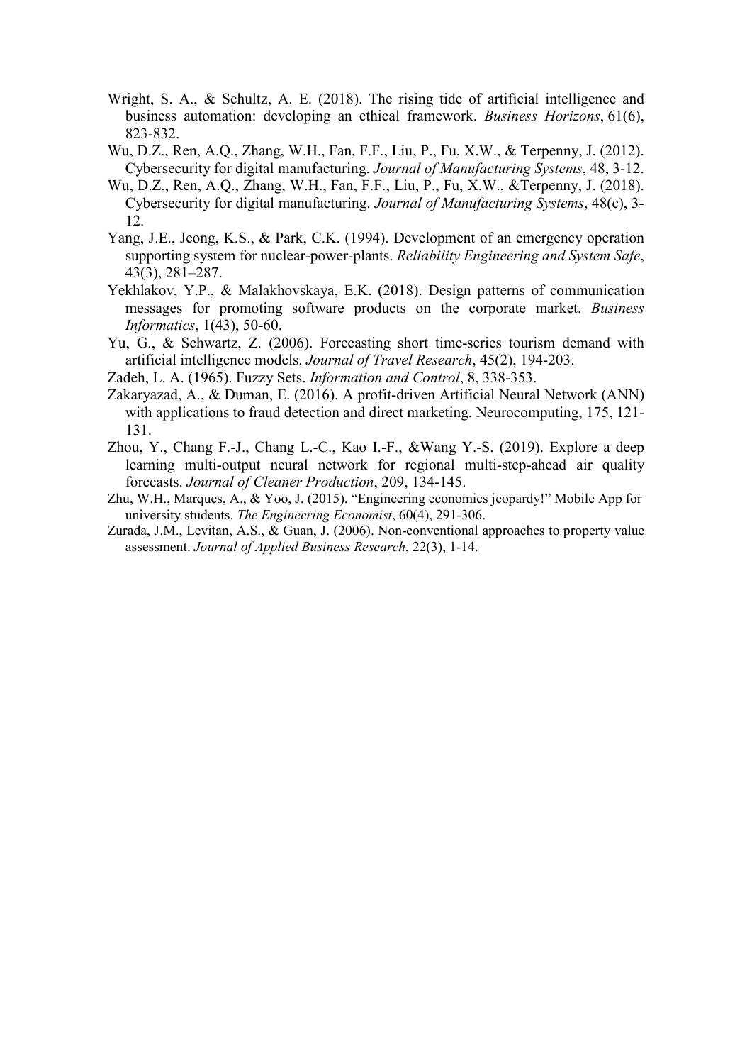Wright, S. A., & Schultz, A. E. (2018). The rising tide of artificial intelligence and business automation: developing an ethical framework. *Business Horizons*, 61(6), 823-832.

Wu, D.Z., Ren, A.Q., Zhang, W.H., Fan, F.F., Liu, P., Fu, X.W., & Terpenny, J. (2012). Cybersecurity for digital manufacturing. *Journal of Manufacturing Systems*, 48, 3-12.

Wu, D.Z., Ren, A.Q., Zhang, W.H., Fan, F.F., Liu, P., Fu, X.W., &Terpenny, J. (2018). Cybersecurity for digital manufacturing. *Journal of Manufacturing Systems*, 48(c), 3-12.

Yang, J.E., Jeong, K.S., & Park, C.K. (1994). Development of an emergency operation supporting system for nuclear-power-plants. *Reliability Engineering and System Safe*, 43(3), 281–287.

Yekhlakov, Y.P., & Malakhovskaya, E.K. (2018). Design patterns of communication messages for promoting software products on the corporate market. *Business Informatics*, 1(43), 50-60.

Yu, G., & Schwartz, Z. (2006). Forecasting short time-series tourism demand with artificial intelligence models. *Journal of Travel Research*, 45(2), 194-203.

Zadeh, L. A. (1965). Fuzzy Sets. *Information and Control*, 8, 338-353.

Zakaryazad, A., & Duman, E. (2016). A profit-driven Artificial Neural Network (ANN) with applications to fraud detection and direct marketing. Neurocomputing, 175, 121-131.

Zhou, Y., Chang F.-J., Chang L.-C., Kao I.-F., &Wang Y.-S. (2019). Explore a deep learning multi-output neural network for regional multi-step-ahead air quality forecasts. *Journal of Cleaner Production*, 209, 134-145.

Zhu, W.H., Marques, A., & Yoo, J. (2015). "Engineering economics jeopardy!" Mobile App for university students. *The Engineering Economist*, 60(4), 291-306.

Zurada, J.M., Levitan, A.S., & Guan, J. (2006). Non-conventional approaches to property value assessment. *Journal of Applied Business Research*, 22(3), 1-14.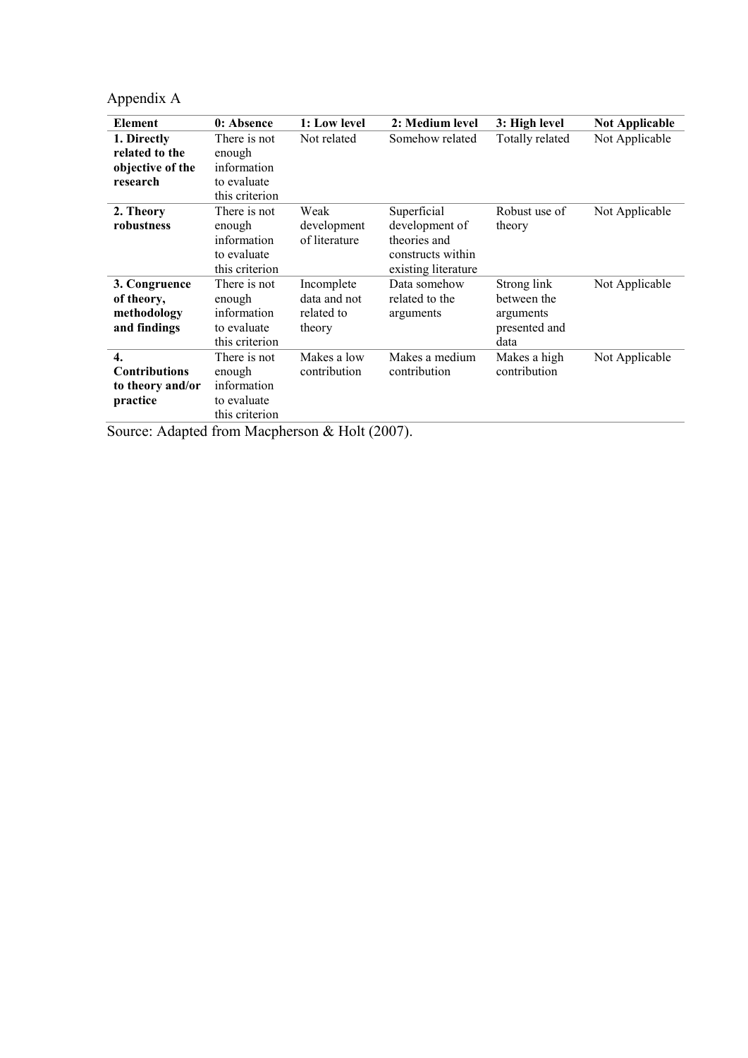Appendix A

| Element | 0: Absence | 1: Low level | 2: Medium level | 3: High level | Not Applicable |
|---|---|---|---|---|---|
| **1. Directly related to the objective of the research** | There is not enough information to evaluate this criterion | Not related | Somehow related | Totally related | Not Applicable |
| **2. Theory robustness** | There is not enough information to evaluate this criterion | Weak development of literature | Superficial development of theories and constructs within existing literature | Robust use of theory | Not Applicable |
| **3. Congruence of theory, methodology and findings** | There is not enough information to evaluate this criterion | Incomplete data and not related to theory | Data somehow related to the arguments | Strong link between the arguments presented and data | Not Applicable |
| **4. Contributions to theory and/or practice** | There is not enough information to evaluate this criterion | Makes a low contribution | Makes a medium contribution | Makes a high contribution | Not Applicable |

Source: Adapted from Macpherson & Holt (2007).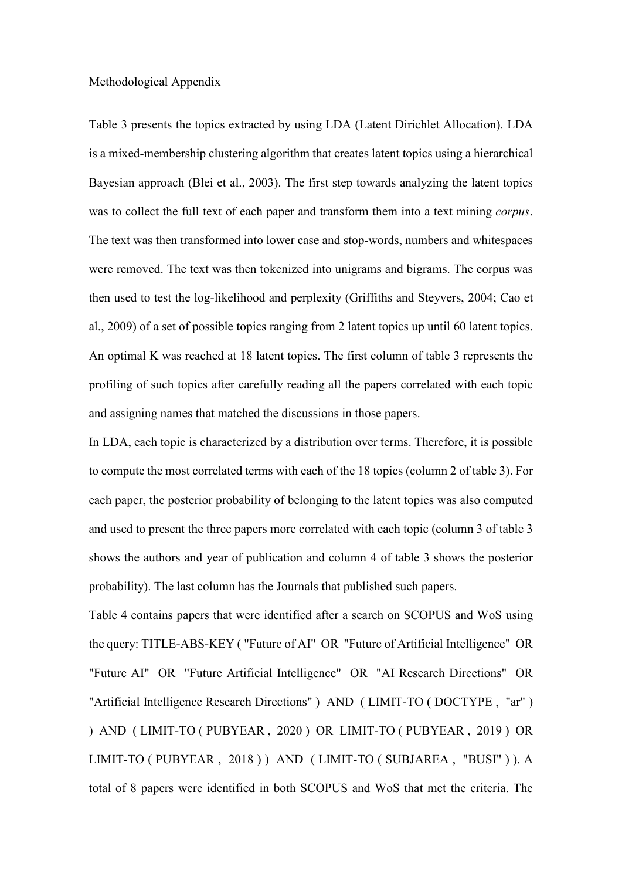## Methodological Appendix

Table 3 presents the topics extracted by using LDA (Latent Dirichlet Allocation). LDA is a mixed-membership clustering algorithm that creates latent topics using a hierarchical Bayesian approach (Blei et al., 2003). The first step towards analyzing the latent topics was to collect the full text of each paper and transform them into a text mining *corpus*. The text was then transformed into lower case and stop-words, numbers and whitespaces were removed. The text was then tokenized into unigrams and bigrams. The corpus was then used to test the log-likelihood and perplexity (Griffiths and Steyvers, 2004; Cao et al., 2009) of a set of possible topics ranging from 2 latent topics up until 60 latent topics. An optimal K was reached at 18 latent topics. The first column of table 3 represents the profiling of such topics after carefully reading all the papers correlated with each topic and assigning names that matched the discussions in those papers.

In LDA, each topic is characterized by a distribution over terms. Therefore, it is possible to compute the most correlated terms with each of the 18 topics (column 2 of table 3). For each paper, the posterior probability of belonging to the latent topics was also computed and used to present the three papers more correlated with each topic (column 3 of table 3 shows the authors and year of publication and column 4 of table 3 shows the posterior probability). The last column has the Journals that published such papers.

Table 4 contains papers that were identified after a search on SCOPUS and WoS using the query: TITLE-ABS-KEY ( "Future of AI" OR "Future of Artificial Intelligence" OR "Future AI" OR "Future Artificial Intelligence" OR "AI Research Directions" OR "Artificial Intelligence Research Directions" ) AND ( LIMIT-TO ( DOCTYPE , "ar" ) ) AND ( LIMIT-TO ( PUBYEAR , 2020 ) OR LIMIT-TO ( PUBYEAR , 2019 ) OR LIMIT-TO ( PUBYEAR , 2018 ) ) AND ( LIMIT-TO ( SUBJAREA , "BUSI" ) ). A total of 8 papers were identified in both SCOPUS and WoS that met the criteria. The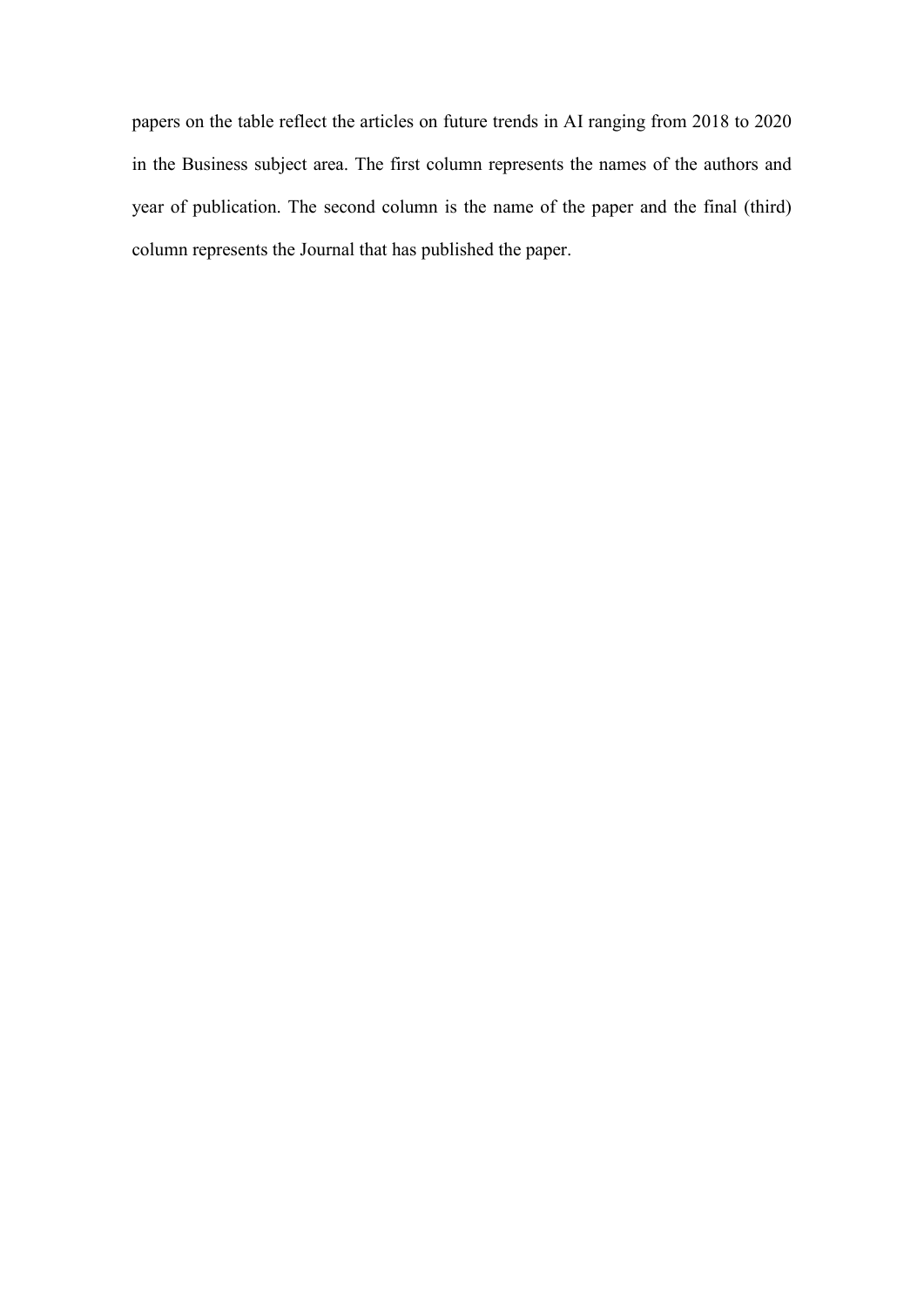papers on the table reflect the articles on future trends in AI ranging from 2018 to 2020 in the Business subject area. The first column represents the names of the authors and year of publication. The second column is the name of the paper and the final (third) column represents the Journal that has published the paper.